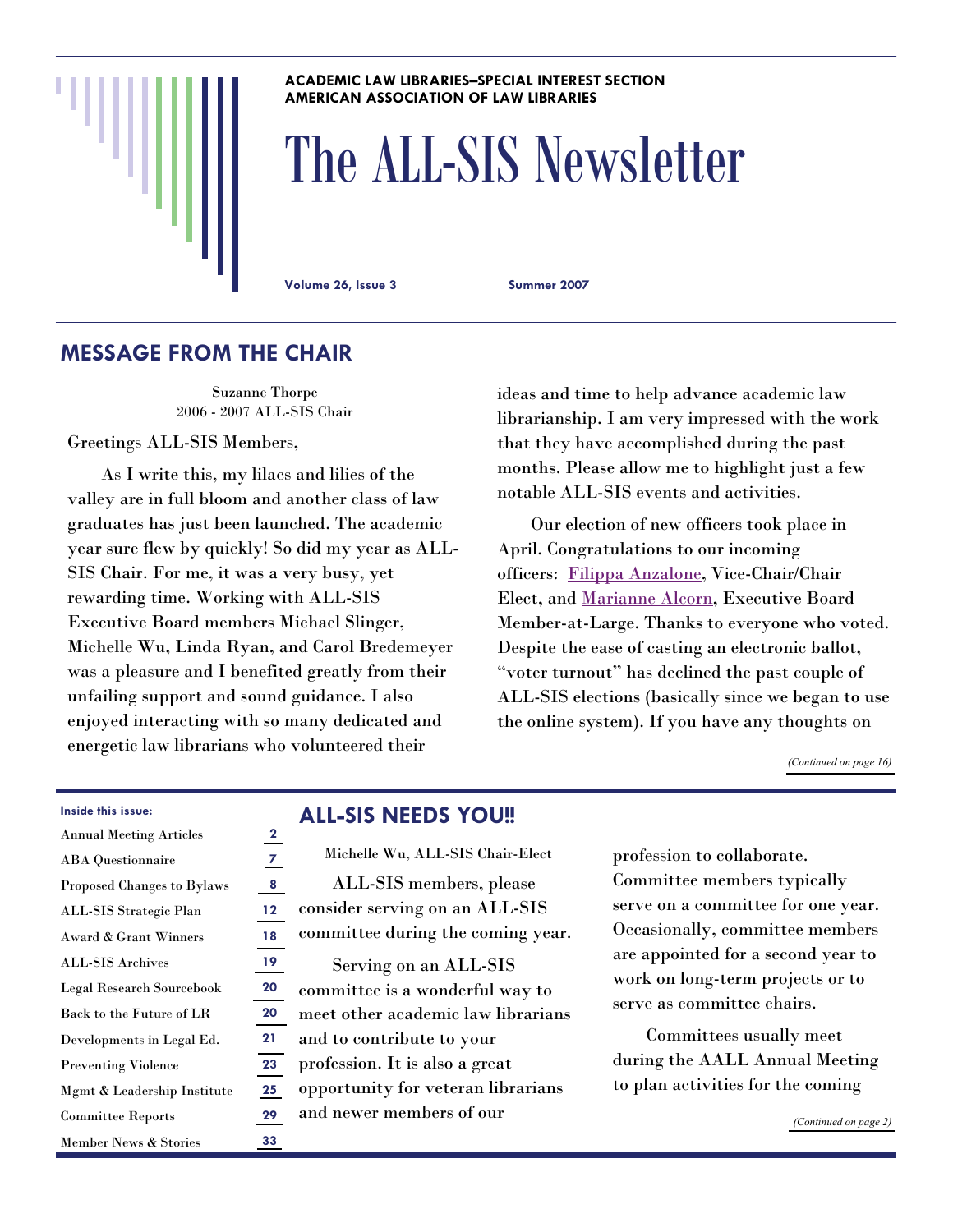ACADEMIC LAW LIBRARIES–SPECIAL INTEREST SECTION
AMERICAN ASSOCIATION OF LAW LIBRARIES

# The ALL-SIS Newsletter

**Volume 26, Issue 3** **Summer 2007**

## MESSAGE FROM THE CHAIR

Suzanne Thorpe
2006 - 2007 ALL-SIS Chair

Greetings ALL-SIS Members,

As I write this, my lilacs and lilies of the valley are in full bloom and another class of law graduates has just been launched. The academic year sure flew by quickly! So did my year as ALL-SIS Chair. For me, it was a very busy, yet rewarding time. Working with ALL-SIS Executive Board members Michael Slinger, Michelle Wu, Linda Ryan, and Carol Bredemeyer was a pleasure and I benefited greatly from their unfailing support and sound guidance. I also enjoyed interacting with so many dedicated and energetic law librarians who volunteered their ideas and time to help advance academic law librarianship. I am very impressed with the work that they have accomplished during the past months. Please allow me to highlight just a few notable ALL-SIS events and activities.

Our election of new officers took place in April. Congratulations to our incoming officers: Filippa Anzalone, Vice-Chair/Chair Elect, and Marianne Alcorn, Executive Board Member-at-Large. Thanks to everyone who voted. Despite the ease of casting an electronic ballot, "voter turnout" has declined the past couple of ALL-SIS elections (basically since we began to use the online system). If you have any thoughts on

*(Continued on page 16)*

**Inside this issue:**

| | |
|---|---|
| Annual Meeting Articles | 2 |
| ABA Questionnaire | 7 |
| Proposed Changes to Bylaws | 8 |
| ALL-SIS Strategic Plan | 12 |
| Award & Grant Winners | 18 |
| ALL-SIS Archives | 19 |
| Legal Research Sourcebook | 20 |
| Back to the Future of LR | 20 |
| Developments in Legal Ed. | 21 |
| Preventing Violence | 23 |
| Mgmt & Leadership Institute | 25 |
| Committee Reports | 29 |
| Member News & Stories | 33 |

## ALL-SIS NEEDS YOU!!

Michelle Wu, ALL-SIS Chair-Elect

ALL-SIS members, please consider serving on an ALL-SIS committee during the coming year.

Serving on an ALL-SIS committee is a wonderful way to meet other academic law librarians and to contribute to your profession. It is also a great opportunity for veteran librarians and newer members of our profession to collaborate. Committee members typically serve on a committee for one year. Occasionally, committee members are appointed for a second year to work on long-term projects or to serve as committee chairs.

Committees usually meet during the AALL Annual Meeting to plan activities for the coming

*(Continued on page 2)*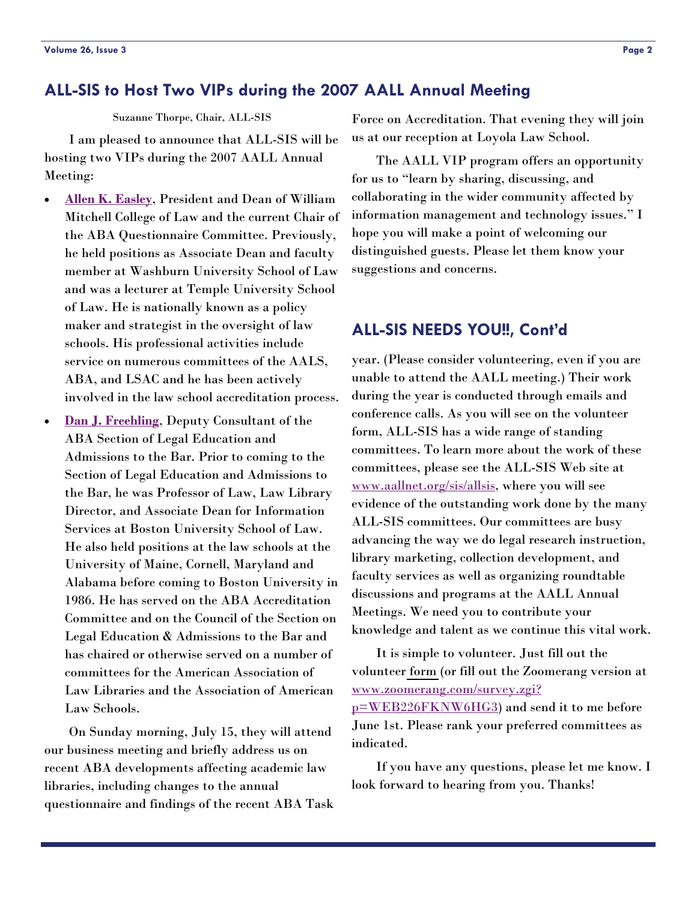## ALL-SIS to Host Two VIPs during the 2007 AALL Annual Meeting

Suzanne Thorpe, Chair, ALL-SIS

I am pleased to announce that ALL-SIS will be hosting two VIPs during the 2007 AALL Annual Meeting:

- **Allen K. Easley**, President and Dean of William Mitchell College of Law and the current Chair of the ABA Questionnaire Committee. Previously, he held positions as Associate Dean and faculty member at Washburn University School of Law and was a lecturer at Temple University School of Law. He is nationally known as a policy maker and strategist in the oversight of law schools. His professional activities include service on numerous committees of the AALS, ABA, and LSAC and he has been actively involved in the law school accreditation process.
- **Dan J. Freehling**, Deputy Consultant of the ABA Section of Legal Education and Admissions to the Bar. Prior to coming to the Section of Legal Education and Admissions to the Bar, he was Professor of Law, Law Library Director, and Associate Dean for Information Services at Boston University School of Law. He also held positions at the law schools at the University of Maine, Cornell, Maryland and Alabama before coming to Boston University in 1986. He has served on the ABA Accreditation Committee and on the Council of the Section on Legal Education & Admissions to the Bar and has chaired or otherwise served on a number of committees for the American Association of Law Libraries and the Association of American Law Schools.

On Sunday morning, July 15, they will attend our business meeting and briefly address us on recent ABA developments affecting academic law libraries, including changes to the annual questionnaire and findings of the recent ABA Task Force on Accreditation. That evening they will join us at our reception at Loyola Law School.

The AALL VIP program offers an opportunity for us to "learn by sharing, discussing, and collaborating in the wider community affected by information management and technology issues." I hope you will make a point of welcoming our distinguished guests. Please let them know your suggestions and concerns.

## ALL-SIS NEEDS YOU!!, Cont'd

year. (Please consider volunteering, even if you are unable to attend the AALL meeting.) Their work during the year is conducted through emails and conference calls. As you will see on the volunteer form, ALL-SIS has a wide range of standing committees. To learn more about the work of these committees, please see the ALL-SIS Web site at www.aallnet.org/sis/allsis, where you will see evidence of the outstanding work done by the many ALL-SIS committees. Our committees are busy advancing the way we do legal research instruction, library marketing, collection development, and faculty services as well as organizing roundtable discussions and programs at the AALL Annual Meetings. We need you to contribute your knowledge and talent as we continue this vital work.

It is simple to volunteer. Just fill out the volunteer form (or fill out the Zoomerang version at www.zoomerang.com/survey.zgi?p=WEB226FKNW6HG3) and send it to me before June 1st. Please rank your preferred committees as indicated.

If you have any questions, please let me know. I look forward to hearing from you. Thanks!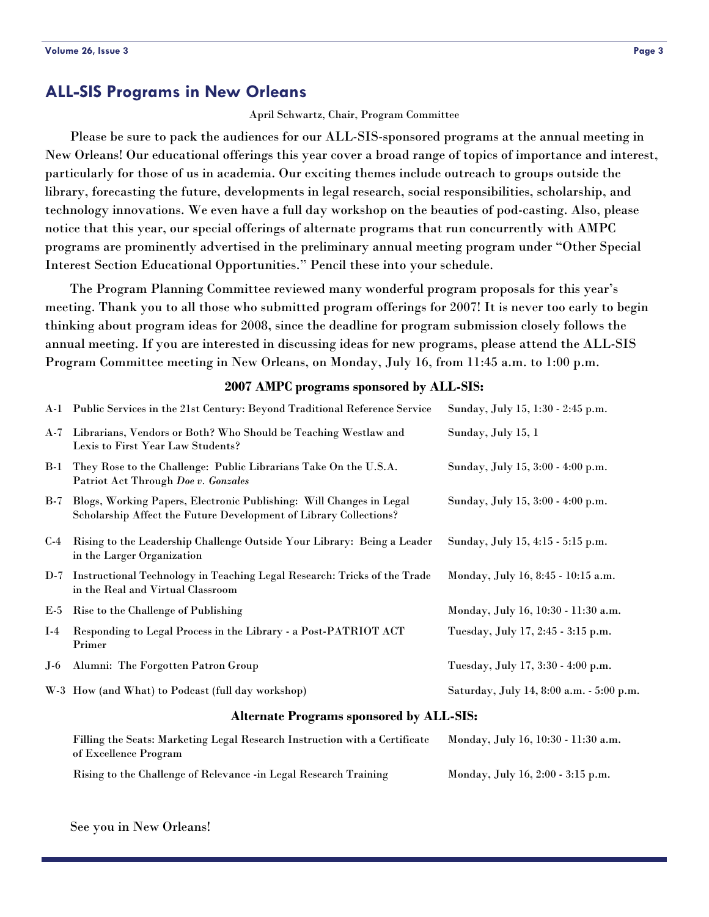## ALL-SIS Programs in New Orleans

April Schwartz, Chair, Program Committee

Please be sure to pack the audiences for our ALL-SIS-sponsored programs at the annual meeting in New Orleans! Our educational offerings this year cover a broad range of topics of importance and interest, particularly for those of us in academia. Our exciting themes include outreach to groups outside the library, forecasting the future, developments in legal research, social responsibilities, scholarship, and technology innovations. We even have a full day workshop on the beauties of pod-casting. Also, please notice that this year, our special offerings of alternate programs that run concurrently with AMPC programs are prominently advertised in the preliminary annual meeting program under "Other Special Interest Section Educational Opportunities." Pencil these into your schedule.

The Program Planning Committee reviewed many wonderful program proposals for this year's meeting. Thank you to all those who submitted program offerings for 2007! It is never too early to begin thinking about program ideas for 2008, since the deadline for program submission closely follows the annual meeting. If you are interested in discussing ideas for new programs, please attend the ALL-SIS Program Committee meeting in New Orleans, on Monday, July 16, from 11:45 a.m. to 1:00 p.m.

**2007 AMPC programs sponsored by ALL-SIS:**

| | Program | Time |
|---|---|---|
| A-1 | Public Services in the 21st Century: Beyond Traditional Reference Service | Sunday, July 15, 1:30 - 2:45 p.m. |
| A-7 | Librarians, Vendors or Both? Who Should be Teaching Westlaw and Lexis to First Year Law Students? | Sunday, July 15, 1 |
| B-1 | They Rose to the Challenge: Public Librarians Take On the U.S.A. Patriot Act Through *Doe v. Gonzales* | Sunday, July 15, 3:00 - 4:00 p.m. |
| B-7 | Blogs, Working Papers, Electronic Publishing: Will Changes in Legal Scholarship Affect the Future Development of Library Collections? | Sunday, July 15, 3:00 - 4:00 p.m. |
| C-4 | Rising to the Leadership Challenge Outside Your Library: Being a Leader in the Larger Organization | Sunday, July 15, 4:15 - 5:15 p.m. |
| D-7 | Instructional Technology in Teaching Legal Research: Tricks of the Trade in the Real and Virtual Classroom | Monday, July 16, 8:45 - 10:15 a.m. |
| E-5 | Rise to the Challenge of Publishing | Monday, July 16, 10:30 - 11:30 a.m. |
| I-4 | Responding to Legal Process in the Library - a Post-PATRIOT ACT Primer | Tuesday, July 17, 2:45 - 3:15 p.m. |
| J-6 | Alumni: The Forgotten Patron Group | Tuesday, July 17, 3:30 - 4:00 p.m. |
| W-3 | How (and What) to Podcast (full day workshop) | Saturday, July 14, 8:00 a.m. - 5:00 p.m. |

**Alternate Programs sponsored by ALL-SIS:**

| Program | Time |
|---|---|
| Filling the Seats: Marketing Legal Research Instruction with a Certificate of Excellence Program | Monday, July 16, 10:30 - 11:30 a.m. |
| Rising to the Challenge of Relevance -in Legal Research Training | Monday, July 16, 2:00 - 3:15 p.m. |

See you in New Orleans!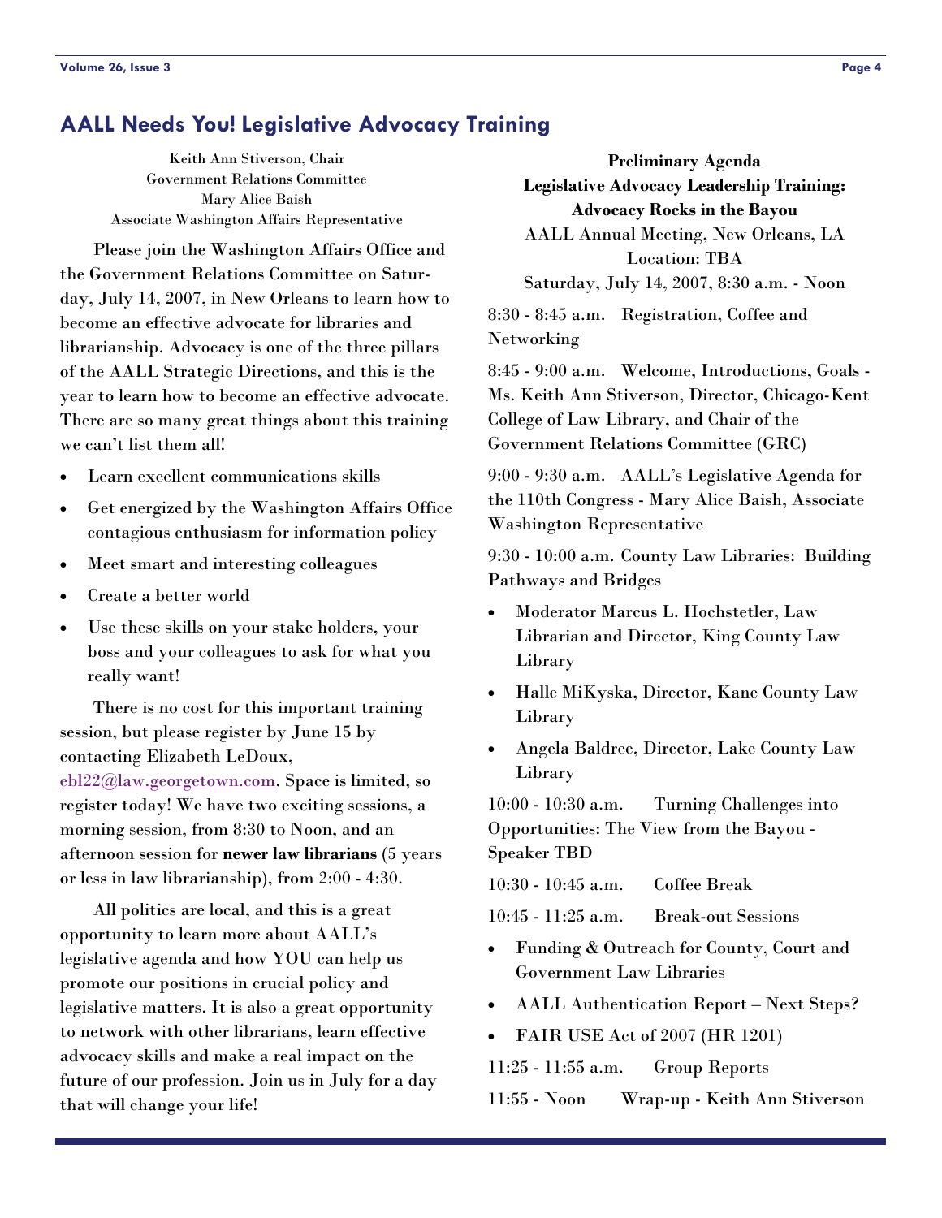## AALL Needs You! Legislative Advocacy Training

Keith Ann Stiverson, Chair
Government Relations Committee
Mary Alice Baish
Associate Washington Affairs Representative

Please join the Washington Affairs Office and the Government Relations Committee on Saturday, July 14, 2007, in New Orleans to learn how to become an effective advocate for libraries and librarianship. Advocacy is one of the three pillars of the AALL Strategic Directions, and this is the year to learn how to become an effective advocate. There are so many great things about this training we can't list them all!

- Learn excellent communications skills
- Get energized by the Washington Affairs Office contagious enthusiasm for information policy
- Meet smart and interesting colleagues
- Create a better world
- Use these skills on your stake holders, your boss and your colleagues to ask for what you really want!

There is no cost for this important training session, but please register by June 15 by contacting Elizabeth LeDoux, ebl22@law.georgetown.com. Space is limited, so register today! We have two exciting sessions, a morning session, from 8:30 to Noon, and an afternoon session for **newer law librarians** (5 years or less in law librarianship), from 2:00 - 4:30.

All politics are local, and this is a great opportunity to learn more about AALL's legislative agenda and how YOU can help us promote our positions in crucial policy and legislative matters. It is also a great opportunity to network with other librarians, learn effective advocacy skills and make a real impact on the future of our profession. Join us in July for a day that will change your life!

**Preliminary Agenda**
**Legislative Advocacy Leadership Training: Advocacy Rocks in the Bayou**
AALL Annual Meeting, New Orleans, LA
Location: TBA
Saturday, July 14, 2007, 8:30 a.m. - Noon

8:30 - 8:45 a.m. Registration, Coffee and Networking

8:45 - 9:00 a.m. Welcome, Introductions, Goals - Ms. Keith Ann Stiverson, Director, Chicago-Kent College of Law Library, and Chair of the Government Relations Committee (GRC)

9:00 - 9:30 a.m. AALL's Legislative Agenda for the 110th Congress - Mary Alice Baish, Associate Washington Representative

9:30 - 10:00 a.m. County Law Libraries: Building Pathways and Bridges

- Moderator Marcus L. Hochstetler, Law Librarian and Director, King County Law Library
- Halle MiKyska, Director, Kane County Law Library
- Angela Baldree, Director, Lake County Law Library

10:00 - 10:30 a.m. Turning Challenges into Opportunities: The View from the Bayou - Speaker TBD

10:30 - 10:45 a.m. Coffee Break

10:45 - 11:25 a.m. Break-out Sessions

- Funding & Outreach for County, Court and Government Law Libraries
- AALL Authentication Report – Next Steps?
- FAIR USE Act of 2007 (HR 1201)

11:25 - 11:55 a.m. Group Reports

11:55 - Noon Wrap-up - Keith Ann Stiverson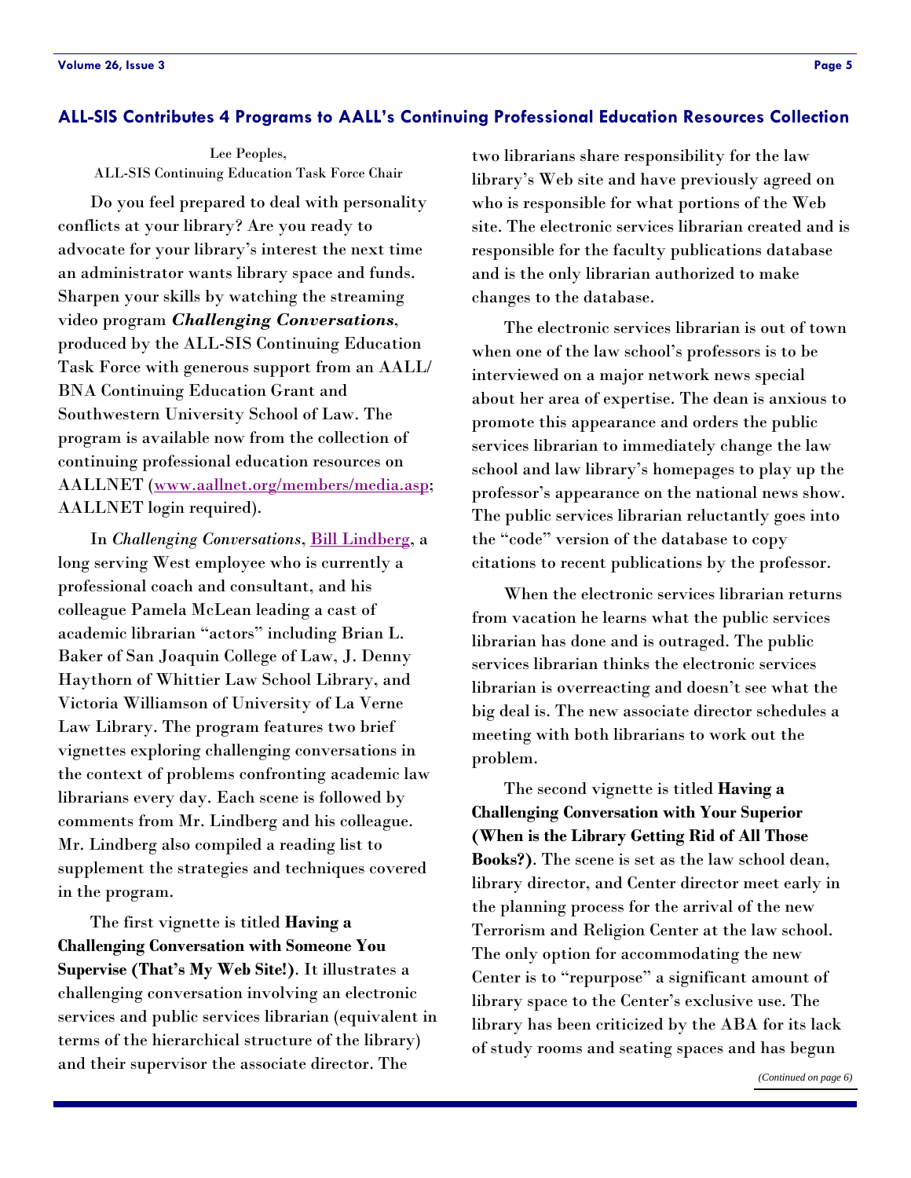## ALL-SIS Contributes 4 Programs to AALL's Continuing Professional Education Resources Collection

Lee Peoples,
ALL-SIS Continuing Education Task Force Chair

Do you feel prepared to deal with personality conflicts at your library? Are you ready to advocate for your library's interest the next time an administrator wants library space and funds. Sharpen your skills by watching the streaming video program ***Challenging Conversations***, produced by the ALL-SIS Continuing Education Task Force with generous support from an AALL/BNA Continuing Education Grant and Southwestern University School of Law. The program is available now from the collection of continuing professional education resources on AALLNET (www.aallnet.org/members/media.asp; AALLNET login required).

In *Challenging Conversations*, Bill Lindberg, a long serving West employee who is currently a professional coach and consultant, and his colleague Pamela McLean leading a cast of academic librarian "actors" including Brian L. Baker of San Joaquin College of Law, J. Denny Haythorn of Whittier Law School Library, and Victoria Williamson of University of La Verne Law Library. The program features two brief vignettes exploring challenging conversations in the context of problems confronting academic law librarians every day. Each scene is followed by comments from Mr. Lindberg and his colleague. Mr. Lindberg also compiled a reading list to supplement the strategies and techniques covered in the program.

The first vignette is titled **Having a Challenging Conversation with Someone You Supervise (That's My Web Site!)**. It illustrates a challenging conversation involving an electronic services and public services librarian (equivalent in terms of the hierarchical structure of the library) and their supervisor the associate director. The two librarians share responsibility for the law library's Web site and have previously agreed on who is responsible for what portions of the Web site. The electronic services librarian created and is responsible for the faculty publications database and is the only librarian authorized to make changes to the database.

The electronic services librarian is out of town when one of the law school's professors is to be interviewed on a major network news special about her area of expertise. The dean is anxious to promote this appearance and orders the public services librarian to immediately change the law school and law library's homepages to play up the professor's appearance on the national news show. The public services librarian reluctantly goes into the "code" version of the database to copy citations to recent publications by the professor.

When the electronic services librarian returns from vacation he learns what the public services librarian has done and is outraged. The public services librarian thinks the electronic services librarian is overreacting and doesn't see what the big deal is. The new associate director schedules a meeting with both librarians to work out the problem.

The second vignette is titled **Having a Challenging Conversation with Your Superior (When is the Library Getting Rid of All Those Books?)**. The scene is set as the law school dean, library director, and Center director meet early in the planning process for the arrival of the new Terrorism and Religion Center at the law school. The only option for accommodating the new Center is to "repurpose" a significant amount of library space to the Center's exclusive use. The library has been criticized by the ABA for its lack of study rooms and seating spaces and has begun

*(Continued on page 6)*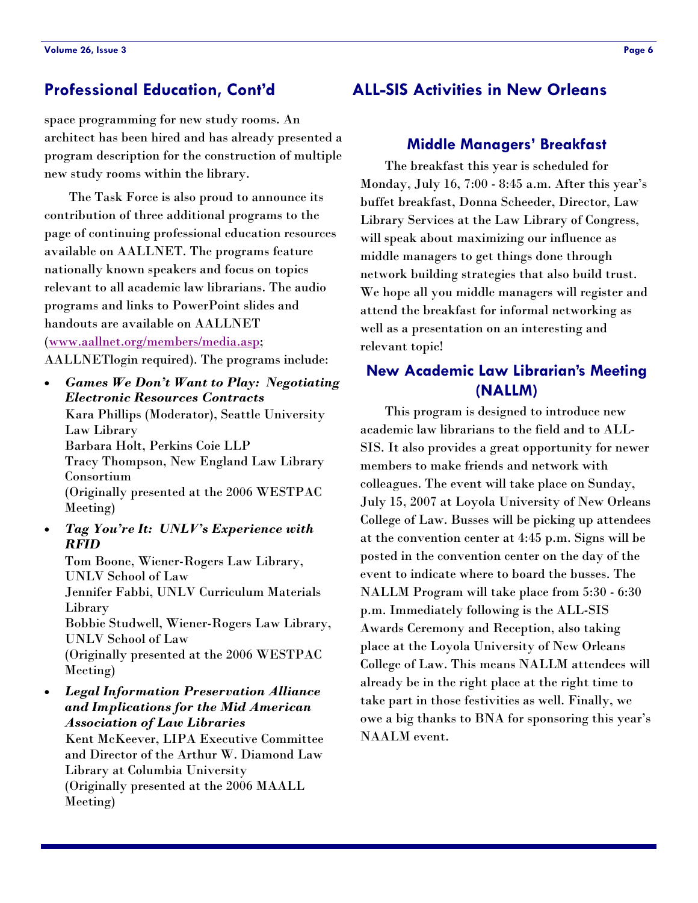## Professional Education, Cont'd

space programming for new study rooms. An architect has been hired and has already presented a program description for the construction of multiple new study rooms within the library.

The Task Force is also proud to announce its contribution of three additional programs to the page of continuing professional education resources available on AALLNET. The programs feature nationally known speakers and focus on topics relevant to all academic law librarians. The audio programs and links to PowerPoint slides and handouts are available on AALLNET (www.aallnet.org/members/media.asp; AALLNETlogin required). The programs include:

- ***Games We Don't Want to Play: Negotiating Electronic Resources Contracts***
  Kara Phillips (Moderator), Seattle University Law Library
  Barbara Holt, Perkins Coie LLP
  Tracy Thompson, New England Law Library Consortium
  (Originally presented at the 2006 WESTPAC Meeting)
- ***Tag You're It: UNLV's Experience with RFID***
  Tom Boone, Wiener-Rogers Law Library, UNLV School of Law
  Jennifer Fabbi, UNLV Curriculum Materials Library
  Bobbie Studwell, Wiener-Rogers Law Library, UNLV School of Law
  (Originally presented at the 2006 WESTPAC Meeting)
- ***Legal Information Preservation Alliance and Implications for the Mid American Association of Law Libraries***
  Kent McKeever, LIPA Executive Committee and Director of the Arthur W. Diamond Law Library at Columbia University
  (Originally presented at the 2006 MAALL Meeting)

## ALL-SIS Activities in New Orleans

### Middle Managers' Breakfast

The breakfast this year is scheduled for Monday, July 16, 7:00 - 8:45 a.m. After this year's buffet breakfast, Donna Scheeder, Director, Law Library Services at the Law Library of Congress, will speak about maximizing our influence as middle managers to get things done through network building strategies that also build trust. We hope all you middle managers will register and attend the breakfast for informal networking as well as a presentation on an interesting and relevant topic!

### New Academic Law Librarian's Meeting (NALLM)

This program is designed to introduce new academic law librarians to the field and to ALL-SIS. It also provides a great opportunity for newer members to make friends and network with colleagues. The event will take place on Sunday, July 15, 2007 at Loyola University of New Orleans College of Law. Busses will be picking up attendees at the convention center at 4:45 p.m. Signs will be posted in the convention center on the day of the event to indicate where to board the busses. The NALLM Program will take place from 5:30 - 6:30 p.m. Immediately following is the ALL-SIS Awards Ceremony and Reception, also taking place at the Loyola University of New Orleans College of Law. This means NALLM attendees will already be in the right place at the right time to take part in those festivities as well. Finally, we owe a big thanks to BNA for sponsoring this year's NAALM event.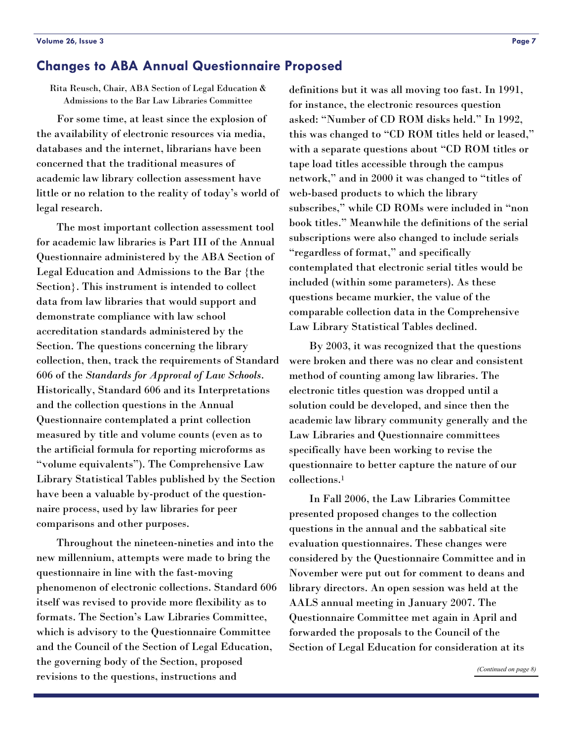## Changes to ABA Annual Questionnaire Proposed

Rita Reusch, Chair, ABA Section of Legal Education & Admissions to the Bar Law Libraries Committee

For some time, at least since the explosion of the availability of electronic resources via media, databases and the internet, librarians have been concerned that the traditional measures of academic law library collection assessment have little or no relation to the reality of today's world of legal research.

The most important collection assessment tool for academic law libraries is Part III of the Annual Questionnaire administered by the ABA Section of Legal Education and Admissions to the Bar {the Section}. This instrument is intended to collect data from law libraries that would support and demonstrate compliance with law school accreditation standards administered by the Section. The questions concerning the library collection, then, track the requirements of Standard 606 of the *Standards for Approval of Law Schools*. Historically, Standard 606 and its Interpretations and the collection questions in the Annual Questionnaire contemplated a print collection measured by title and volume counts (even as to the artificial formula for reporting microforms as "volume equivalents"). The Comprehensive Law Library Statistical Tables published by the Section have been a valuable by-product of the questionnaire process, used by law libraries for peer comparisons and other purposes.

Throughout the nineteen-nineties and into the new millennium, attempts were made to bring the questionnaire in line with the fast-moving phenomenon of electronic collections. Standard 606 itself was revised to provide more flexibility as to formats. The Section's Law Libraries Committee, which is advisory to the Questionnaire Committee and the Council of the Section of Legal Education, the governing body of the Section, proposed revisions to the questions, instructions and definitions but it was all moving too fast. In 1991, for instance, the electronic resources question asked: "Number of CD ROM disks held." In 1992, this was changed to "CD ROM titles held or leased," with a separate questions about "CD ROM titles or tape load titles accessible through the campus network," and in 2000 it was changed to "titles of web-based products to which the library subscribes," while CD ROMs were included in "non book titles." Meanwhile the definitions of the serial subscriptions were also changed to include serials "regardless of format," and specifically contemplated that electronic serial titles would be included (within some parameters). As these questions became murkier, the value of the comparable collection data in the Comprehensive Law Library Statistical Tables declined.

By 2003, it was recognized that the questions were broken and there was no clear and consistent method of counting among law libraries. The electronic titles question was dropped until a solution could be developed, and since then the academic law library community generally and the Law Libraries and Questionnaire committees specifically have been working to revise the questionnaire to better capture the nature of our collections.[1]

In Fall 2006, the Law Libraries Committee presented proposed changes to the collection questions in the annual and the sabbatical site evaluation questionnaires. These changes were considered by the Questionnaire Committee and in November were put out for comment to deans and library directors. An open session was held at the AALS annual meeting in January 2007. The Questionnaire Committee met again in April and forwarded the proposals to the Council of the Section of Legal Education for consideration at its

*(Continued on page 8)*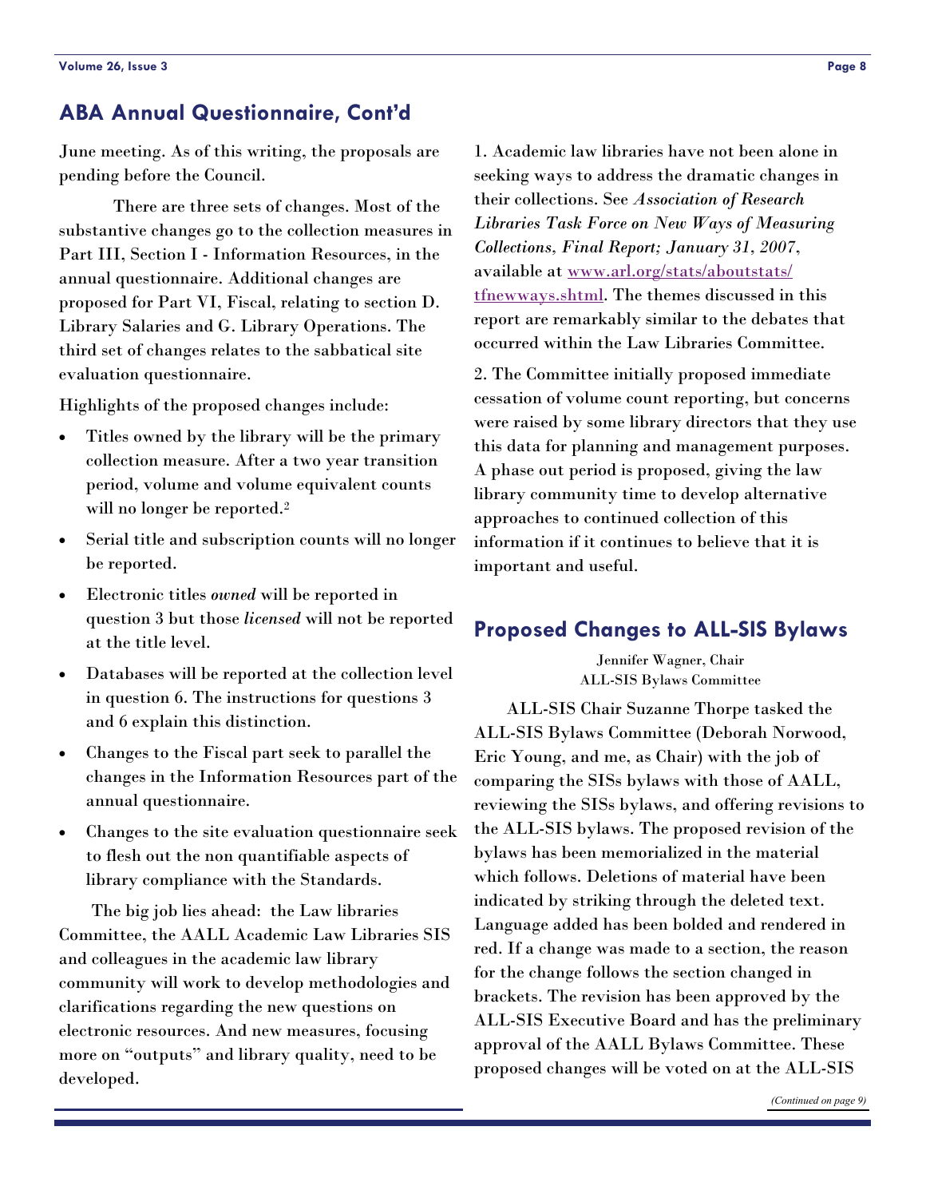## ABA Annual Questionnaire, Cont'd

June meeting. As of this writing, the proposals are pending before the Council.

There are three sets of changes. Most of the substantive changes go to the collection measures in Part III, Section I - Information Resources, in the annual questionnaire. Additional changes are proposed for Part VI, Fiscal, relating to section D. Library Salaries and G. Library Operations. The third set of changes relates to the sabbatical site evaluation questionnaire.

Highlights of the proposed changes include:

- Titles owned by the library will be the primary collection measure. After a two year transition period, volume and volume equivalent counts will no longer be reported.[2]
- Serial title and subscription counts will no longer be reported.
- Electronic titles *owned* will be reported in question 3 but those *licensed* will not be reported at the title level.
- Databases will be reported at the collection level in question 6. The instructions for questions 3 and 6 explain this distinction.
- Changes to the Fiscal part seek to parallel the changes in the Information Resources part of the annual questionnaire.
- Changes to the site evaluation questionnaire seek to flesh out the non quantifiable aspects of library compliance with the Standards.

The big job lies ahead: the Law libraries Committee, the AALL Academic Law Libraries SIS and colleagues in the academic law library community will work to develop methodologies and clarifications regarding the new questions on electronic resources. And new measures, focusing more on "outputs" and library quality, need to be developed.

1. Academic law libraries have not been alone in seeking ways to address the dramatic changes in their collections. See *Association of Research Libraries Task Force on New Ways of Measuring Collections, Final Report; January 31, 2007*, available at [www.arl.org/stats/aboutstats/tfnewways.shtml](www.arl.org/stats/aboutstats/tfnewways.shtml). The themes discussed in this report are remarkably similar to the debates that occurred within the Law Libraries Committee.

2. The Committee initially proposed immediate cessation of volume count reporting, but concerns were raised by some library directors that they use this data for planning and management purposes. A phase out period is proposed, giving the law library community time to develop alternative approaches to continued collection of this information if it continues to believe that it is important and useful.

## Proposed Changes to ALL-SIS Bylaws

Jennifer Wagner, Chair
ALL-SIS Bylaws Committee

ALL-SIS Chair Suzanne Thorpe tasked the ALL-SIS Bylaws Committee (Deborah Norwood, Eric Young, and me, as Chair) with the job of comparing the SISs bylaws with those of AALL, reviewing the SISs bylaws, and offering revisions to the ALL-SIS bylaws. The proposed revision of the bylaws has been memorialized in the material which follows. Deletions of material have been indicated by striking through the deleted text. Language added has been bolded and rendered in red. If a change was made to a section, the reason for the change follows the section changed in brackets. The revision has been approved by the ALL-SIS Executive Board and has the preliminary approval of the AALL Bylaws Committee. These proposed changes will be voted on at the ALL-SIS

*(Continued on page 9)*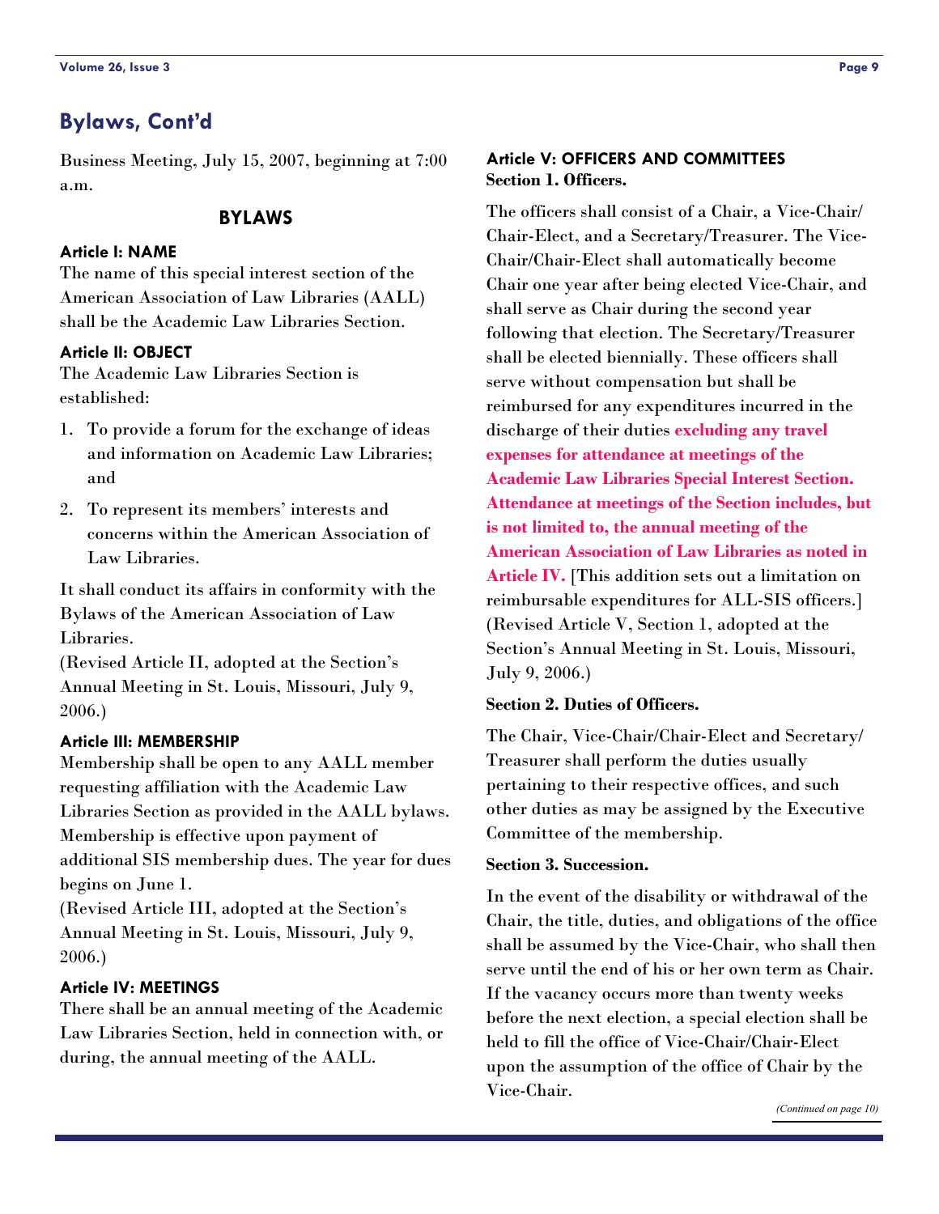## Bylaws, Cont'd

Business Meeting, July 15, 2007, beginning at 7:00 a.m.

### BYLAWS

**Article I: NAME**

The name of this special interest section of the American Association of Law Libraries (AALL) shall be the Academic Law Libraries Section.

**Article II: OBJECT**

The Academic Law Libraries Section is established:

1. To provide a forum for the exchange of ideas and information on Academic Law Libraries; and
2. To represent its members' interests and concerns within the American Association of Law Libraries.

It shall conduct its affairs in conformity with the Bylaws of the American Association of Law Libraries.
(Revised Article II, adopted at the Section's Annual Meeting in St. Louis, Missouri, July 9, 2006.)

**Article III: MEMBERSHIP**

Membership shall be open to any AALL member requesting affiliation with the Academic Law Libraries Section as provided in the AALL bylaws. Membership is effective upon payment of additional SIS membership dues. The year for dues begins on June 1.
(Revised Article III, adopted at the Section's Annual Meeting in St. Louis, Missouri, July 9, 2006.)

**Article IV: MEETINGS**

There shall be an annual meeting of the Academic Law Libraries Section, held in connection with, or during, the annual meeting of the AALL.

**Article V: OFFICERS AND COMMITTEES**
**Section 1. Officers.**

The officers shall consist of a Chair, a Vice-Chair/Chair-Elect, and a Secretary/Treasurer. The Vice-Chair/Chair-Elect shall automatically become Chair one year after being elected Vice-Chair, and shall serve as Chair during the second year following that election. The Secretary/Treasurer shall be elected biennially. These officers shall serve without compensation but shall be reimbursed for any expenditures incurred in the discharge of their duties **excluding any travel expenses for attendance at meetings of the Academic Law Libraries Special Interest Section. Attendance at meetings of the Section includes, but is not limited to, the annual meeting of the American Association of Law Libraries as noted in Article IV.** [This addition sets out a limitation on reimbursable expenditures for ALL-SIS officers.] (Revised Article V, Section 1, adopted at the Section's Annual Meeting in St. Louis, Missouri, July 9, 2006.)

**Section 2. Duties of Officers.**

The Chair, Vice-Chair/Chair-Elect and Secretary/Treasurer shall perform the duties usually pertaining to their respective offices, and such other duties as may be assigned by the Executive Committee of the membership.

**Section 3. Succession.**

In the event of the disability or withdrawal of the Chair, the title, duties, and obligations of the office shall be assumed by the Vice-Chair, who shall then serve until the end of his or her own term as Chair. If the vacancy occurs more than twenty weeks before the next election, a special election shall be held to fill the office of Vice-Chair/Chair-Elect upon the assumption of the office of Chair by the Vice-Chair.

*(Continued on page 10)*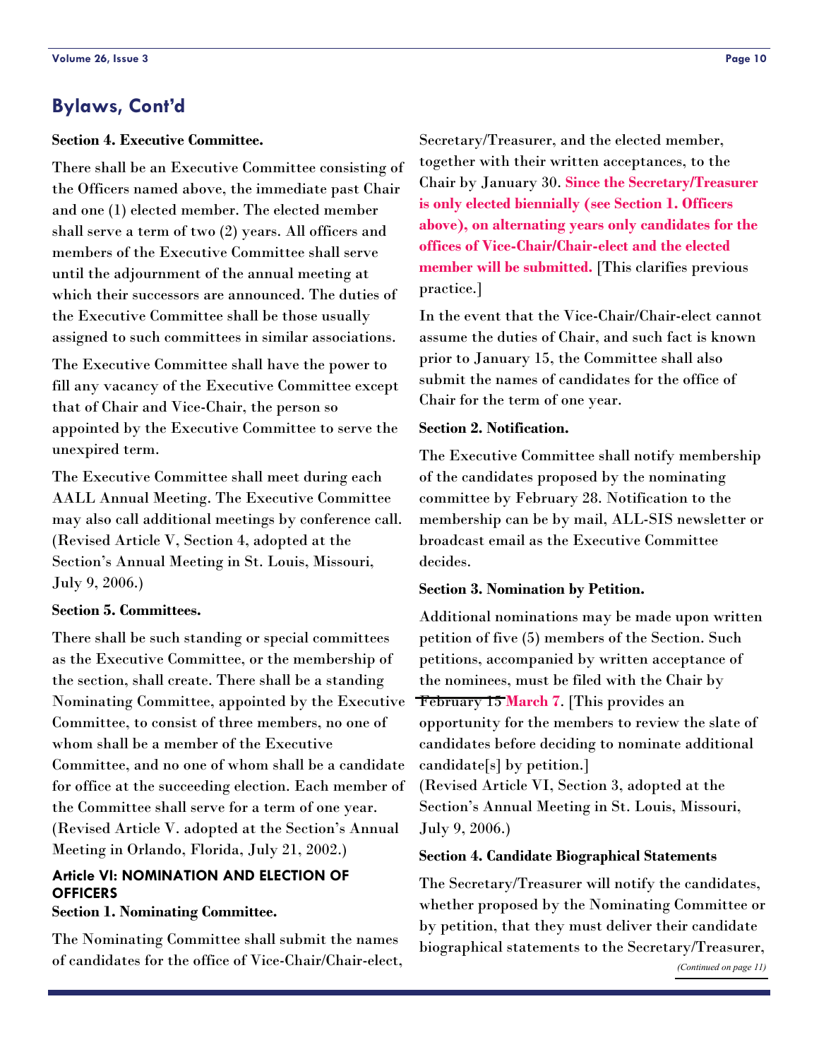## Bylaws, Cont'd

**Section 4. Executive Committee.**

There shall be an Executive Committee consisting of the Officers named above, the immediate past Chair and one (1) elected member. The elected member shall serve a term of two (2) years. All officers and members of the Executive Committee shall serve until the adjournment of the annual meeting at which their successors are announced. The duties of the Executive Committee shall be those usually assigned to such committees in similar associations.

The Executive Committee shall have the power to fill any vacancy of the Executive Committee except that of Chair and Vice-Chair, the person so appointed by the Executive Committee to serve the unexpired term.

The Executive Committee shall meet during each AALL Annual Meeting. The Executive Committee may also call additional meetings by conference call. (Revised Article V, Section 4, adopted at the Section's Annual Meeting in St. Louis, Missouri, July 9, 2006.)

**Section 5. Committees.**

There shall be such standing or special committees as the Executive Committee, or the membership of the section, shall create. There shall be a standing Nominating Committee, appointed by the Executive Committee, to consist of three members, no one of whom shall be a member of the Executive Committee, and no one of whom shall be a candidate for office at the succeeding election. Each member of the Committee shall serve for a term of one year. (Revised Article V. adopted at the Section's Annual Meeting in Orlando, Florida, July 21, 2002.)

### Article VI: NOMINATION AND ELECTION OF OFFICERS

**Section 1. Nominating Committee.**

The Nominating Committee shall submit the names of candidates for the office of Vice-Chair/Chair-elect, Secretary/Treasurer, and the elected member, together with their written acceptances, to the Chair by January 30. **Since the Secretary/Treasurer is only elected biennially (see Section 1. Officers above), on alternating years only candidates for the offices of Vice-Chair/Chair-elect and the elected member will be submitted.** [This clarifies previous practice.]

In the event that the Vice-Chair/Chair-elect cannot assume the duties of Chair, and such fact is known prior to January 15, the Committee shall also submit the names of candidates for the office of Chair for the term of one year.

**Section 2. Notification.**

The Executive Committee shall notify membership of the candidates proposed by the nominating committee by February 28. Notification to the membership can be by mail, ALL-SIS newsletter or broadcast email as the Executive Committee decides.

**Section 3. Nomination by Petition.**

Additional nominations may be made upon written petition of five (5) members of the Section. Such petitions, accompanied by written acceptance of the nominees, must be filed with the Chair by ~~February 15~~ **March 7**. [This provides an opportunity for the members to review the slate of candidates before deciding to nominate additional candidate[s] by petition.]
(Revised Article VI, Section 3, adopted at the Section's Annual Meeting in St. Louis, Missouri, July 9, 2006.)

**Section 4. Candidate Biographical Statements**

The Secretary/Treasurer will notify the candidates, whether proposed by the Nominating Committee or by petition, that they must deliver their candidate biographical statements to the Secretary/Treasurer,

*(Continued on page 11)*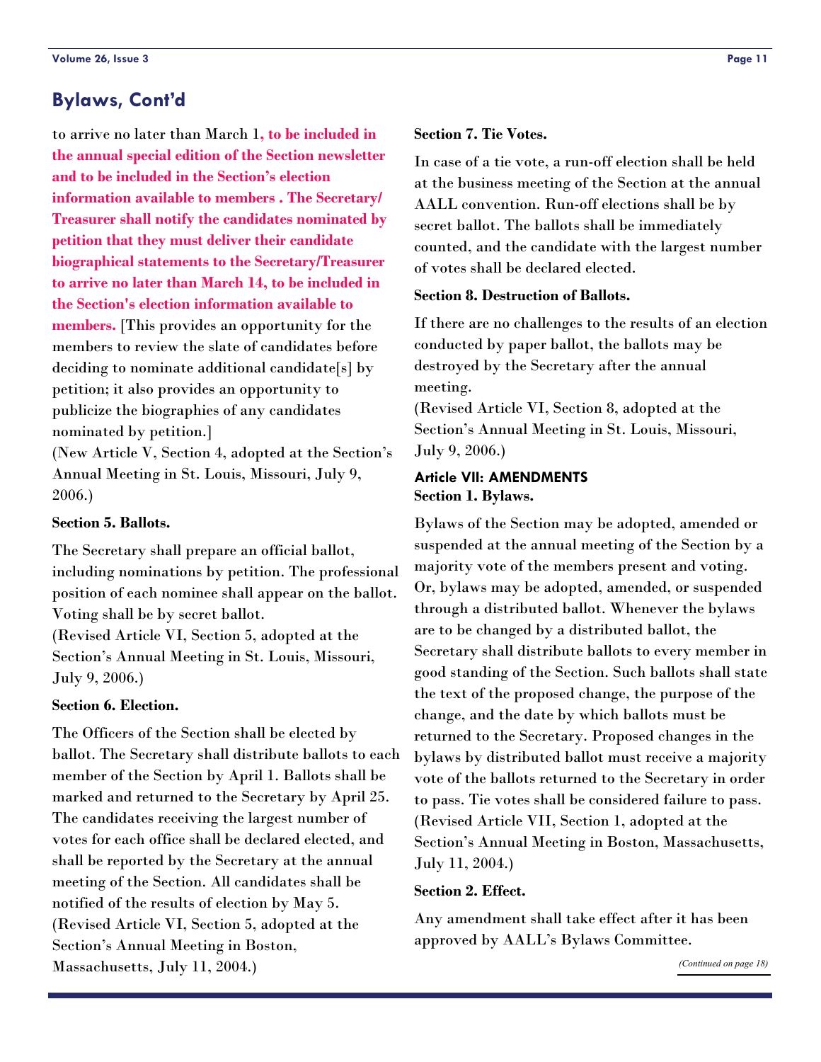## Bylaws, Cont'd

to arrive no later than March 1**, to be included in the annual special edition of the Section newsletter and to be included in the Section's election information available to members . The Secretary/ Treasurer shall notify the candidates nominated by petition that they must deliver their candidate biographical statements to the Secretary/Treasurer to arrive no later than March 14, to be included in the Section's election information available to members.** [This provides an opportunity for the members to review the slate of candidates before deciding to nominate additional candidate[s] by petition; it also provides an opportunity to publicize the biographies of any candidates nominated by petition.]
(New Article V, Section 4, adopted at the Section's Annual Meeting in St. Louis, Missouri, July 9, 2006.)

**Section 5. Ballots.**

The Secretary shall prepare an official ballot, including nominations by petition. The professional position of each nominee shall appear on the ballot. Voting shall be by secret ballot.
(Revised Article VI, Section 5, adopted at the Section's Annual Meeting in St. Louis, Missouri, July 9, 2006.)

**Section 6. Election.**

The Officers of the Section shall be elected by ballot. The Secretary shall distribute ballots to each member of the Section by April 1. Ballots shall be marked and returned to the Secretary by April 25. The candidates receiving the largest number of votes for each office shall be declared elected, and shall be reported by the Secretary at the annual meeting of the Section. All candidates shall be notified of the results of election by May 5.
(Revised Article VI, Section 5, adopted at the Section's Annual Meeting in Boston, Massachusetts, July 11, 2004.)

**Section 7. Tie Votes.**

In case of a tie vote, a run-off election shall be held at the business meeting of the Section at the annual AALL convention. Run-off elections shall be by secret ballot. The ballots shall be immediately counted, and the candidate with the largest number of votes shall be declared elected.

**Section 8. Destruction of Ballots.**

If there are no challenges to the results of an election conducted by paper ballot, the ballots may be destroyed by the Secretary after the annual meeting.
(Revised Article VI, Section 8, adopted at the Section's Annual Meeting in St. Louis, Missouri, July 9, 2006.)

### Article VII: AMENDMENTS

**Section 1. Bylaws.**

Bylaws of the Section may be adopted, amended or suspended at the annual meeting of the Section by a majority vote of the members present and voting. Or, bylaws may be adopted, amended, or suspended through a distributed ballot. Whenever the bylaws are to be changed by a distributed ballot, the Secretary shall distribute ballots to every member in good standing of the Section. Such ballots shall state the text of the proposed change, the purpose of the change, and the date by which ballots must be returned to the Secretary. Proposed changes in the bylaws by distributed ballot must receive a majority vote of the ballots returned to the Secretary in order to pass. Tie votes shall be considered failure to pass.
(Revised Article VII, Section 1, adopted at the Section's Annual Meeting in Boston, Massachusetts, July 11, 2004.)

**Section 2. Effect.**

Any amendment shall take effect after it has been approved by AALL's Bylaws Committee.

*(Continued on page 18)*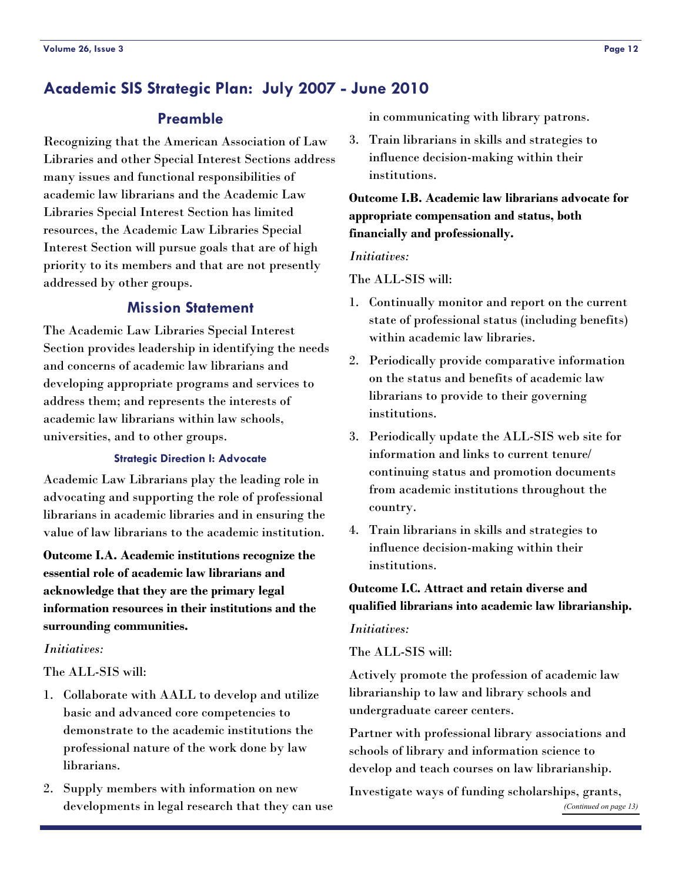# Academic SIS Strategic Plan: July 2007 - June 2010

## Preamble

Recognizing that the American Association of Law Libraries and other Special Interest Sections address many issues and functional responsibilities of academic law librarians and the Academic Law Libraries Special Interest Section has limited resources, the Academic Law Libraries Special Interest Section will pursue goals that are of high priority to its members and that are not presently addressed by other groups.

## Mission Statement

The Academic Law Libraries Special Interest Section provides leadership in identifying the needs and concerns of academic law librarians and developing appropriate programs and services to address them; and represents the interests of academic law librarians within law schools, universities, and to other groups.

### Strategic Direction I: Advocate

Academic Law Librarians play the leading role in advocating and supporting the role of professional librarians in academic libraries and in ensuring the value of law librarians to the academic institution.

**Outcome I.A. Academic institutions recognize the essential role of academic law librarians and acknowledge that they are the primary legal information resources in their institutions and the surrounding communities.**

*Initiatives:*

The ALL-SIS will:

1. Collaborate with AALL to develop and utilize basic and advanced core competencies to demonstrate to the academic institutions the professional nature of the work done by law librarians.
2. Supply members with information on new developments in legal research that they can use in communicating with library patrons.
3. Train librarians in skills and strategies to influence decision-making within their institutions.

**Outcome I.B. Academic law librarians advocate for appropriate compensation and status, both financially and professionally.**

*Initiatives:*

The ALL-SIS will:

1. Continually monitor and report on the current state of professional status (including benefits) within academic law libraries.
2. Periodically provide comparative information on the status and benefits of academic law librarians to provide to their governing institutions.
3. Periodically update the ALL-SIS web site for information and links to current tenure/continuing status and promotion documents from academic institutions throughout the country.
4. Train librarians in skills and strategies to influence decision-making within their institutions.

**Outcome I.C. Attract and retain diverse and qualified librarians into academic law librarianship.**

*Initiatives:*

The ALL-SIS will:

Actively promote the profession of academic law librarianship to law and library schools and undergraduate career centers.

Partner with professional library associations and schools of library and information science to develop and teach courses on law librarianship.

Investigate ways of funding scholarships, grants,

*(Continued on page 13)*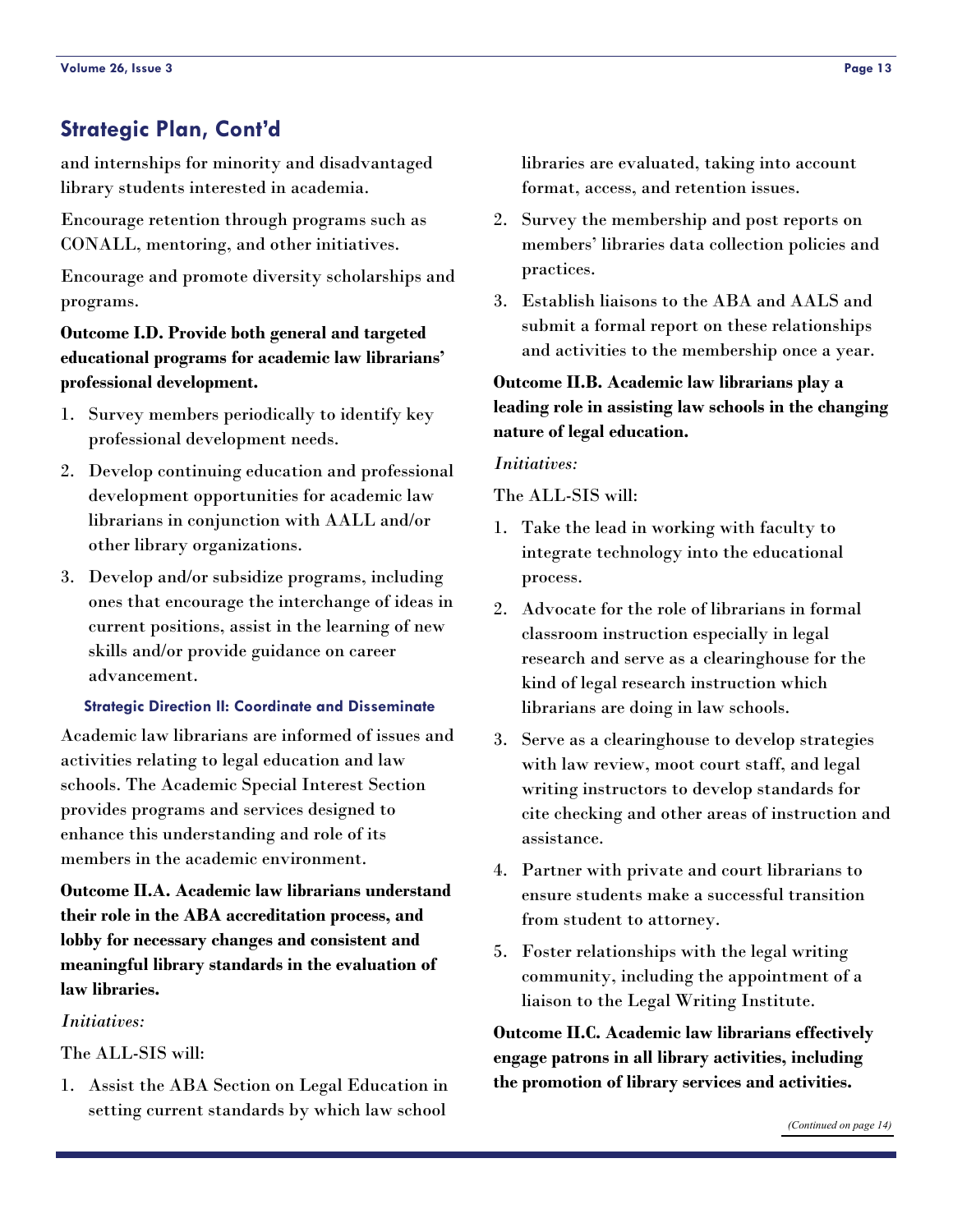## Strategic Plan, Cont'd

and internships for minority and disadvantaged library students interested in academia.

Encourage retention through programs such as CONALL, mentoring, and other initiatives.

Encourage and promote diversity scholarships and programs.

**Outcome I.D. Provide both general and targeted educational programs for academic law librarians' professional development.**

1. Survey members periodically to identify key professional development needs.
2. Develop continuing education and professional development opportunities for academic law librarians in conjunction with AALL and/or other library organizations.
3. Develop and/or subsidize programs, including ones that encourage the interchange of ideas in current positions, assist in the learning of new skills and/or provide guidance on career advancement.

### Strategic Direction II: Coordinate and Disseminate

Academic law librarians are informed of issues and activities relating to legal education and law schools. The Academic Special Interest Section provides programs and services designed to enhance this understanding and role of its members in the academic environment.

**Outcome II.A. Academic law librarians understand their role in the ABA accreditation process, and lobby for necessary changes and consistent and meaningful library standards in the evaluation of law libraries.**

*Initiatives:*

The ALL-SIS will:

1. Assist the ABA Section on Legal Education in setting current standards by which law school libraries are evaluated, taking into account format, access, and retention issues.
2. Survey the membership and post reports on members' libraries data collection policies and practices.
3. Establish liaisons to the ABA and AALS and submit a formal report on these relationships and activities to the membership once a year.

**Outcome II.B. Academic law librarians play a leading role in assisting law schools in the changing nature of legal education.**

*Initiatives:*

The ALL-SIS will:

1. Take the lead in working with faculty to integrate technology into the educational process.
2. Advocate for the role of librarians in formal classroom instruction especially in legal research and serve as a clearinghouse for the kind of legal research instruction which librarians are doing in law schools.
3. Serve as a clearinghouse to develop strategies with law review, moot court staff, and legal writing instructors to develop standards for cite checking and other areas of instruction and assistance.
4. Partner with private and court librarians to ensure students make a successful transition from student to attorney.
5. Foster relationships with the legal writing community, including the appointment of a liaison to the Legal Writing Institute.

**Outcome II.C. Academic law librarians effectively engage patrons in all library activities, including the promotion of library services and activities.**

*(Continued on page 14)*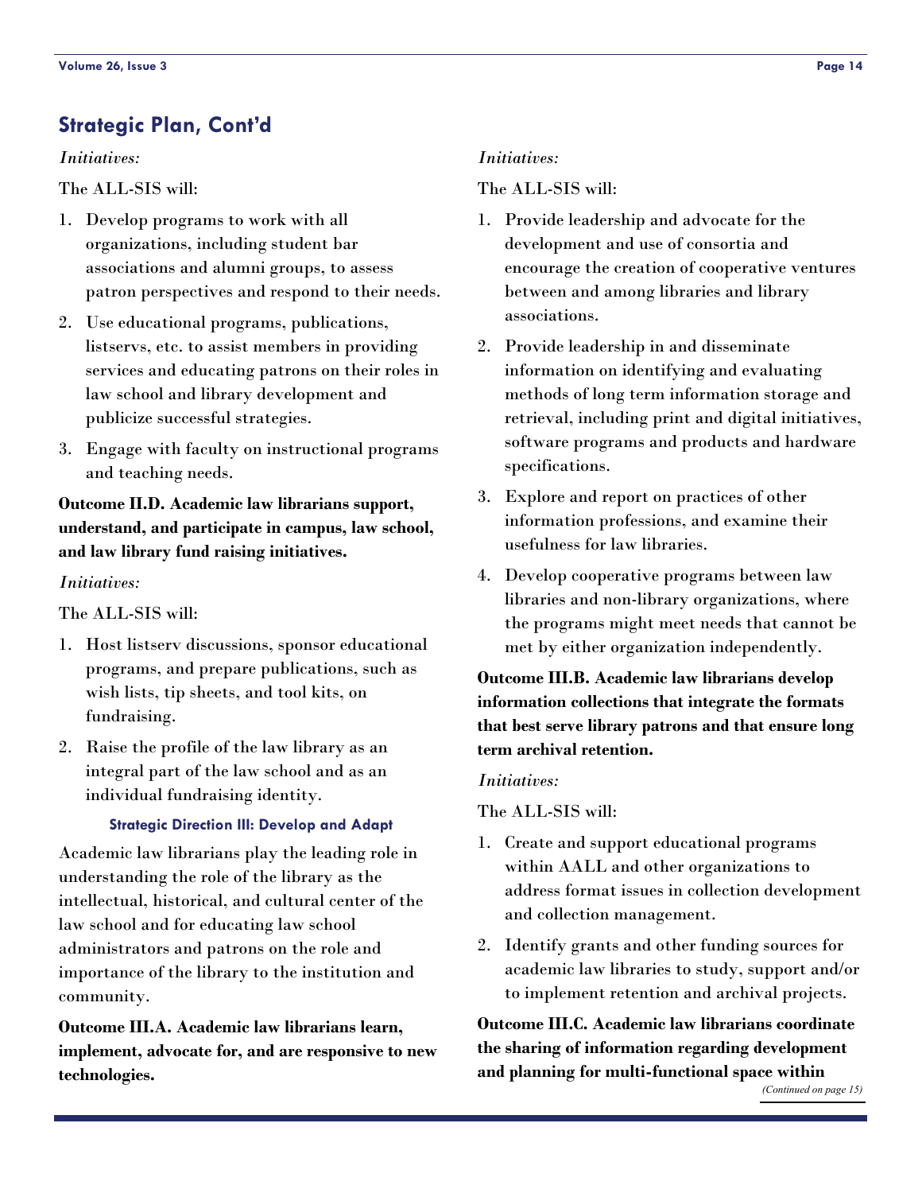## Strategic Plan, Cont'd

*Initiatives:*

The ALL-SIS will:

1. Develop programs to work with all organizations, including student bar associations and alumni groups, to assess patron perspectives and respond to their needs.
2. Use educational programs, publications, listservs, etc. to assist members in providing services and educating patrons on their roles in law school and library development and publicize successful strategies.
3. Engage with faculty on instructional programs and teaching needs.

**Outcome II.D. Academic law librarians support, understand, and participate in campus, law school, and law library fund raising initiatives.**

*Initiatives:*

The ALL-SIS will:

1. Host listserv discussions, sponsor educational programs, and prepare publications, such as wish lists, tip sheets, and tool kits, on fundraising.
2. Raise the profile of the law library as an integral part of the law school and as an individual fundraising identity.

### Strategic Direction III: Develop and Adapt

Academic law librarians play the leading role in understanding the role of the library as the intellectual, historical, and cultural center of the law school and for educating law school administrators and patrons on the role and importance of the library to the institution and community.

**Outcome III.A. Academic law librarians learn, implement, advocate for, and are responsive to new technologies.**

*Initiatives:*

The ALL-SIS will:

1. Provide leadership and advocate for the development and use of consortia and encourage the creation of cooperative ventures between and among libraries and library associations.
2. Provide leadership in and disseminate information on identifying and evaluating methods of long term information storage and retrieval, including print and digital initiatives, software programs and products and hardware specifications.
3. Explore and report on practices of other information professions, and examine their usefulness for law libraries.
4. Develop cooperative programs between law libraries and non-library organizations, where the programs might meet needs that cannot be met by either organization independently.

**Outcome III.B. Academic law librarians develop information collections that integrate the formats that best serve library patrons and that ensure long term archival retention.**

*Initiatives:*

The ALL-SIS will:

1. Create and support educational programs within AALL and other organizations to address format issues in collection development and collection management.
2. Identify grants and other funding sources for academic law libraries to study, support and/or to implement retention and archival projects.

**Outcome III.C. Academic law librarians coordinate the sharing of information regarding development and planning for multi-functional space within**

*(Continued on page 15)*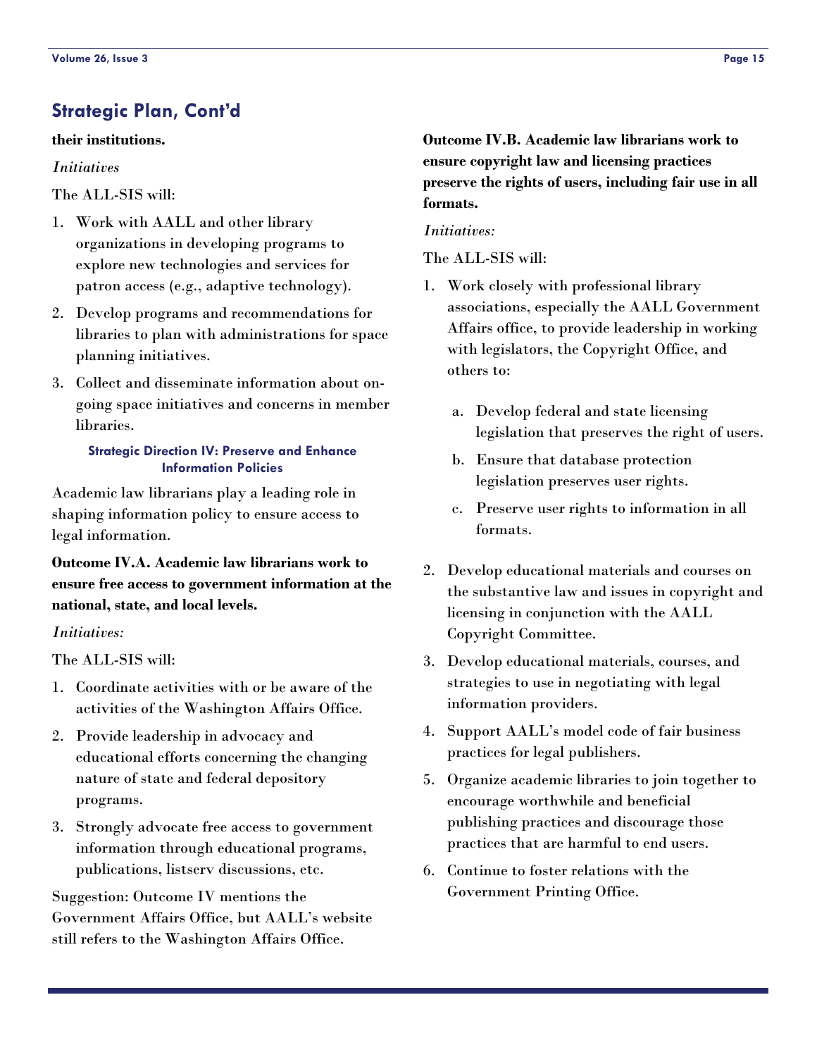## Strategic Plan, Cont'd

**their institutions.**

*Initiatives*

The ALL-SIS will:

1. Work with AALL and other library organizations in developing programs to explore new technologies and services for patron access (e.g., adaptive technology).
2. Develop programs and recommendations for libraries to plan with administrations for space planning initiatives.
3. Collect and disseminate information about on-going space initiatives and concerns in member libraries.

### Strategic Direction IV: Preserve and Enhance Information Policies

Academic law librarians play a leading role in shaping information policy to ensure access to legal information.

**Outcome IV.A. Academic law librarians work to ensure free access to government information at the national, state, and local levels.**

*Initiatives:*

The ALL-SIS will:

1. Coordinate activities with or be aware of the activities of the Washington Affairs Office.
2. Provide leadership in advocacy and educational efforts concerning the changing nature of state and federal depository programs.
3. Strongly advocate free access to government information through educational programs, publications, listserv discussions, etc.

Suggestion: Outcome IV mentions the Government Affairs Office, but AALL's website still refers to the Washington Affairs Office.

**Outcome IV.B. Academic law librarians work to ensure copyright law and licensing practices preserve the rights of users, including fair use in all formats.**

*Initiatives:*

The ALL-SIS will:

1. Work closely with professional library associations, especially the AALL Government Affairs office, to provide leadership in working with legislators, the Copyright Office, and others to:
   a. Develop federal and state licensing legislation that preserves the right of users.
   b. Ensure that database protection legislation preserves user rights.
   c. Preserve user rights to information in all formats.
2. Develop educational materials and courses on the substantive law and issues in copyright and licensing in conjunction with the AALL Copyright Committee.
3. Develop educational materials, courses, and strategies to use in negotiating with legal information providers.
4. Support AALL's model code of fair business practices for legal publishers.
5. Organize academic libraries to join together to encourage worthwhile and beneficial publishing practices and discourage those practices that are harmful to end users.
6. Continue to foster relations with the Government Printing Office.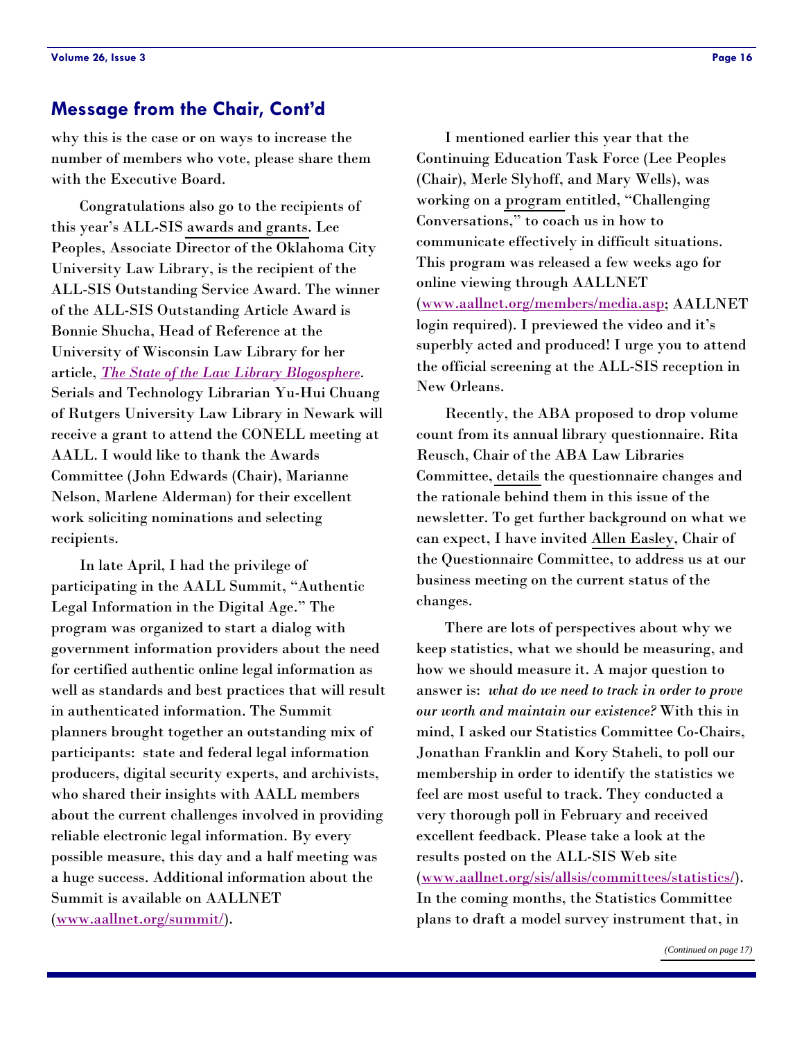## Message from the Chair, Cont'd

why this is the case or on ways to increase the number of members who vote, please share them with the Executive Board.

Congratulations also go to the recipients of this year's ALL-SIS awards and grants. Lee Peoples, Associate Director of the Oklahoma City University Law Library, is the recipient of the ALL-SIS Outstanding Service Award. The winner of the ALL-SIS Outstanding Article Award is Bonnie Shucha, Head of Reference at the University of Wisconsin Law Library for her article, *The State of the Law Library Blogosphere*. Serials and Technology Librarian Yu-Hui Chuang of Rutgers University Law Library in Newark will receive a grant to attend the CONELL meeting at AALL. I would like to thank the Awards Committee (John Edwards (Chair), Marianne Nelson, Marlene Alderman) for their excellent work soliciting nominations and selecting recipients.

In late April, I had the privilege of participating in the AALL Summit, "Authentic Legal Information in the Digital Age." The program was organized to start a dialog with government information providers about the need for certified authentic online legal information as well as standards and best practices that will result in authenticated information. The Summit planners brought together an outstanding mix of participants: state and federal legal information producers, digital security experts, and archivists, who shared their insights with AALL members about the current challenges involved in providing reliable electronic legal information. By every possible measure, this day and a half meeting was a huge success. Additional information about the Summit is available on AALLNET (www.aallnet.org/summit/).

I mentioned earlier this year that the Continuing Education Task Force (Lee Peoples (Chair), Merle Slyhoff, and Mary Wells), was working on a program entitled, "Challenging Conversations," to coach us in how to communicate effectively in difficult situations. This program was released a few weeks ago for online viewing through AALLNET (www.aallnet.org/members/media.asp; AALLNET login required). I previewed the video and it's superbly acted and produced! I urge you to attend the official screening at the ALL-SIS reception in New Orleans.

Recently, the ABA proposed to drop volume count from its annual library questionnaire. Rita Reusch, Chair of the ABA Law Libraries Committee, details the questionnaire changes and the rationale behind them in this issue of the newsletter. To get further background on what we can expect, I have invited Allen Easley, Chair of the Questionnaire Committee, to address us at our business meeting on the current status of the changes.

There are lots of perspectives about why we keep statistics, what we should be measuring, and how we should measure it. A major question to answer is: *what do we need to track in order to prove our worth and maintain our existence?* With this in mind, I asked our Statistics Committee Co-Chairs, Jonathan Franklin and Kory Staheli, to poll our membership in order to identify the statistics we feel are most useful to track. They conducted a very thorough poll in February and received excellent feedback. Please take a look at the results posted on the ALL-SIS Web site (www.aallnet.org/sis/allsis/committees/statistics/). In the coming months, the Statistics Committee plans to draft a model survey instrument that, in

*(Continued on page 17)*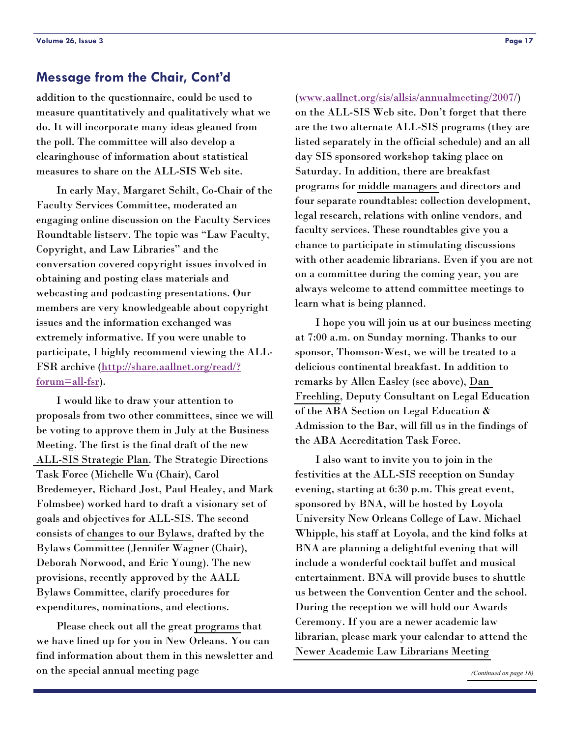## Message from the Chair, Cont'd

addition to the questionnaire, could be used to measure quantitatively and qualitatively what we do. It will incorporate many ideas gleaned from the poll. The committee will also develop a clearinghouse of information about statistical measures to share on the ALL-SIS Web site.

In early May, Margaret Schilt, Co-Chair of the Faculty Services Committee, moderated an engaging online discussion on the Faculty Services Roundtable listserv. The topic was "Law Faculty, Copyright, and Law Libraries" and the conversation covered copyright issues involved in obtaining and posting class materials and webcasting and podcasting presentations. Our members are very knowledgeable about copyright issues and the information exchanged was extremely informative. If you were unable to participate, I highly recommend viewing the ALL-FSR archive (http://share.aallnet.org/read/?forum=all-fsr).

I would like to draw your attention to proposals from two other committees, since we will be voting to approve them in July at the Business Meeting. The first is the final draft of the new ALL-SIS Strategic Plan. The Strategic Directions Task Force (Michelle Wu (Chair), Carol Bredemeyer, Richard Jost, Paul Healey, and Mark Folmsbee) worked hard to draft a visionary set of goals and objectives for ALL-SIS. The second consists of changes to our Bylaws, drafted by the Bylaws Committee (Jennifer Wagner (Chair), Deborah Norwood, and Eric Young). The new provisions, recently approved by the AALL Bylaws Committee, clarify procedures for expenditures, nominations, and elections.

Please check out all the great programs that we have lined up for you in New Orleans. You can find information about them in this newsletter and on the special annual meeting page (www.aallnet.org/sis/allsis/annualmeeting/2007/) on the ALL-SIS Web site. Don't forget that there are the two alternate ALL-SIS programs (they are listed separately in the official schedule) and an all day SIS sponsored workshop taking place on Saturday. In addition, there are breakfast programs for middle managers and directors and four separate roundtables: collection development, legal research, relations with online vendors, and faculty services. These roundtables give you a chance to participate in stimulating discussions with other academic librarians. Even if you are not on a committee during the coming year, you are always welcome to attend committee meetings to learn what is being planned.

I hope you will join us at our business meeting at 7:00 a.m. on Sunday morning. Thanks to our sponsor, Thomson-West, we will be treated to a delicious continental breakfast. In addition to remarks by Allen Easley (see above), Dan Freehling, Deputy Consultant on Legal Education of the ABA Section on Legal Education & Admission to the Bar, will fill us in the findings of the ABA Accreditation Task Force.

I also want to invite you to join in the festivities at the ALL-SIS reception on Sunday evening, starting at 6:30 p.m. This great event, sponsored by BNA, will be hosted by Loyola University New Orleans College of Law. Michael Whipple, his staff at Loyola, and the kind folks at BNA are planning a delightful evening that will include a wonderful cocktail buffet and musical entertainment. BNA will provide buses to shuttle us between the Convention Center and the school. During the reception we will hold our Awards Ceremony. If you are a newer academic law librarian, please mark your calendar to attend the Newer Academic Law Librarians Meeting

*(Continued on page 18)*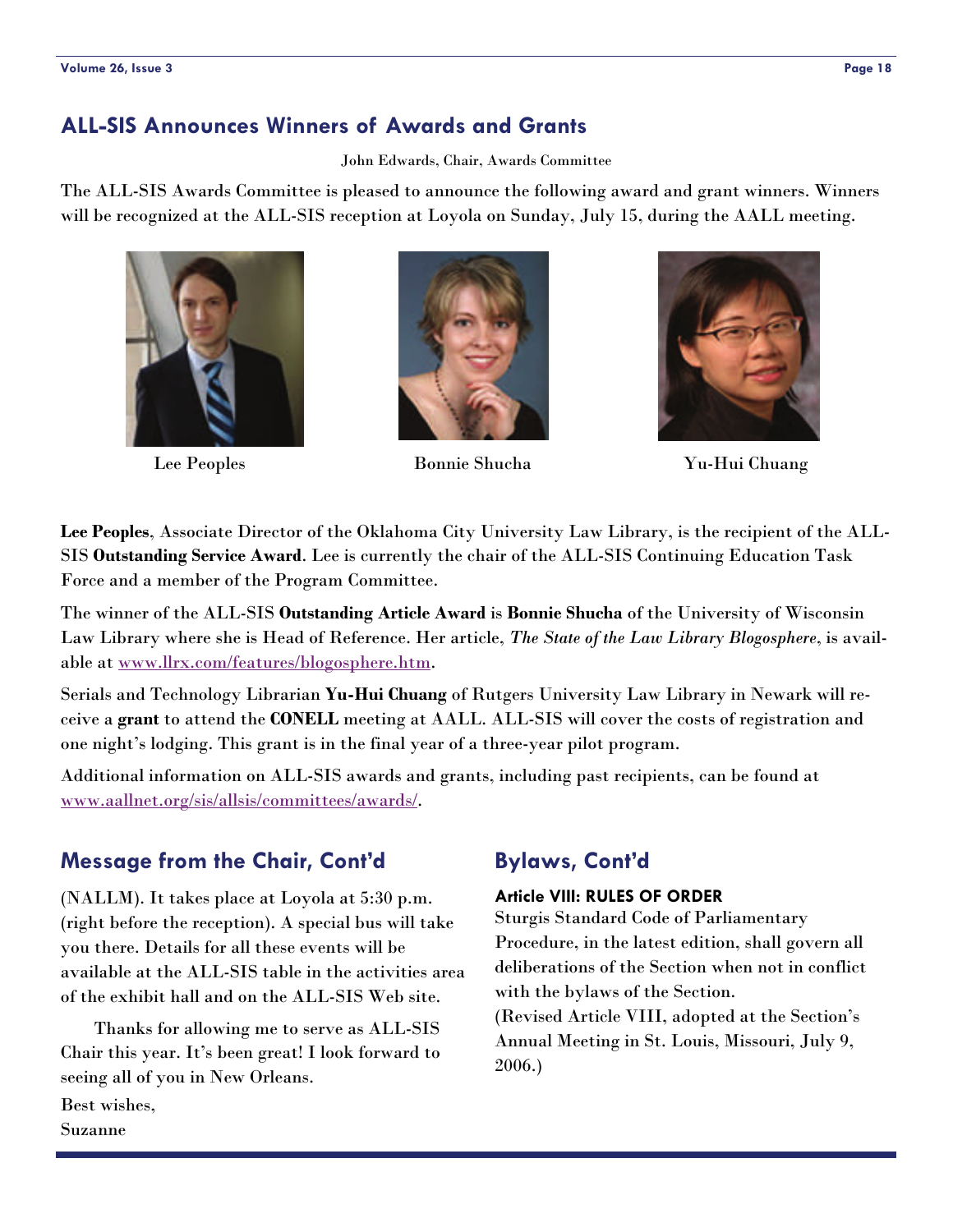## ALL-SIS Announces Winners of Awards and Grants

John Edwards, Chair, Awards Committee

The ALL-SIS Awards Committee is pleased to announce the following award and grant winners. Winners will be recognized at the ALL-SIS reception at Loyola on Sunday, July 15, during the AALL meeting.

Lee Peoples

Bonnie Shucha

Yu-Hui Chuang

**Lee Peoples**, Associate Director of the Oklahoma City University Law Library, is the recipient of the ALL-SIS **Outstanding Service Award**. Lee is currently the chair of the ALL-SIS Continuing Education Task Force and a member of the Program Committee.

The winner of the ALL-SIS **Outstanding Article Award** is **Bonnie Shucha** of the University of Wisconsin Law Library where she is Head of Reference. Her article, *The State of the Law Library Blogosphere*, is available at www.llrx.com/features/blogosphere.htm.

Serials and Technology Librarian **Yu-Hui Chuang** of Rutgers University Law Library in Newark will receive a **grant** to attend the **CONELL** meeting at AALL. ALL-SIS will cover the costs of registration and one night's lodging. This grant is in the final year of a three-year pilot program.

Additional information on ALL-SIS awards and grants, including past recipients, can be found at www.aallnet.org/sis/allsis/committees/awards/.

## Message from the Chair, Cont'd

(NALLM). It takes place at Loyola at 5:30 p.m. (right before the reception). A special bus will take you there. Details for all these events will be available at the ALL-SIS table in the activities area of the exhibit hall and on the ALL-SIS Web site.

Thanks for allowing me to serve as ALL-SIS Chair this year. It's been great! I look forward to seeing all of you in New Orleans.

Best wishes,
Suzanne

## Bylaws, Cont'd

**Article VIII: RULES OF ORDER**
Sturgis Standard Code of Parliamentary Procedure, in the latest edition, shall govern all deliberations of the Section when not in conflict with the bylaws of the Section.
(Revised Article VIII, adopted at the Section's Annual Meeting in St. Louis, Missouri, July 9, 2006.)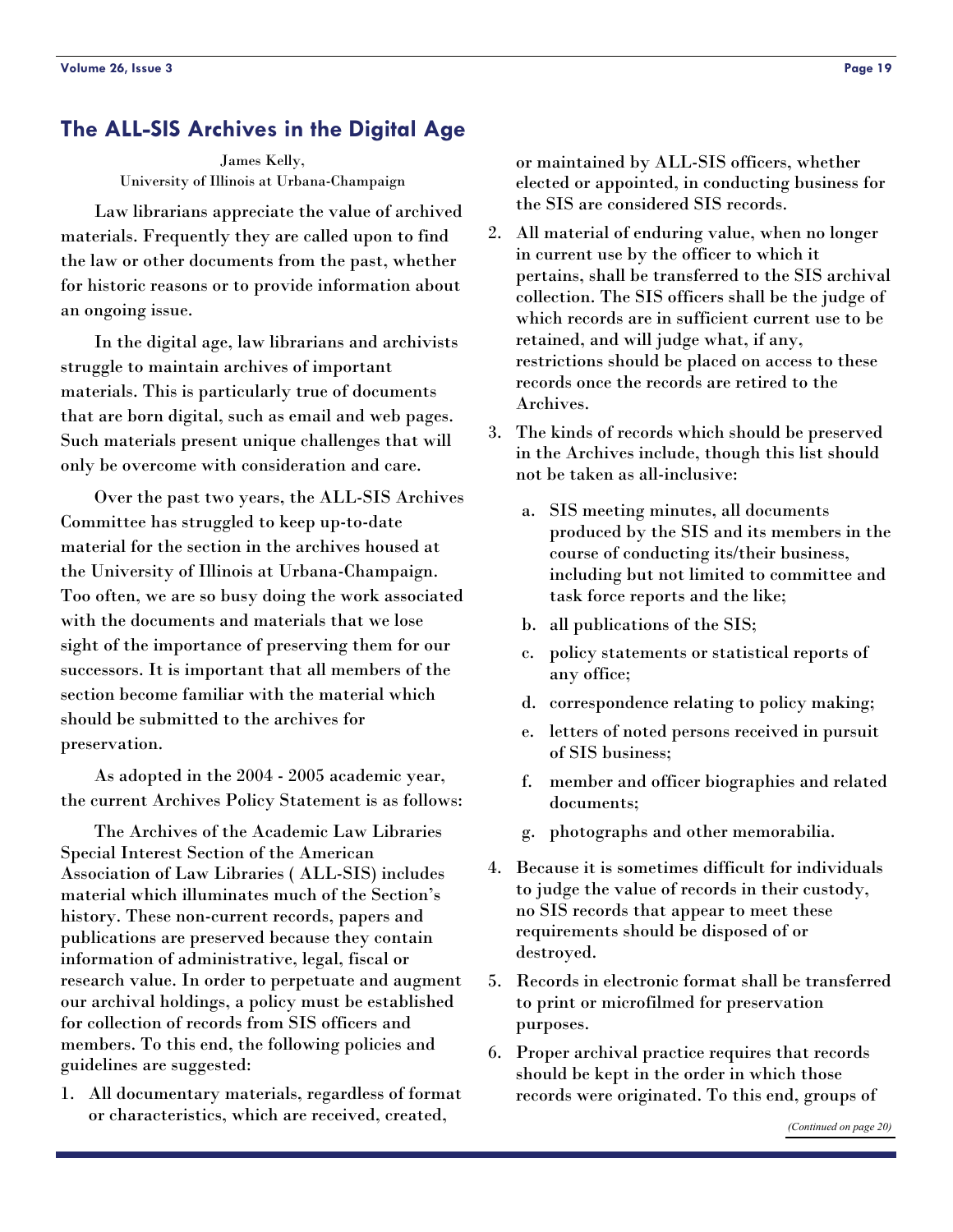## The ALL-SIS Archives in the Digital Age

James Kelly,
University of Illinois at Urbana-Champaign

Law librarians appreciate the value of archived materials. Frequently they are called upon to find the law or other documents from the past, whether for historic reasons or to provide information about an ongoing issue.

In the digital age, law librarians and archivists struggle to maintain archives of important materials. This is particularly true of documents that are born digital, such as email and web pages. Such materials present unique challenges that will only be overcome with consideration and care.

Over the past two years, the ALL-SIS Archives Committee has struggled to keep up-to-date material for the section in the archives housed at the University of Illinois at Urbana-Champaign. Too often, we are so busy doing the work associated with the documents and materials that we lose sight of the importance of preserving them for our successors. It is important that all members of the section become familiar with the material which should be submitted to the archives for preservation.

As adopted in the 2004 - 2005 academic year, the current Archives Policy Statement is as follows:

The Archives of the Academic Law Libraries Special Interest Section of the American Association of Law Libraries ( ALL-SIS) includes material which illuminates much of the Section's history. These non-current records, papers and publications are preserved because they contain information of administrative, legal, fiscal or research value. In order to perpetuate and augment our archival holdings, a policy must be established for collection of records from SIS officers and members. To this end, the following policies and guidelines are suggested:

1. All documentary materials, regardless of format or characteristics, which are received, created, or maintained by ALL-SIS officers, whether elected or appointed, in conducting business for the SIS are considered SIS records.
2. All material of enduring value, when no longer in current use by the officer to which it pertains, shall be transferred to the SIS archival collection. The SIS officers shall be the judge of which records are in sufficient current use to be retained, and will judge what, if any, restrictions should be placed on access to these records once the records are retired to the Archives.
3. The kinds of records which should be preserved in the Archives include, though this list should not be taken as all-inclusive:
   a. SIS meeting minutes, all documents produced by the SIS and its members in the course of conducting its/their business, including but not limited to committee and task force reports and the like;
   b. all publications of the SIS;
   c. policy statements or statistical reports of any office;
   d. correspondence relating to policy making;
   e. letters of noted persons received in pursuit of SIS business;
   f. member and officer biographies and related documents;
   g. photographs and other memorabilia.
4. Because it is sometimes difficult for individuals to judge the value of records in their custody, no SIS records that appear to meet these requirements should be disposed of or destroyed.
5. Records in electronic format shall be transferred to print or microfilmed for preservation purposes.
6. Proper archival practice requires that records should be kept in the order in which those records were originated. To this end, groups of

*(Continued on page 20)*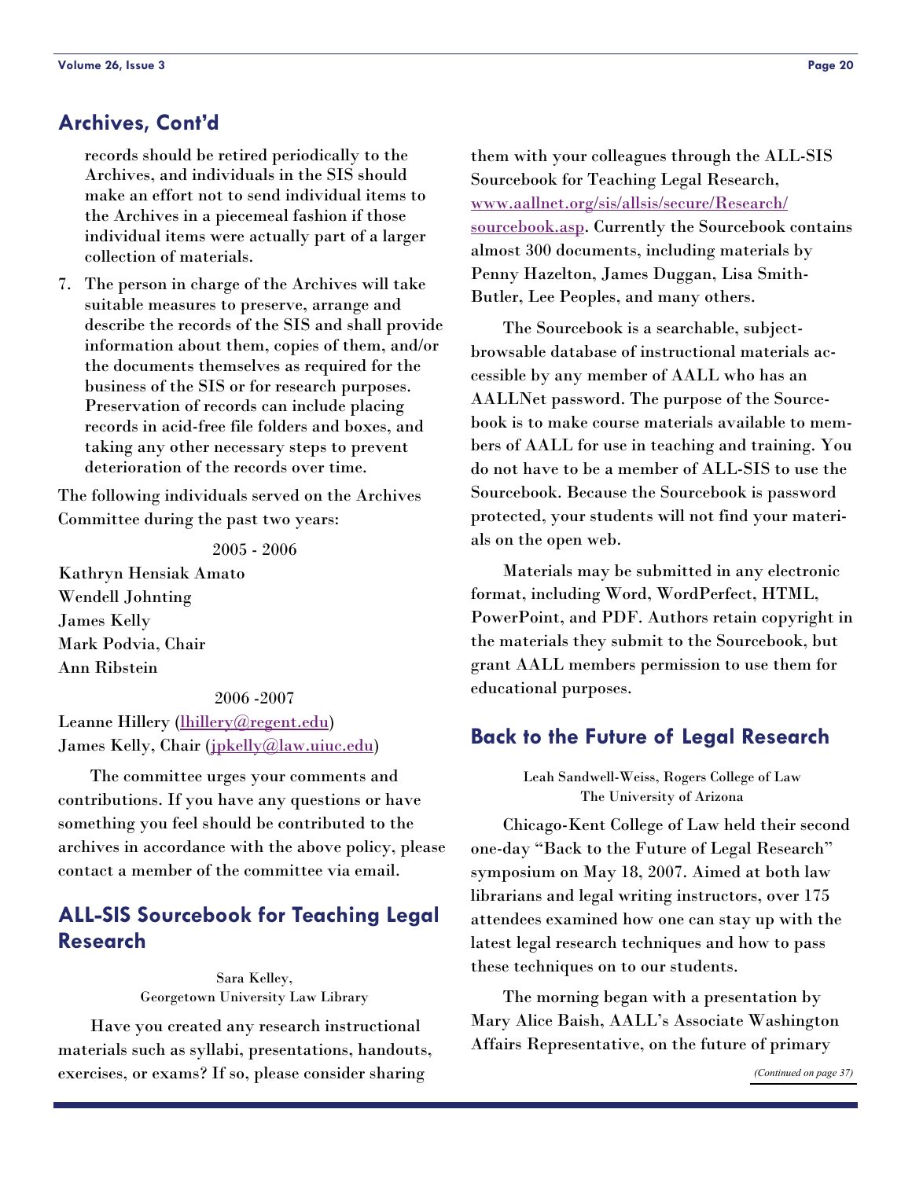## Archives, Cont'd

records should be retired periodically to the Archives, and individuals in the SIS should make an effort not to send individual items to the Archives in a piecemeal fashion if those individual items were actually part of a larger collection of materials.

7. The person in charge of the Archives will take suitable measures to preserve, arrange and describe the records of the SIS and shall provide information about them, copies of them, and/or the documents themselves as required for the business of the SIS or for research purposes. Preservation of records can include placing records in acid-free file folders and boxes, and taking any other necessary steps to prevent deterioration of the records over time.

The following individuals served on the Archives Committee during the past two years:

2005 - 2006

Kathryn Hensiak Amato
Wendell Johnting
James Kelly
Mark Podvia, Chair
Ann Ribstein

2006 -2007

Leanne Hillery (lhillery@regent.edu)
James Kelly, Chair (jpkelly@law.uiuc.edu)

The committee urges your comments and contributions. If you have any questions or have something you feel should be contributed to the archives in accordance with the above policy, please contact a member of the committee via email.

## ALL-SIS Sourcebook for Teaching Legal Research

Sara Kelley,
Georgetown University Law Library

Have you created any research instructional materials such as syllabi, presentations, handouts, exercises, or exams? If so, please consider sharing them with your colleagues through the ALL-SIS Sourcebook for Teaching Legal Research, www.aallnet.org/sis/allsis/secure/Research/sourcebook.asp. Currently the Sourcebook contains almost 300 documents, including materials by Penny Hazelton, James Duggan, Lisa Smith-Butler, Lee Peoples, and many others.

The Sourcebook is a searchable, subject-browsable database of instructional materials accessible by any member of AALL who has an AALLNet password. The purpose of the Sourcebook is to make course materials available to members of AALL for use in teaching and training. You do not have to be a member of ALL-SIS to use the Sourcebook. Because the Sourcebook is password protected, your students will not find your materials on the open web.

Materials may be submitted in any electronic format, including Word, WordPerfect, HTML, PowerPoint, and PDF. Authors retain copyright in the materials they submit to the Sourcebook, but grant AALL members permission to use them for educational purposes.

## Back to the Future of Legal Research

Leah Sandwell-Weiss, Rogers College of Law
The University of Arizona

Chicago-Kent College of Law held their second one-day "Back to the Future of Legal Research" symposium on May 18, 2007. Aimed at both law librarians and legal writing instructors, over 175 attendees examined how one can stay up with the latest legal research techniques and how to pass these techniques on to our students.

The morning began with a presentation by Mary Alice Baish, AALL's Associate Washington Affairs Representative, on the future of primary

*(Continued on page 37)*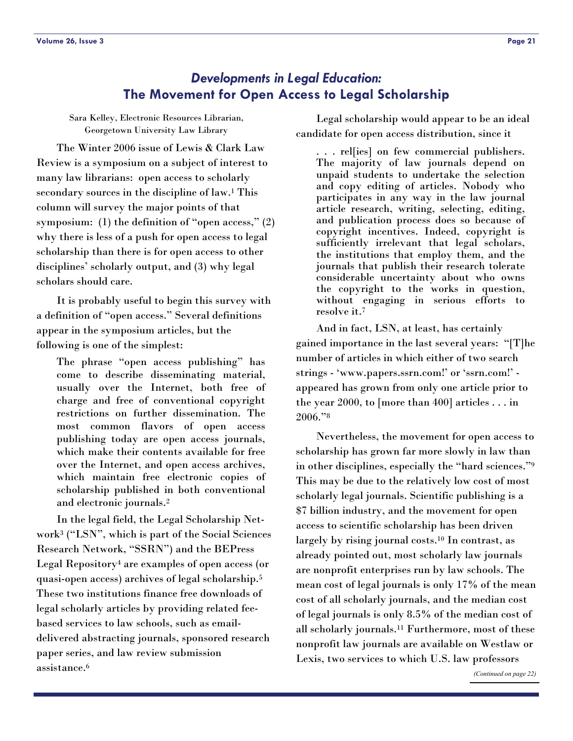## *Developments in Legal Education:* The Movement for Open Access to Legal Scholarship

Sara Kelley, Electronic Resources Librarian, Georgetown University Law Library

The Winter 2006 issue of Lewis & Clark Law Review is a symposium on a subject of interest to many law librarians: open access to scholarly secondary sources in the discipline of law.[1] This column will survey the major points of that symposium: (1) the definition of "open access," (2) why there is less of a push for open access to legal scholarship than there is for open access to other disciplines' scholarly output, and (3) why legal scholars should care.

It is probably useful to begin this survey with a definition of "open access." Several definitions appear in the symposium articles, but the following is one of the simplest:

> The phrase "open access publishing" has come to describe disseminating material, usually over the Internet, both free of charge and free of conventional copyright restrictions on further dissemination. The most common flavors of open access publishing today are open access journals, which make their contents available for free over the Internet, and open access archives, which maintain free electronic copies of scholarship published in both conventional and electronic journals.[2]

In the legal field, the Legal Scholarship Network[3] ("LSN", which is part of the Social Sciences Research Network, "SSRN") and the BEPress Legal Repository[4] are examples of open access (or quasi-open access) archives of legal scholarship.[5] These two institutions finance free downloads of legal scholarly articles by providing related fee-based services to law schools, such as email-delivered abstracting journals, sponsored research paper series, and law review submission assistance.[6]

Legal scholarship would appear to be an ideal candidate for open access distribution, since it

> . . . rel[ies] on few commercial publishers. The majority of law journals depend on unpaid students to undertake the selection and copy editing of articles. Nobody who participates in any way in the law journal article research, writing, selecting, editing, and publication process does so because of copyright incentives. Indeed, copyright is sufficiently irrelevant that legal scholars, the institutions that employ them, and the journals that publish their research tolerate considerable uncertainty about who owns the copyright to the works in question, without engaging in serious efforts to resolve it.[7]

And in fact, LSN, at least, has certainly gained importance in the last several years: "[T]he number of articles in which either of two search strings - 'www.papers.ssrn.com!' or 'ssrn.com!' - appeared has grown from only one article prior to the year 2000, to [more than 400] articles . . . in 2006."[8]

Nevertheless, the movement for open access to scholarship has grown far more slowly in law than in other disciplines, especially the "hard sciences."[9] This may be due to the relatively low cost of most scholarly legal journals. Scientific publishing is a $7 billion industry, and the movement for open access to scientific scholarship has been driven largely by rising journal costs.[10] In contrast, as already pointed out, most scholarly law journals are nonprofit enterprises run by law schools. The mean cost of legal journals is only 17% of the mean cost of all scholarly journals, and the median cost of legal journals is only 8.5% of the median cost of all scholarly journals.[11] Furthermore, most of these nonprofit law journals are available on Westlaw or Lexis, two services to which U.S. law professors

*(Continued on page 22)*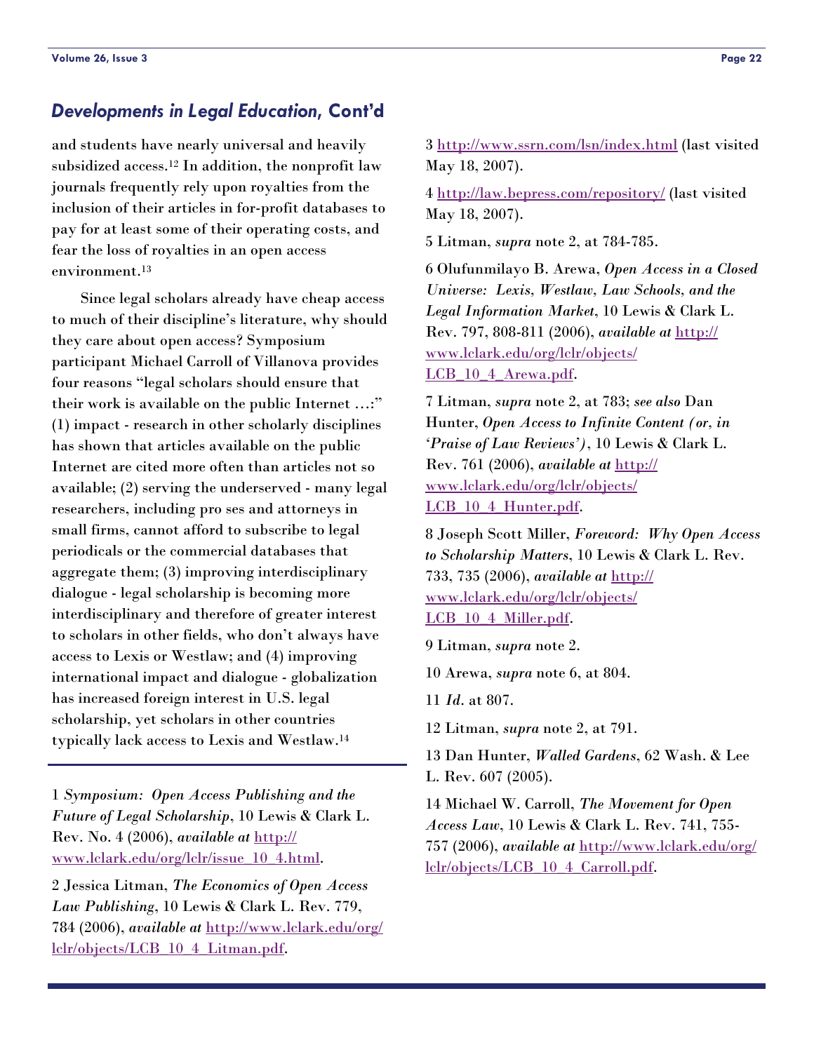## *Developments in Legal Education*, Cont'd

and students have nearly universal and heavily subsidized access.[12] In addition, the nonprofit law journals frequently rely upon royalties from the inclusion of their articles in for-profit databases to pay for at least some of their operating costs, and fear the loss of royalties in an open access environment.[13]

Since legal scholars already have cheap access to much of their discipline's literature, why should they care about open access? Symposium participant Michael Carroll of Villanova provides four reasons "legal scholars should ensure that their work is available on the public Internet …:" (1) impact - research in other scholarly disciplines has shown that articles available on the public Internet are cited more often than articles not so available; (2) serving the underserved - many legal researchers, including pro ses and attorneys in small firms, cannot afford to subscribe to legal periodicals or the commercial databases that aggregate them; (3) improving interdisciplinary dialogue - legal scholarship is becoming more interdisciplinary and therefore of greater interest to scholars in other fields, who don't always have access to Lexis or Westlaw; and (4) improving international impact and dialogue - globalization has increased foreign interest in U.S. legal scholarship, yet scholars in other countries typically lack access to Lexis and Westlaw.[14]

---

1 *Symposium: Open Access Publishing and the Future of Legal Scholarship*, 10 Lewis & Clark L. Rev. No. 4 (2006), *available at* http://www.lclark.edu/org/lclr/issue_10_4.html.

2 Jessica Litman, *The Economics of Open Access Law Publishing*, 10 Lewis & Clark L. Rev. 779, 784 (2006), *available at* http://www.lclark.edu/org/lclr/objects/LCB_10_4_Litman.pdf.

3 http://www.ssrn.com/lsn/index.html (last visited May 18, 2007).

4 http://law.bepress.com/repository/ (last visited May 18, 2007).

5 Litman, *supra* note 2, at 784-785.

6 Olufunmilayo B. Arewa, *Open Access in a Closed Universe: Lexis, Westlaw, Law Schools, and the Legal Information Market*, 10 Lewis & Clark L. Rev. 797, 808-811 (2006), *available at* http://www.lclark.edu/org/lclr/objects/LCB_10_4_Arewa.pdf.

7 Litman, *supra* note 2, at 783; *see also* Dan Hunter, *Open Access to Infinite Content (or, in 'Praise of Law Reviews')*, 10 Lewis & Clark L. Rev. 761 (2006), *available at* http://www.lclark.edu/org/lclr/objects/LCB_10_4_Hunter.pdf.

8 Joseph Scott Miller, *Foreword: Why Open Access to Scholarship Matters*, 10 Lewis & Clark L. Rev. 733, 735 (2006), *available at* http://www.lclark.edu/org/lclr/objects/LCB_10_4_Miller.pdf.

9 Litman, *supra* note 2.

10 Arewa, *supra* note 6, at 804.

11 *Id.* at 807.

12 Litman, *supra* note 2, at 791.

13 Dan Hunter, *Walled Gardens*, 62 Wash. & Lee L. Rev. 607 (2005).

14 Michael W. Carroll, *The Movement for Open Access Law*, 10 Lewis & Clark L. Rev. 741, 755-757 (2006), *available at* http://www.lclark.edu/org/lclr/objects/LCB_10_4_Carroll.pdf.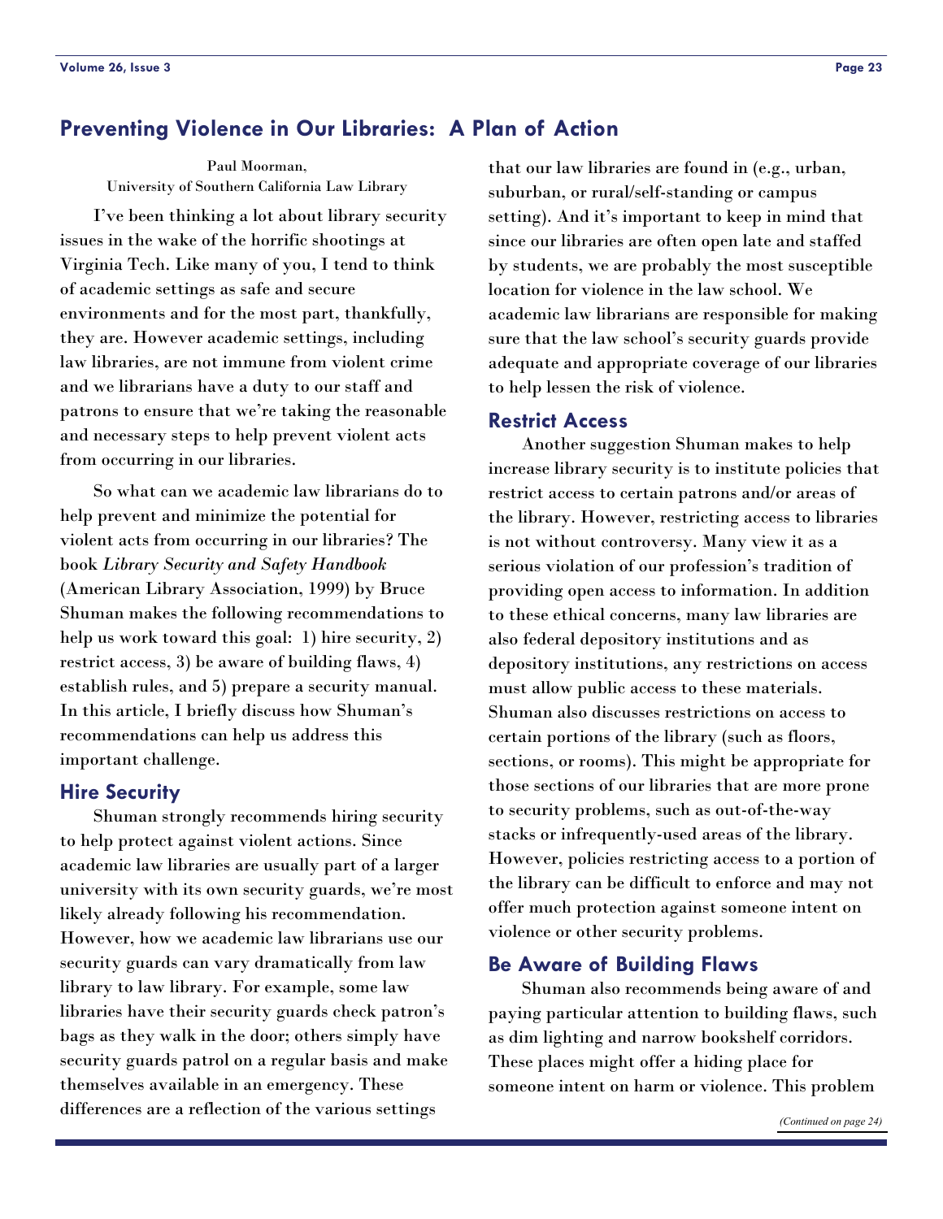## Preventing Violence in Our Libraries: A Plan of Action

Paul Moorman,
University of Southern California Law Library

I've been thinking a lot about library security issues in the wake of the horrific shootings at Virginia Tech. Like many of you, I tend to think of academic settings as safe and secure environments and for the most part, thankfully, they are. However academic settings, including law libraries, are not immune from violent crime and we librarians have a duty to our staff and patrons to ensure that we're taking the reasonable and necessary steps to help prevent violent acts from occurring in our libraries.

So what can we academic law librarians do to help prevent and minimize the potential for violent acts from occurring in our libraries? The book *Library Security and Safety Handbook* (American Library Association, 1999) by Bruce Shuman makes the following recommendations to help us work toward this goal: 1) hire security, 2) restrict access, 3) be aware of building flaws, 4) establish rules, and 5) prepare a security manual. In this article, I briefly discuss how Shuman's recommendations can help us address this important challenge.

### Hire Security

Shuman strongly recommends hiring security to help protect against violent actions. Since academic law libraries are usually part of a larger university with its own security guards, we're most likely already following his recommendation. However, how we academic law librarians use our security guards can vary dramatically from law library to law library. For example, some law libraries have their security guards check patron's bags as they walk in the door; others simply have security guards patrol on a regular basis and make themselves available in an emergency. These differences are a reflection of the various settings that our law libraries are found in (e.g., urban, suburban, or rural/self-standing or campus setting). And it's important to keep in mind that since our libraries are often open late and staffed by students, we are probably the most susceptible location for violence in the law school. We academic law librarians are responsible for making sure that the law school's security guards provide adequate and appropriate coverage of our libraries to help lessen the risk of violence.

### Restrict Access

Another suggestion Shuman makes to help increase library security is to institute policies that restrict access to certain patrons and/or areas of the library. However, restricting access to libraries is not without controversy. Many view it as a serious violation of our profession's tradition of providing open access to information. In addition to these ethical concerns, many law libraries are also federal depository institutions and as depository institutions, any restrictions on access must allow public access to these materials. Shuman also discusses restrictions on access to certain portions of the library (such as floors, sections, or rooms). This might be appropriate for those sections of our libraries that are more prone to security problems, such as out-of-the-way stacks or infrequently-used areas of the library. However, policies restricting access to a portion of the library can be difficult to enforce and may not offer much protection against someone intent on violence or other security problems.

### Be Aware of Building Flaws

Shuman also recommends being aware of and paying particular attention to building flaws, such as dim lighting and narrow bookshelf corridors. These places might offer a hiding place for someone intent on harm or violence. This problem

*(Continued on page 24)*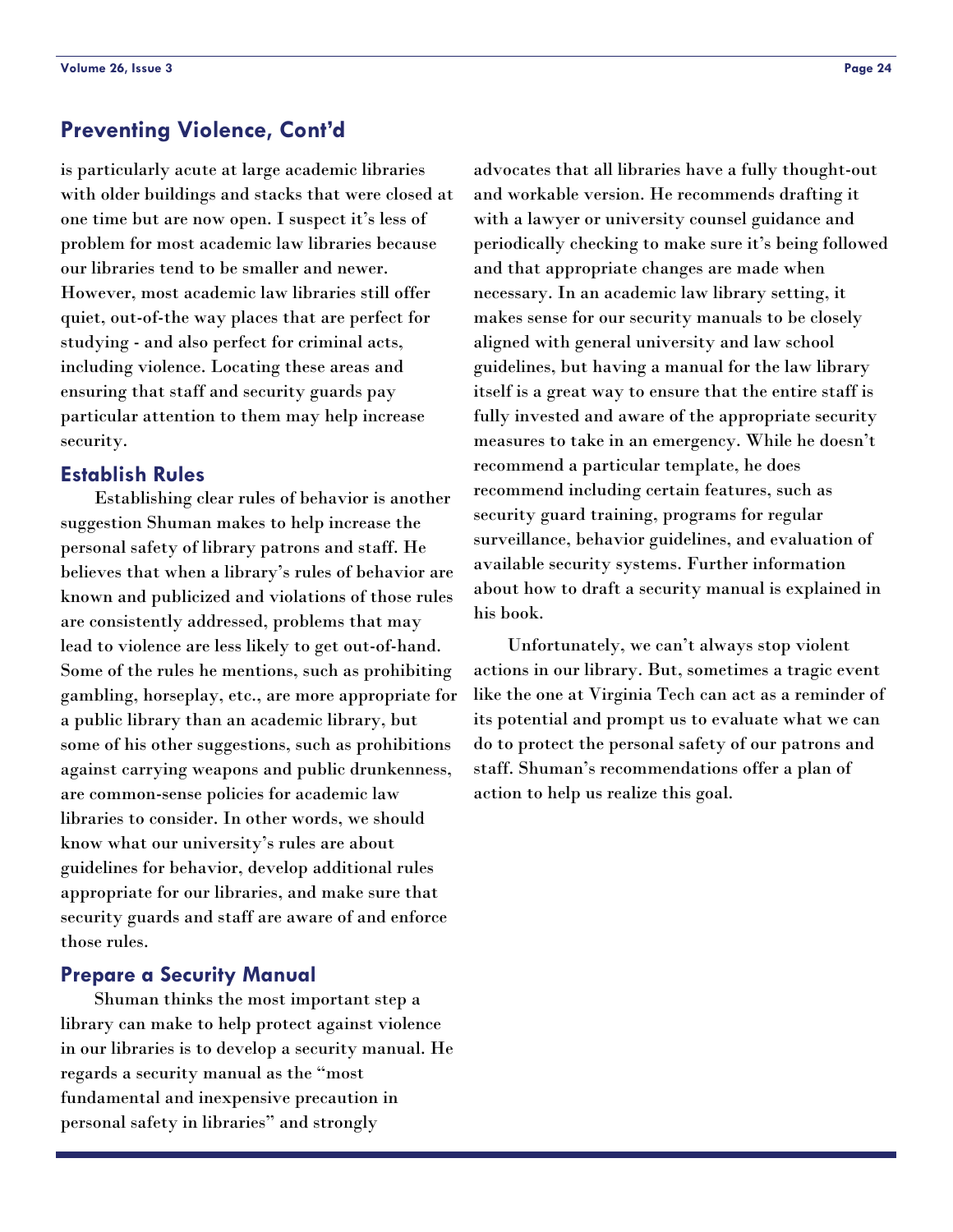## Preventing Violence, Cont'd

is particularly acute at large academic libraries with older buildings and stacks that were closed at one time but are now open. I suspect it's less of problem for most academic law libraries because our libraries tend to be smaller and newer. However, most academic law libraries still offer quiet, out-of-the way places that are perfect for studying - and also perfect for criminal acts, including violence. Locating these areas and ensuring that staff and security guards pay particular attention to them may help increase security.

### Establish Rules

Establishing clear rules of behavior is another suggestion Shuman makes to help increase the personal safety of library patrons and staff. He believes that when a library's rules of behavior are known and publicized and violations of those rules are consistently addressed, problems that may lead to violence are less likely to get out-of-hand. Some of the rules he mentions, such as prohibiting gambling, horseplay, etc., are more appropriate for a public library than an academic library, but some of his other suggestions, such as prohibitions against carrying weapons and public drunkenness, are common-sense policies for academic law libraries to consider. In other words, we should know what our university's rules are about guidelines for behavior, develop additional rules appropriate for our libraries, and make sure that security guards and staff are aware of and enforce those rules.

### Prepare a Security Manual

Shuman thinks the most important step a library can make to help protect against violence in our libraries is to develop a security manual. He regards a security manual as the "most fundamental and inexpensive precaution in personal safety in libraries" and strongly advocates that all libraries have a fully thought-out and workable version. He recommends drafting it with a lawyer or university counsel guidance and periodically checking to make sure it's being followed and that appropriate changes are made when necessary. In an academic law library setting, it makes sense for our security manuals to be closely aligned with general university and law school guidelines, but having a manual for the law library itself is a great way to ensure that the entire staff is fully invested and aware of the appropriate security measures to take in an emergency. While he doesn't recommend a particular template, he does recommend including certain features, such as security guard training, programs for regular surveillance, behavior guidelines, and evaluation of available security systems. Further information about how to draft a security manual is explained in his book.

Unfortunately, we can't always stop violent actions in our library. But, sometimes a tragic event like the one at Virginia Tech can act as a reminder of its potential and prompt us to evaluate what we can do to protect the personal safety of our patrons and staff. Shuman's recommendations offer a plan of action to help us realize this goal.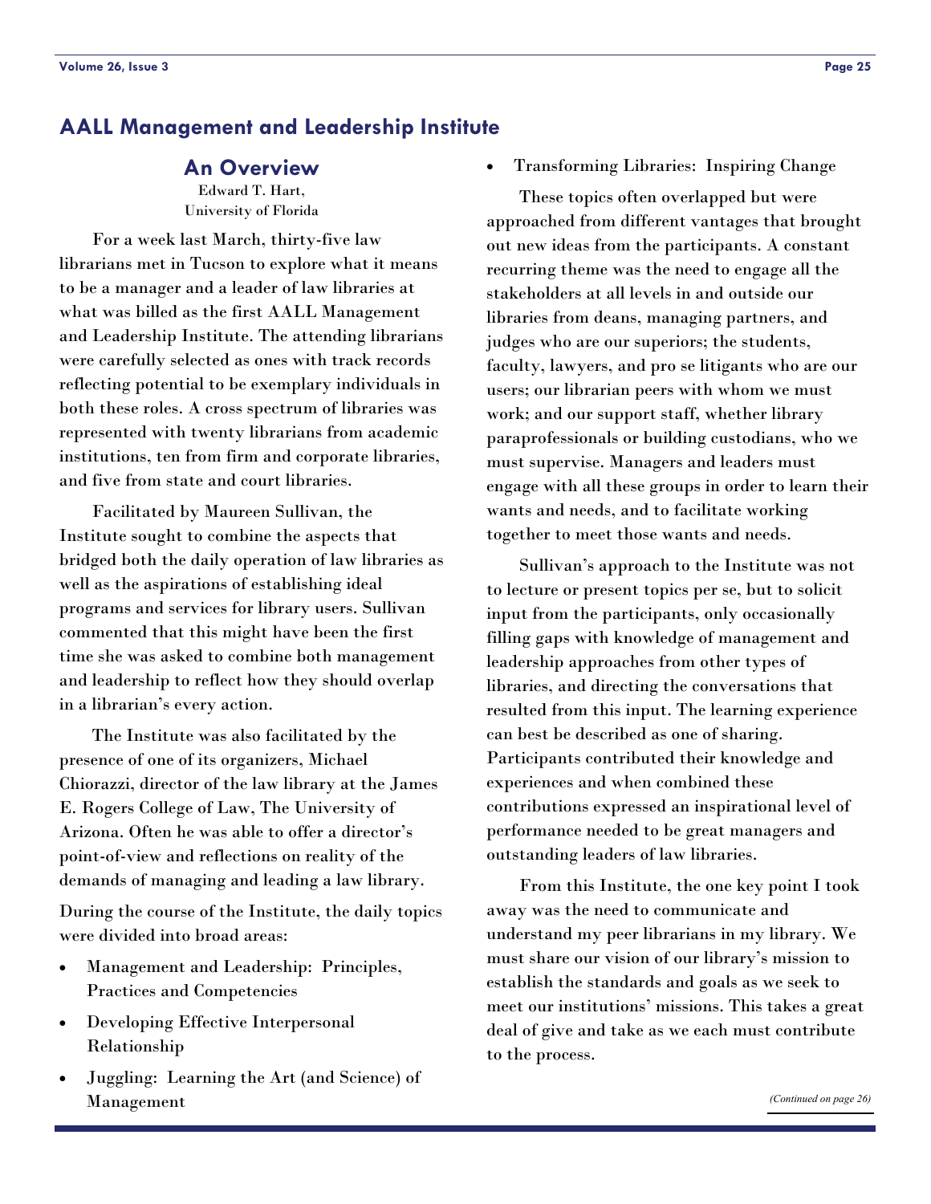## AALL Management and Leadership Institute

### An Overview

Edward T. Hart,
University of Florida

For a week last March, thirty-five law librarians met in Tucson to explore what it means to be a manager and a leader of law libraries at what was billed as the first AALL Management and Leadership Institute. The attending librarians were carefully selected as ones with track records reflecting potential to be exemplary individuals in both these roles. A cross spectrum of libraries was represented with twenty librarians from academic institutions, ten from firm and corporate libraries, and five from state and court libraries.

Facilitated by Maureen Sullivan, the Institute sought to combine the aspects that bridged both the daily operation of law libraries as well as the aspirations of establishing ideal programs and services for library users. Sullivan commented that this might have been the first time she was asked to combine both management and leadership to reflect how they should overlap in a librarian's every action.

The Institute was also facilitated by the presence of one of its organizers, Michael Chiorazzi, director of the law library at the James E. Rogers College of Law, The University of Arizona. Often he was able to offer a director's point-of-view and reflections on reality of the demands of managing and leading a law library.

During the course of the Institute, the daily topics were divided into broad areas:

- Management and Leadership: Principles, Practices and Competencies
- Developing Effective Interpersonal Relationship
- Juggling: Learning the Art (and Science) of Management
- Transforming Libraries: Inspiring Change

These topics often overlapped but were approached from different vantages that brought out new ideas from the participants. A constant recurring theme was the need to engage all the stakeholders at all levels in and outside our libraries from deans, managing partners, and judges who are our superiors; the students, faculty, lawyers, and pro se litigants who are our users; our librarian peers with whom we must work; and our support staff, whether library paraprofessionals or building custodians, who we must supervise. Managers and leaders must engage with all these groups in order to learn their wants and needs, and to facilitate working together to meet those wants and needs.

Sullivan's approach to the Institute was not to lecture or present topics per se, but to solicit input from the participants, only occasionally filling gaps with knowledge of management and leadership approaches from other types of libraries, and directing the conversations that resulted from this input. The learning experience can best be described as one of sharing. Participants contributed their knowledge and experiences and when combined these contributions expressed an inspirational level of performance needed to be great managers and outstanding leaders of law libraries.

From this Institute, the one key point I took away was the need to communicate and understand my peer librarians in my library. We must share our vision of our library's mission to establish the standards and goals as we seek to meet our institutions' missions. This takes a great deal of give and take as we each must contribute to the process.

*(Continued on page 26)*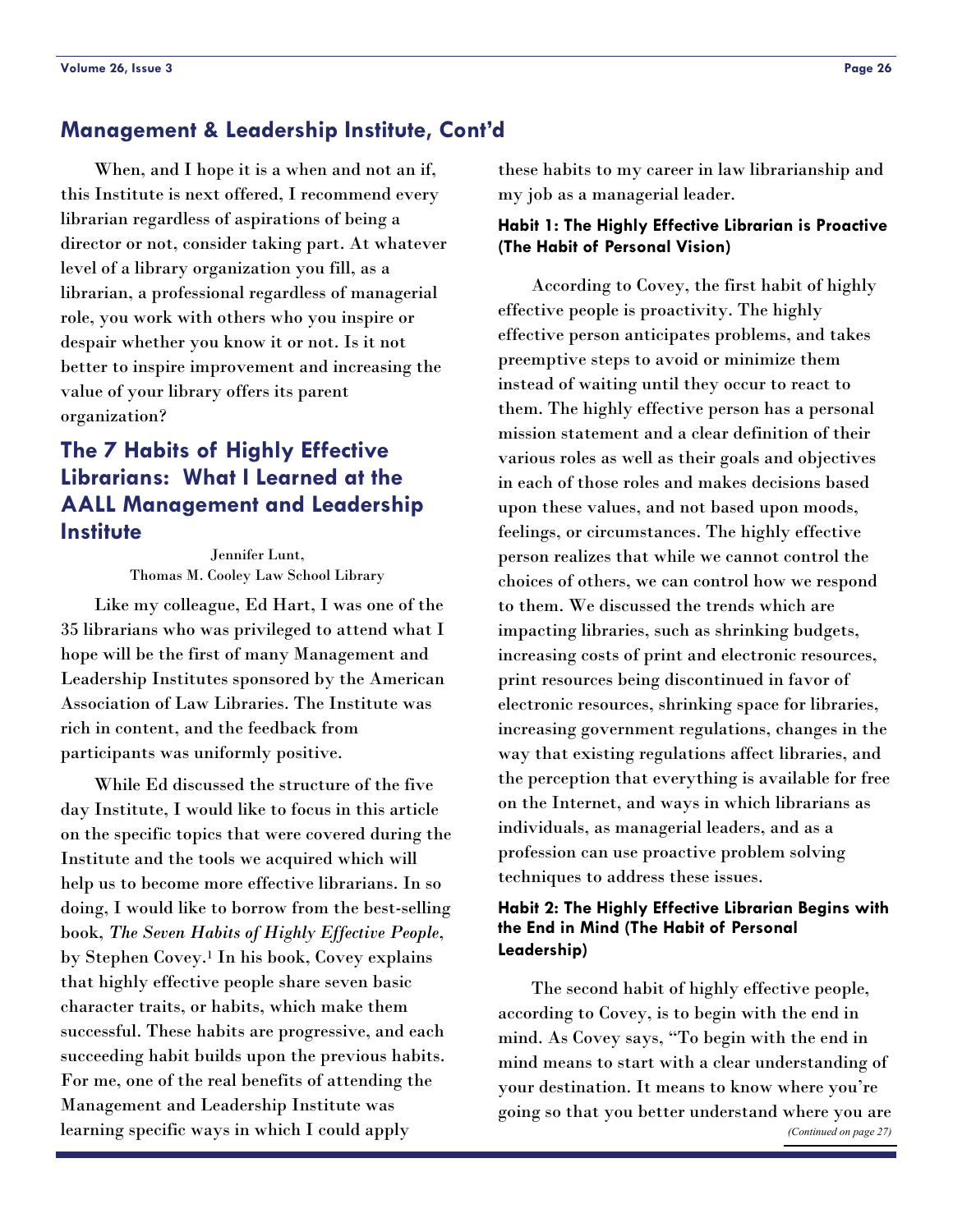## Management & Leadership Institute, Cont'd

When, and I hope it is a when and not an if, this Institute is next offered, I recommend every librarian regardless of aspirations of being a director or not, consider taking part. At whatever level of a library organization you fill, as a librarian, a professional regardless of managerial role, you work with others who you inspire or despair whether you know it or not. Is it not better to inspire improvement and increasing the value of your library offers its parent organization?

## The 7 Habits of Highly Effective Librarians: What I Learned at the AALL Management and Leadership Institute

Jennifer Lunt,
Thomas M. Cooley Law School Library

Like my colleague, Ed Hart, I was one of the 35 librarians who was privileged to attend what I hope will be the first of many Management and Leadership Institutes sponsored by the American Association of Law Libraries. The Institute was rich in content, and the feedback from participants was uniformly positive.

While Ed discussed the structure of the five day Institute, I would like to focus in this article on the specific topics that were covered during the Institute and the tools we acquired which will help us to become more effective librarians. In so doing, I would like to borrow from the best-selling book, *The Seven Habits of Highly Effective People*, by Stephen Covey.[1] In his book, Covey explains that highly effective people share seven basic character traits, or habits, which make them successful. These habits are progressive, and each succeeding habit builds upon the previous habits. For me, one of the real benefits of attending the Management and Leadership Institute was learning specific ways in which I could apply these habits to my career in law librarianship and my job as a managerial leader.

#### Habit 1: The Highly Effective Librarian is Proactive (The Habit of Personal Vision)

According to Covey, the first habit of highly effective people is proactivity. The highly effective person anticipates problems, and takes preemptive steps to avoid or minimize them instead of waiting until they occur to react to them. The highly effective person has a personal mission statement and a clear definition of their various roles as well as their goals and objectives in each of those roles and makes decisions based upon these values, and not based upon moods, feelings, or circumstances. The highly effective person realizes that while we cannot control the choices of others, we can control how we respond to them. We discussed the trends which are impacting libraries, such as shrinking budgets, increasing costs of print and electronic resources, print resources being discontinued in favor of electronic resources, shrinking space for libraries, increasing government regulations, changes in the way that existing regulations affect libraries, and the perception that everything is available for free on the Internet, and ways in which librarians as individuals, as managerial leaders, and as a profession can use proactive problem solving techniques to address these issues.

#### Habit 2: The Highly Effective Librarian Begins with the End in Mind (The Habit of Personal Leadership)

The second habit of highly effective people, according to Covey, is to begin with the end in mind. As Covey says, "To begin with the end in mind means to start with a clear understanding of your destination. It means to know where you're going so that you better understand where you are

*(Continued on page 27)*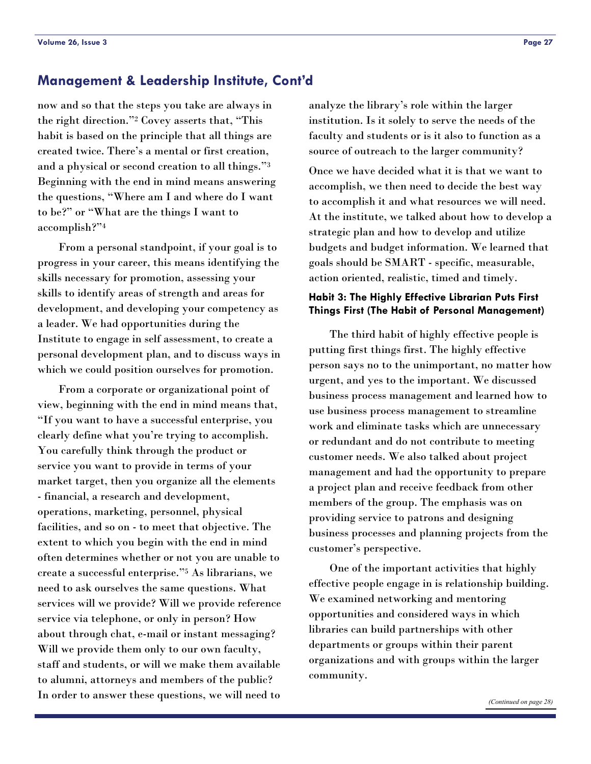## Management & Leadership Institute, Cont'd

now and so that the steps you take are always in the right direction."[2] Covey asserts that, "This habit is based on the principle that all things are created twice. There's a mental or first creation, and a physical or second creation to all things."[3] Beginning with the end in mind means answering the questions, "Where am I and where do I want to be?" or "What are the things I want to accomplish?"[4]

From a personal standpoint, if your goal is to progress in your career, this means identifying the skills necessary for promotion, assessing your skills to identify areas of strength and areas for development, and developing your competency as a leader. We had opportunities during the Institute to engage in self assessment, to create a personal development plan, and to discuss ways in which we could position ourselves for promotion.

From a corporate or organizational point of view, beginning with the end in mind means that, "If you want to have a successful enterprise, you clearly define what you're trying to accomplish. You carefully think through the product or service you want to provide in terms of your market target, then you organize all the elements - financial, a research and development, operations, marketing, personnel, physical facilities, and so on - to meet that objective. The extent to which you begin with the end in mind often determines whether or not you are unable to create a successful enterprise."[5] As librarians, we need to ask ourselves the same questions. What services will we provide? Will we provide reference service via telephone, or only in person? How about through chat, e-mail or instant messaging? Will we provide them only to our own faculty, staff and students, or will we make them available to alumni, attorneys and members of the public? In order to answer these questions, we will need to analyze the library's role within the larger institution. Is it solely to serve the needs of the faculty and students or is it also to function as a source of outreach to the larger community?

Once we have decided what it is that we want to accomplish, we then need to decide the best way to accomplish it and what resources we will need. At the institute, we talked about how to develop a strategic plan and how to develop and utilize budgets and budget information. We learned that goals should be SMART - specific, measurable, action oriented, realistic, timed and timely.

### Habit 3: The Highly Effective Librarian Puts First Things First (The Habit of Personal Management)

The third habit of highly effective people is putting first things first. The highly effective person says no to the unimportant, no matter how urgent, and yes to the important. We discussed business process management and learned how to use business process management to streamline work and eliminate tasks which are unnecessary or redundant and do not contribute to meeting customer needs. We also talked about project management and had the opportunity to prepare a project plan and receive feedback from other members of the group. The emphasis was on providing service to patrons and designing business processes and planning projects from the customer's perspective.

One of the important activities that highly effective people engage in is relationship building. We examined networking and mentoring opportunities and considered ways in which libraries can build partnerships with other departments or groups within their parent organizations and with groups within the larger community.

*(Continued on page 28)*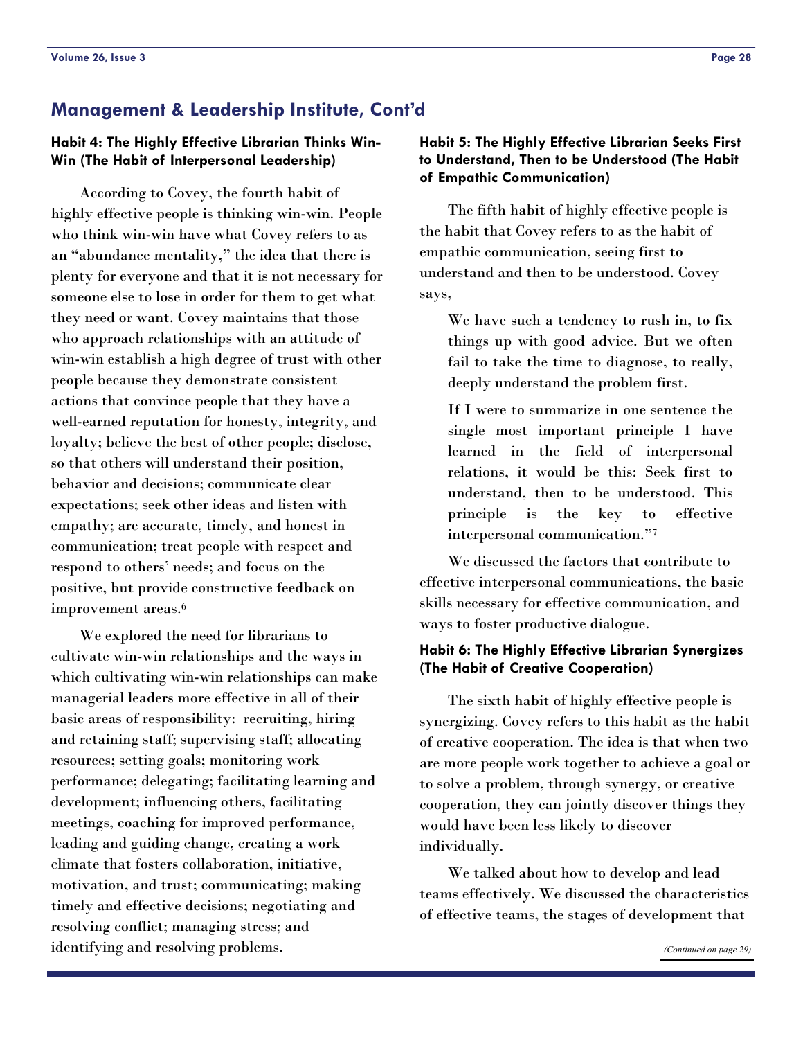## Management & Leadership Institute, Cont'd

### Habit 4: The Highly Effective Librarian Thinks Win-Win (The Habit of Interpersonal Leadership)

According to Covey, the fourth habit of highly effective people is thinking win-win. People who think win-win have what Covey refers to as an "abundance mentality," the idea that there is plenty for everyone and that it is not necessary for someone else to lose in order for them to get what they need or want. Covey maintains that those who approach relationships with an attitude of win-win establish a high degree of trust with other people because they demonstrate consistent actions that convince people that they have a well-earned reputation for honesty, integrity, and loyalty; believe the best of other people; disclose, so that others will understand their position, behavior and decisions; communicate clear expectations; seek other ideas and listen with empathy; are accurate, timely, and honest in communication; treat people with respect and respond to others' needs; and focus on the positive, but provide constructive feedback on improvement areas.[6]

We explored the need for librarians to cultivate win-win relationships and the ways in which cultivating win-win relationships can make managerial leaders more effective in all of their basic areas of responsibility: recruiting, hiring and retaining staff; supervising staff; allocating resources; setting goals; monitoring work performance; delegating; facilitating learning and development; influencing others, facilitating meetings, coaching for improved performance, leading and guiding change, creating a work climate that fosters collaboration, initiative, motivation, and trust; communicating; making timely and effective decisions; negotiating and resolving conflict; managing stress; and identifying and resolving problems.

### Habit 5: The Highly Effective Librarian Seeks First to Understand, Then to be Understood (The Habit of Empathic Communication)

The fifth habit of highly effective people is the habit that Covey refers to as the habit of empathic communication, seeing first to understand and then to be understood. Covey says,

> We have such a tendency to rush in, to fix things up with good advice. But we often fail to take the time to diagnose, to really, deeply understand the problem first.
>
> If I were to summarize in one sentence the single most important principle I have learned in the field of interpersonal relations, it would be this: Seek first to understand, then to be understood. This principle is the key to effective interpersonal communication."[7]

We discussed the factors that contribute to effective interpersonal communications, the basic skills necessary for effective communication, and ways to foster productive dialogue.

### Habit 6: The Highly Effective Librarian Synergizes (The Habit of Creative Cooperation)

The sixth habit of highly effective people is synergizing. Covey refers to this habit as the habit of creative cooperation. The idea is that when two are more people work together to achieve a goal or to solve a problem, through synergy, or creative cooperation, they can jointly discover things they would have been less likely to discover individually.

We talked about how to develop and lead teams effectively. We discussed the characteristics of effective teams, the stages of development that

*(Continued on page 29)*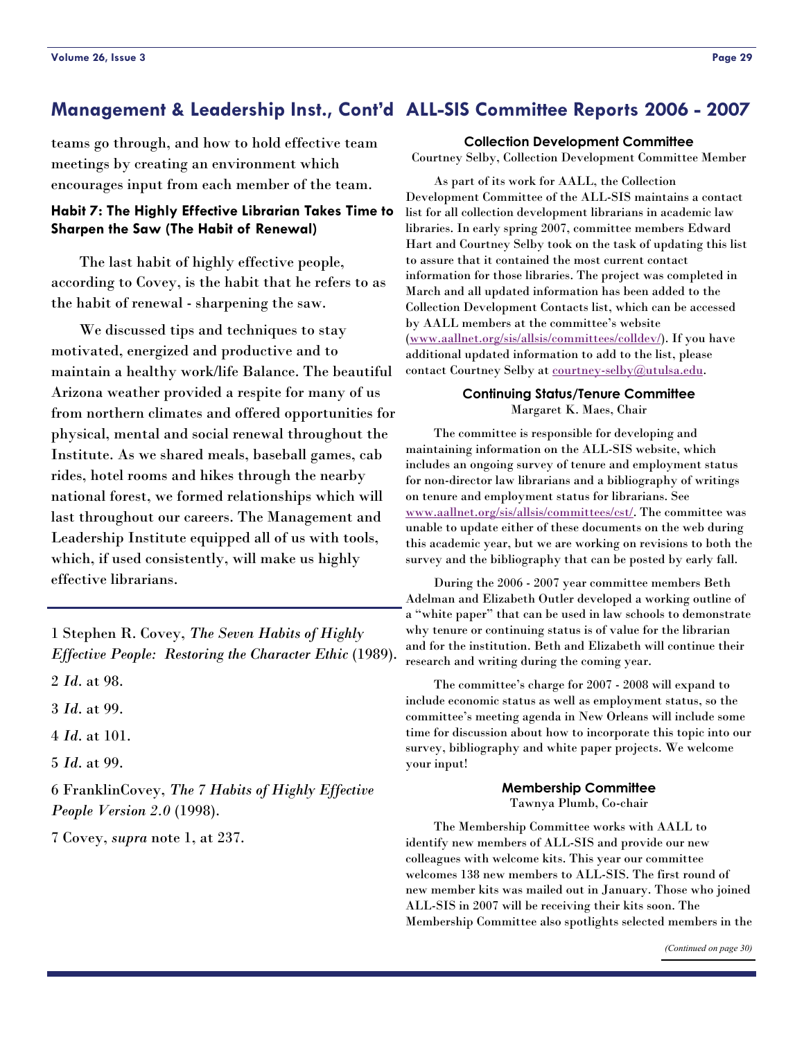## Management & Leadership Inst., Cont'd

teams go through, and how to hold effective team meetings by creating an environment which encourages input from each member of the team.

### Habit 7: The Highly Effective Librarian Takes Time to Sharpen the Saw (The Habit of Renewal)

The last habit of highly effective people, according to Covey, is the habit that he refers to as the habit of renewal - sharpening the saw.

We discussed tips and techniques to stay motivated, energized and productive and to maintain a healthy work/life Balance. The beautiful Arizona weather provided a respite for many of us from northern climates and offered opportunities for physical, mental and social renewal throughout the Institute. As we shared meals, baseball games, cab rides, hotel rooms and hikes through the nearby national forest, we formed relationships which will last throughout our careers. The Management and Leadership Institute equipped all of us with tools, which, if used consistently, will make us highly effective librarians.

---

1 Stephen R. Covey, *The Seven Habits of Highly Effective People: Restoring the Character Ethic* (1989).

2 *Id*. at 98.

3 *Id*. at 99.

4 *Id*. at 101.

5 *Id*. at 99.

6 FranklinCovey, *The 7 Habits of Highly Effective People Version 2.0* (1998).

7 Covey, *supra* note 1, at 237.

## ALL-SIS Committee Reports 2006 - 2007

### Collection Development Committee

Courtney Selby, Collection Development Committee Member

As part of its work for AALL, the Collection Development Committee of the ALL-SIS maintains a contact list for all collection development librarians in academic law libraries. In early spring 2007, committee members Edward Hart and Courtney Selby took on the task of updating this list to assure that it contained the most current contact information for those libraries. The project was completed in March and all updated information has been added to the Collection Development Contacts list, which can be accessed by AALL members at the committee's website (www.aallnet.org/sis/allsis/committees/colldev/). If you have additional updated information to add to the list, please contact Courtney Selby at courtney-selby@utulsa.edu.

### Continuing Status/Tenure Committee

Margaret K. Maes, Chair

The committee is responsible for developing and maintaining information on the ALL-SIS website, which includes an ongoing survey of tenure and employment status for non-director law librarians and a bibliography of writings on tenure and employment status for librarians. See www.aallnet.org/sis/allsis/committees/cst/. The committee was unable to update either of these documents on the web during this academic year, but we are working on revisions to both the survey and the bibliography that can be posted by early fall.

During the 2006 - 2007 year committee members Beth Adelman and Elizabeth Outler developed a working outline of a "white paper" that can be used in law schools to demonstrate why tenure or continuing status is of value for the librarian and for the institution. Beth and Elizabeth will continue their research and writing during the coming year.

The committee's charge for 2007 - 2008 will expand to include economic status as well as employment status, so the committee's meeting agenda in New Orleans will include some time for discussion about how to incorporate this topic into our survey, bibliography and white paper projects. We welcome your input!

### Membership Committee

Tawnya Plumb, Co-chair

The Membership Committee works with AALL to identify new members of ALL-SIS and provide our new colleagues with welcome kits. This year our committee welcomes 138 new members to ALL-SIS. The first round of new member kits was mailed out in January. Those who joined ALL-SIS in 2007 will be receiving their kits soon. The Membership Committee also spotlights selected members in the

*(Continued on page 30)*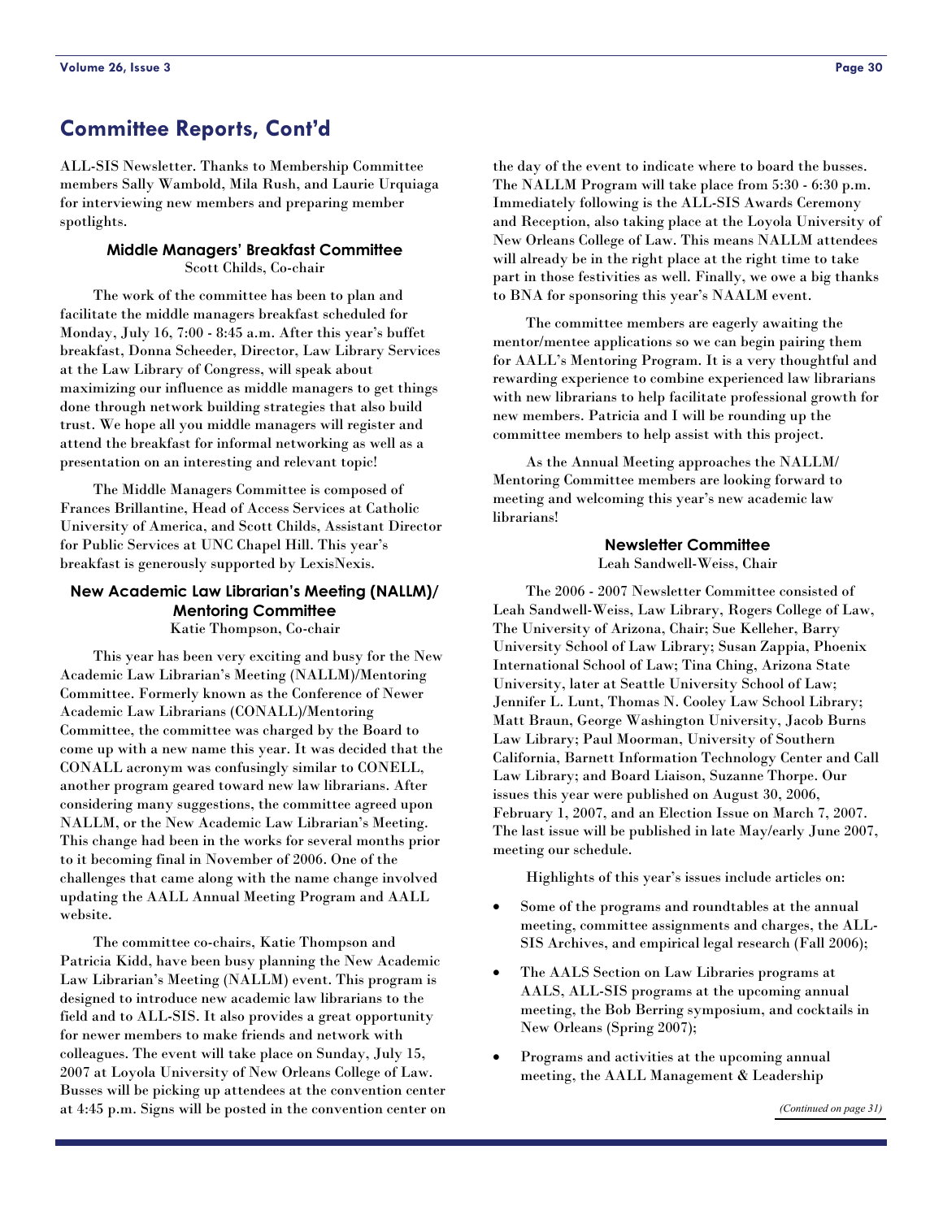## Committee Reports, Cont'd

ALL-SIS Newsletter. Thanks to Membership Committee members Sally Wambold, Mila Rush, and Laurie Urquiaga for interviewing new members and preparing member spotlights.

### Middle Managers' Breakfast Committee

Scott Childs, Co-chair

The work of the committee has been to plan and facilitate the middle managers breakfast scheduled for Monday, July 16, 7:00 - 8:45 a.m. After this year's buffet breakfast, Donna Scheeder, Director, Law Library Services at the Law Library of Congress, will speak about maximizing our influence as middle managers to get things done through network building strategies that also build trust. We hope all you middle managers will register and attend the breakfast for informal networking as well as a presentation on an interesting and relevant topic!

The Middle Managers Committee is composed of Frances Brillantine, Head of Access Services at Catholic University of America, and Scott Childs, Assistant Director for Public Services at UNC Chapel Hill. This year's breakfast is generously supported by LexisNexis.

### New Academic Law Librarian's Meeting (NALLM)/ Mentoring Committee

Katie Thompson, Co-chair

This year has been very exciting and busy for the New Academic Law Librarian's Meeting (NALLM)/Mentoring Committee. Formerly known as the Conference of Newer Academic Law Librarians (CONALL)/Mentoring Committee, the committee was charged by the Board to come up with a new name this year. It was decided that the CONALL acronym was confusingly similar to CONELL, another program geared toward new law librarians. After considering many suggestions, the committee agreed upon NALLM, or the New Academic Law Librarian's Meeting. This change had been in the works for several months prior to it becoming final in November of 2006. One of the challenges that came along with the name change involved updating the AALL Annual Meeting Program and AALL website.

The committee co-chairs, Katie Thompson and Patricia Kidd, have been busy planning the New Academic Law Librarian's Meeting (NALLM) event. This program is designed to introduce new academic law librarians to the field and to ALL-SIS. It also provides a great opportunity for newer members to make friends and network with colleagues. The event will take place on Sunday, July 15, 2007 at Loyola University of New Orleans College of Law. Busses will be picking up attendees at the convention center at 4:45 p.m. Signs will be posted in the convention center on the day of the event to indicate where to board the busses. The NALLM Program will take place from 5:30 - 6:30 p.m. Immediately following is the ALL-SIS Awards Ceremony and Reception, also taking place at the Loyola University of New Orleans College of Law. This means NALLM attendees will already be in the right place at the right time to take part in those festivities as well. Finally, we owe a big thanks to BNA for sponsoring this year's NAALM event.

The committee members are eagerly awaiting the mentor/mentee applications so we can begin pairing them for AALL's Mentoring Program. It is a very thoughtful and rewarding experience to combine experienced law librarians with new librarians to help facilitate professional growth for new members. Patricia and I will be rounding up the committee members to help assist with this project.

As the Annual Meeting approaches the NALLM/ Mentoring Committee members are looking forward to meeting and welcoming this year's new academic law librarians!

### Newsletter Committee

Leah Sandwell-Weiss, Chair

The 2006 - 2007 Newsletter Committee consisted of Leah Sandwell-Weiss, Law Library, Rogers College of Law, The University of Arizona, Chair; Sue Kelleher, Barry University School of Law Library; Susan Zappia, Phoenix International School of Law; Tina Ching, Arizona State University, later at Seattle University School of Law; Jennifer L. Lunt, Thomas N. Cooley Law School Library; Matt Braun, George Washington University, Jacob Burns Law Library; Paul Moorman, University of Southern California, Barnett Information Technology Center and Call Law Library; and Board Liaison, Suzanne Thorpe. Our issues this year were published on August 30, 2006, February 1, 2007, and an Election Issue on March 7, 2007. The last issue will be published in late May/early June 2007, meeting our schedule.

Highlights of this year's issues include articles on:

- Some of the programs and roundtables at the annual meeting, committee assignments and charges, the ALL-SIS Archives, and empirical legal research (Fall 2006);
- The AALS Section on Law Libraries programs at AALS, ALL-SIS programs at the upcoming annual meeting, the Bob Berring symposium, and cocktails in New Orleans (Spring 2007);
- Programs and activities at the upcoming annual meeting, the AALL Management & Leadership

*(Continued on page 31)*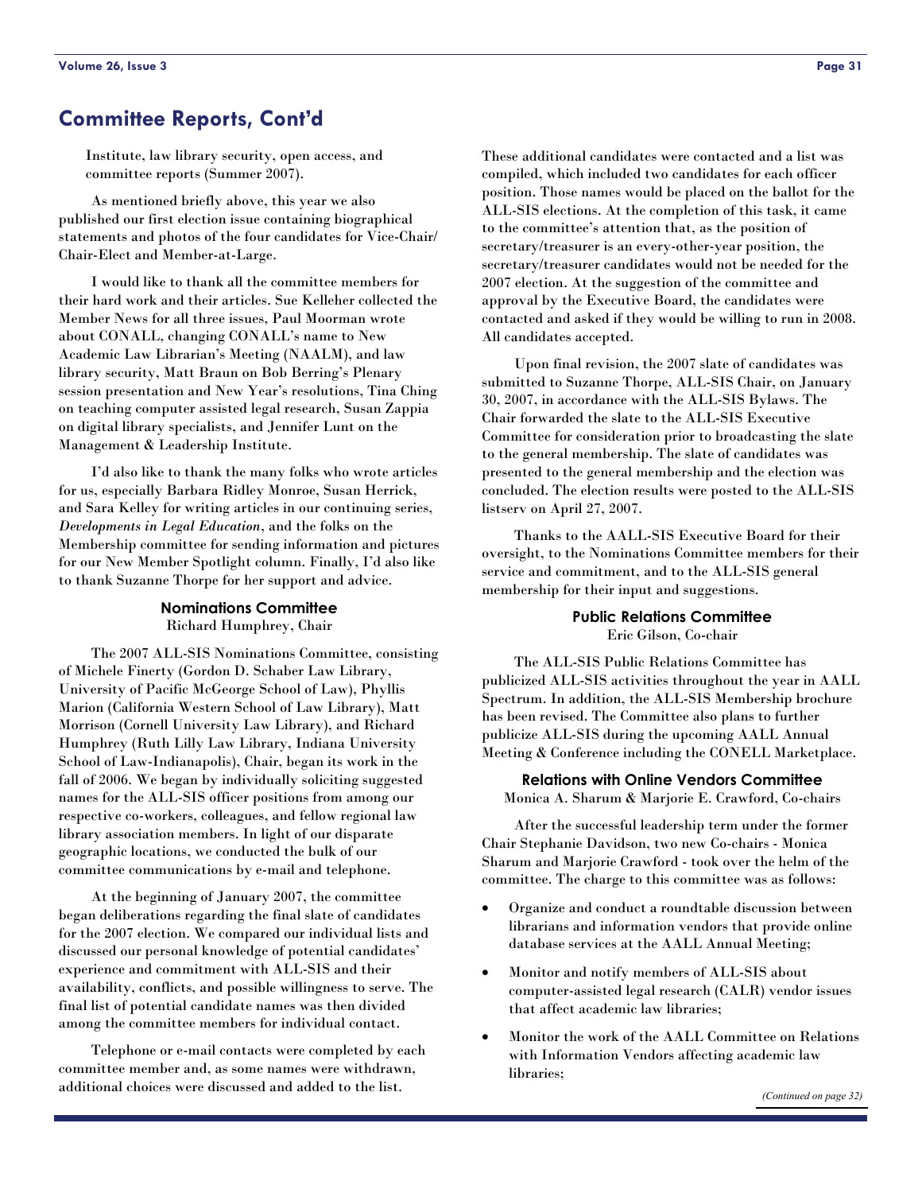## Committee Reports, Cont'd

Institute, law library security, open access, and committee reports (Summer 2007).

As mentioned briefly above, this year we also published our first election issue containing biographical statements and photos of the four candidates for Vice-Chair/ Chair-Elect and Member-at-Large.

I would like to thank all the committee members for their hard work and their articles. Sue Kelleher collected the Member News for all three issues, Paul Moorman wrote about CONALL, changing CONALL's name to New Academic Law Librarian's Meeting (NAALM), and law library security, Matt Braun on Bob Berring's Plenary session presentation and New Year's resolutions, Tina Ching on teaching computer assisted legal research, Susan Zappia on digital library specialists, and Jennifer Lunt on the Management & Leadership Institute.

I'd also like to thank the many folks who wrote articles for us, especially Barbara Ridley Monroe, Susan Herrick, and Sara Kelley for writing articles in our continuing series, *Developments in Legal Education*, and the folks on the Membership committee for sending information and pictures for our New Member Spotlight column. Finally, I'd also like to thank Suzanne Thorpe for her support and advice.

### Nominations Committee

Richard Humphrey, Chair

The 2007 ALL-SIS Nominations Committee, consisting of Michele Finerty (Gordon D. Schaber Law Library, University of Pacific McGeorge School of Law), Phyllis Marion (California Western School of Law Library), Matt Morrison (Cornell University Law Library), and Richard Humphrey (Ruth Lilly Law Library, Indiana University School of Law-Indianapolis), Chair, began its work in the fall of 2006. We began by individually soliciting suggested names for the ALL-SIS officer positions from among our respective co-workers, colleagues, and fellow regional law library association members. In light of our disparate geographic locations, we conducted the bulk of our committee communications by e-mail and telephone.

At the beginning of January 2007, the committee began deliberations regarding the final slate of candidates for the 2007 election. We compared our individual lists and discussed our personal knowledge of potential candidates' experience and commitment with ALL-SIS and their availability, conflicts, and possible willingness to serve. The final list of potential candidate names was then divided among the committee members for individual contact.

Telephone or e-mail contacts were completed by each committee member and, as some names were withdrawn, additional choices were discussed and added to the list. These additional candidates were contacted and a list was compiled, which included two candidates for each officer position. Those names would be placed on the ballot for the ALL-SIS elections. At the completion of this task, it came to the committee's attention that, as the position of secretary/treasurer is an every-other-year position, the secretary/treasurer candidates would not be needed for the 2007 election. At the suggestion of the committee and approval by the Executive Board, the candidates were contacted and asked if they would be willing to run in 2008. All candidates accepted.

Upon final revision, the 2007 slate of candidates was submitted to Suzanne Thorpe, ALL-SIS Chair, on January 30, 2007, in accordance with the ALL-SIS Bylaws. The Chair forwarded the slate to the ALL-SIS Executive Committee for consideration prior to broadcasting the slate to the general membership. The slate of candidates was presented to the general membership and the election was concluded. The election results were posted to the ALL-SIS listserv on April 27, 2007.

Thanks to the AALL-SIS Executive Board for their oversight, to the Nominations Committee members for their service and commitment, and to the ALL-SIS general membership for their input and suggestions.

### Public Relations Committee

Eric Gilson, Co-chair

The ALL-SIS Public Relations Committee has publicized ALL-SIS activities throughout the year in AALL Spectrum. In addition, the ALL-SIS Membership brochure has been revised. The Committee also plans to further publicize ALL-SIS during the upcoming AALL Annual Meeting & Conference including the CONELL Marketplace.

### Relations with Online Vendors Committee

Monica A. Sharum & Marjorie E. Crawford, Co-chairs

After the successful leadership term under the former Chair Stephanie Davidson, two new Co-chairs - Monica Sharum and Marjorie Crawford - took over the helm of the committee. The charge to this committee was as follows:

- Organize and conduct a roundtable discussion between librarians and information vendors that provide online database services at the AALL Annual Meeting;
- Monitor and notify members of ALL-SIS about computer-assisted legal research (CALR) vendor issues that affect academic law libraries;
- Monitor the work of the AALL Committee on Relations with Information Vendors affecting academic law libraries;

*(Continued on page 32)*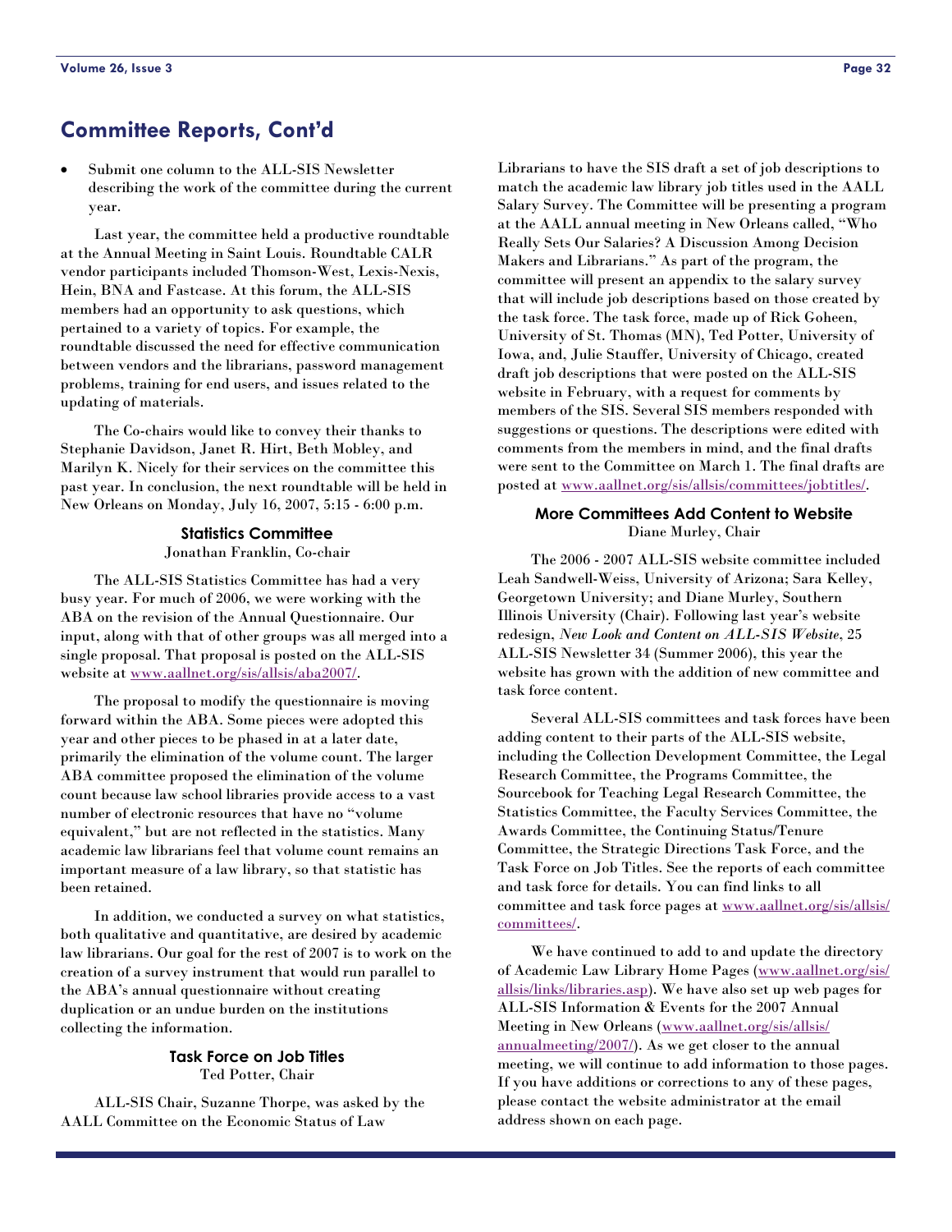## Committee Reports, Cont'd

- Submit one column to the ALL-SIS Newsletter describing the work of the committee during the current year.

Last year, the committee held a productive roundtable at the Annual Meeting in Saint Louis. Roundtable CALR vendor participants included Thomson-West, Lexis-Nexis, Hein, BNA and Fastcase. At this forum, the ALL-SIS members had an opportunity to ask questions, which pertained to a variety of topics. For example, the roundtable discussed the need for effective communication between vendors and the librarians, password management problems, training for end users, and issues related to the updating of materials.

The Co-chairs would like to convey their thanks to Stephanie Davidson, Janet R. Hirt, Beth Mobley, and Marilyn K. Nicely for their services on the committee this past year. In conclusion, the next roundtable will be held in New Orleans on Monday, July 16, 2007, 5:15 - 6:00 p.m.

### Statistics Committee

Jonathan Franklin, Co-chair

The ALL-SIS Statistics Committee has had a very busy year. For much of 2006, we were working with the ABA on the revision of the Annual Questionnaire. Our input, along with that of other groups was all merged into a single proposal. That proposal is posted on the ALL-SIS website at www.aallnet.org/sis/allsis/aba2007/.

The proposal to modify the questionnaire is moving forward within the ABA. Some pieces were adopted this year and other pieces to be phased in at a later date, primarily the elimination of the volume count. The larger ABA committee proposed the elimination of the volume count because law school libraries provide access to a vast number of electronic resources that have no "volume equivalent," but are not reflected in the statistics. Many academic law librarians feel that volume count remains an important measure of a law library, so that statistic has been retained.

In addition, we conducted a survey on what statistics, both qualitative and quantitative, are desired by academic law librarians. Our goal for the rest of 2007 is to work on the creation of a survey instrument that would run parallel to the ABA's annual questionnaire without creating duplication or an undue burden on the institutions collecting the information.

### Task Force on Job Titles

Ted Potter, Chair

ALL-SIS Chair, Suzanne Thorpe, was asked by the AALL Committee on the Economic Status of Law Librarians to have the SIS draft a set of job descriptions to match the academic law library job titles used in the AALL Salary Survey. The Committee will be presenting a program at the AALL annual meeting in New Orleans called, "Who Really Sets Our Salaries? A Discussion Among Decision Makers and Librarians." As part of the program, the committee will present an appendix to the salary survey that will include job descriptions based on those created by the task force. The task force, made up of Rick Goheen, University of St. Thomas (MN), Ted Potter, University of Iowa, and, Julie Stauffer, University of Chicago, created draft job descriptions that were posted on the ALL-SIS website in February, with a request for comments by members of the SIS. Several SIS members responded with suggestions or questions. The descriptions were edited with comments from the members in mind, and the final drafts were sent to the Committee on March 1. The final drafts are posted at www.aallnet.org/sis/allsis/committees/jobtitles/.

### More Committees Add Content to Website

Diane Murley, Chair

The 2006 - 2007 ALL-SIS website committee included Leah Sandwell-Weiss, University of Arizona; Sara Kelley, Georgetown University; and Diane Murley, Southern Illinois University (Chair). Following last year's website redesign, *New Look and Content on ALL-SIS Website*, 25 ALL-SIS Newsletter 34 (Summer 2006), this year the website has grown with the addition of new committee and task force content.

Several ALL-SIS committees and task forces have been adding content to their parts of the ALL-SIS website, including the Collection Development Committee, the Legal Research Committee, the Programs Committee, the Sourcebook for Teaching Legal Research Committee, the Statistics Committee, the Faculty Services Committee, the Awards Committee, the Continuing Status/Tenure Committee, the Strategic Directions Task Force, and the Task Force on Job Titles. See the reports of each committee and task force for details. You can find links to all committee and task force pages at www.aallnet.org/sis/allsis/committees/.

We have continued to add to and update the directory of Academic Law Library Home Pages (www.aallnet.org/sis/allsis/links/libraries.asp). We have also set up web pages for ALL-SIS Information & Events for the 2007 Annual Meeting in New Orleans (www.aallnet.org/sis/allsis/annualmeeting/2007/). As we get closer to the annual meeting, we will continue to add information to those pages. If you have additions or corrections to any of these pages, please contact the website administrator at the email address shown on each page.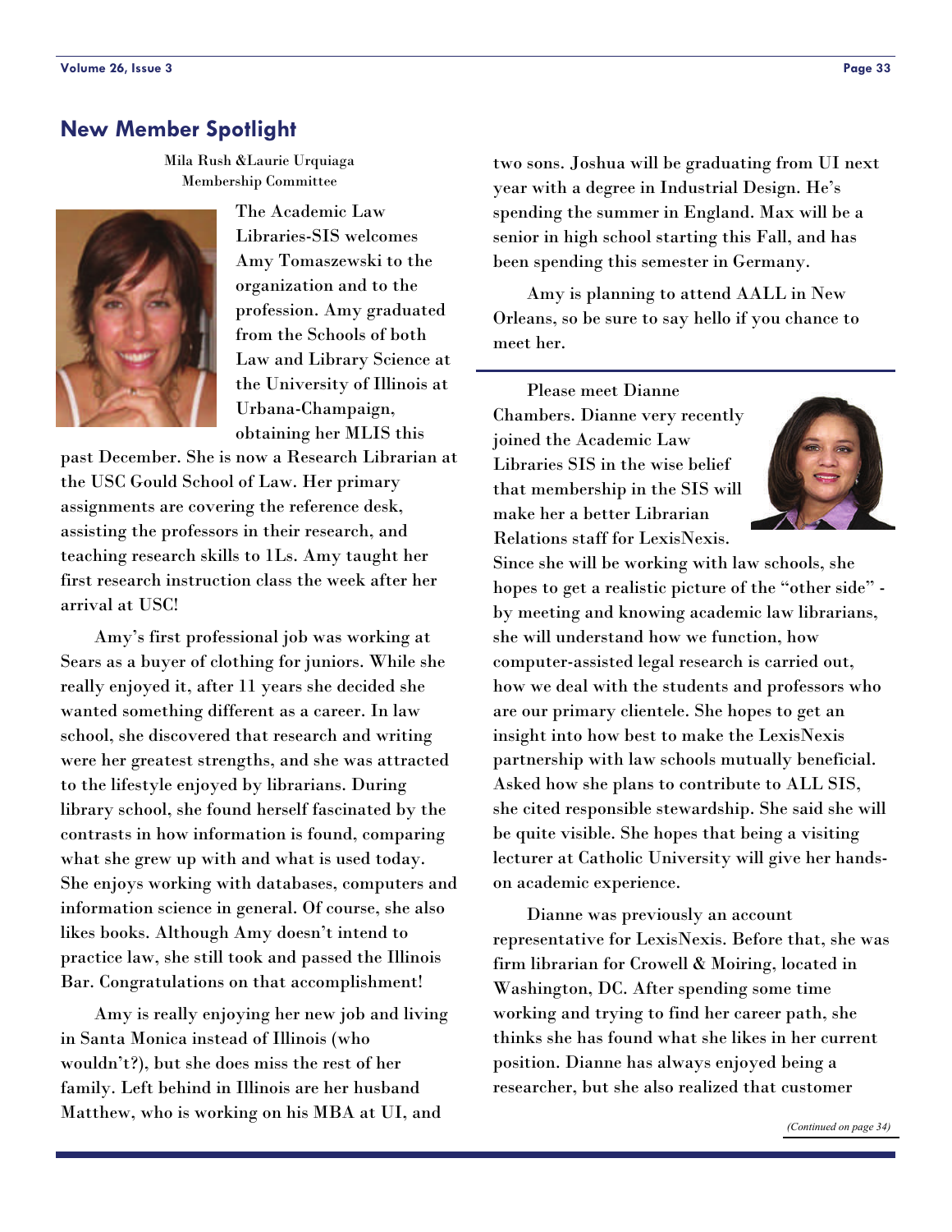## New Member Spotlight

Mila Rush &Laurie Urquiaga
Membership Committee

The Academic Law Libraries-SIS welcomes Amy Tomaszewski to the organization and to the profession. Amy graduated from the Schools of both Law and Library Science at the University of Illinois at Urbana-Champaign, obtaining her MLIS this past December. She is now a Research Librarian at the USC Gould School of Law. Her primary assignments are covering the reference desk, assisting the professors in their research, and teaching research skills to 1Ls. Amy taught her first research instruction class the week after her arrival at USC!

Amy's first professional job was working at Sears as a buyer of clothing for juniors. While she really enjoyed it, after 11 years she decided she wanted something different as a career. In law school, she discovered that research and writing were her greatest strengths, and she was attracted to the lifestyle enjoyed by librarians. During library school, she found herself fascinated by the contrasts in how information is found, comparing what she grew up with and what is used today. She enjoys working with databases, computers and information science in general. Of course, she also likes books. Although Amy doesn't intend to practice law, she still took and passed the Illinois Bar. Congratulations on that accomplishment!

Amy is really enjoying her new job and living in Santa Monica instead of Illinois (who wouldn't?), but she does miss the rest of her family. Left behind in Illinois are her husband Matthew, who is working on his MBA at UI, and two sons. Joshua will be graduating from UI next year with a degree in Industrial Design. He's spending the summer in England. Max will be a senior in high school starting this Fall, and has been spending this semester in Germany.

Amy is planning to attend AALL in New Orleans, so be sure to say hello if you chance to meet her.

---

Please meet Dianne Chambers. Dianne very recently joined the Academic Law Libraries SIS in the wise belief that membership in the SIS will make her a better Librarian Relations staff for LexisNexis. Since she will be working with law schools, she hopes to get a realistic picture of the "other side" - by meeting and knowing academic law librarians, she will understand how we function, how computer-assisted legal research is carried out, how we deal with the students and professors who are our primary clientele. She hopes to get an insight into how best to make the LexisNexis partnership with law schools mutually beneficial. Asked how she plans to contribute to ALL SIS, she cited responsible stewardship. She said she will be quite visible. She hopes that being a visiting lecturer at Catholic University will give her hands-on academic experience.

Dianne was previously an account representative for LexisNexis. Before that, she was firm librarian for Crowell & Moiring, located in Washington, DC. After spending some time working and trying to find her career path, she thinks she has found what she likes in her current position. Dianne has always enjoyed being a researcher, but she also realized that customer

*(Continued on page 34)*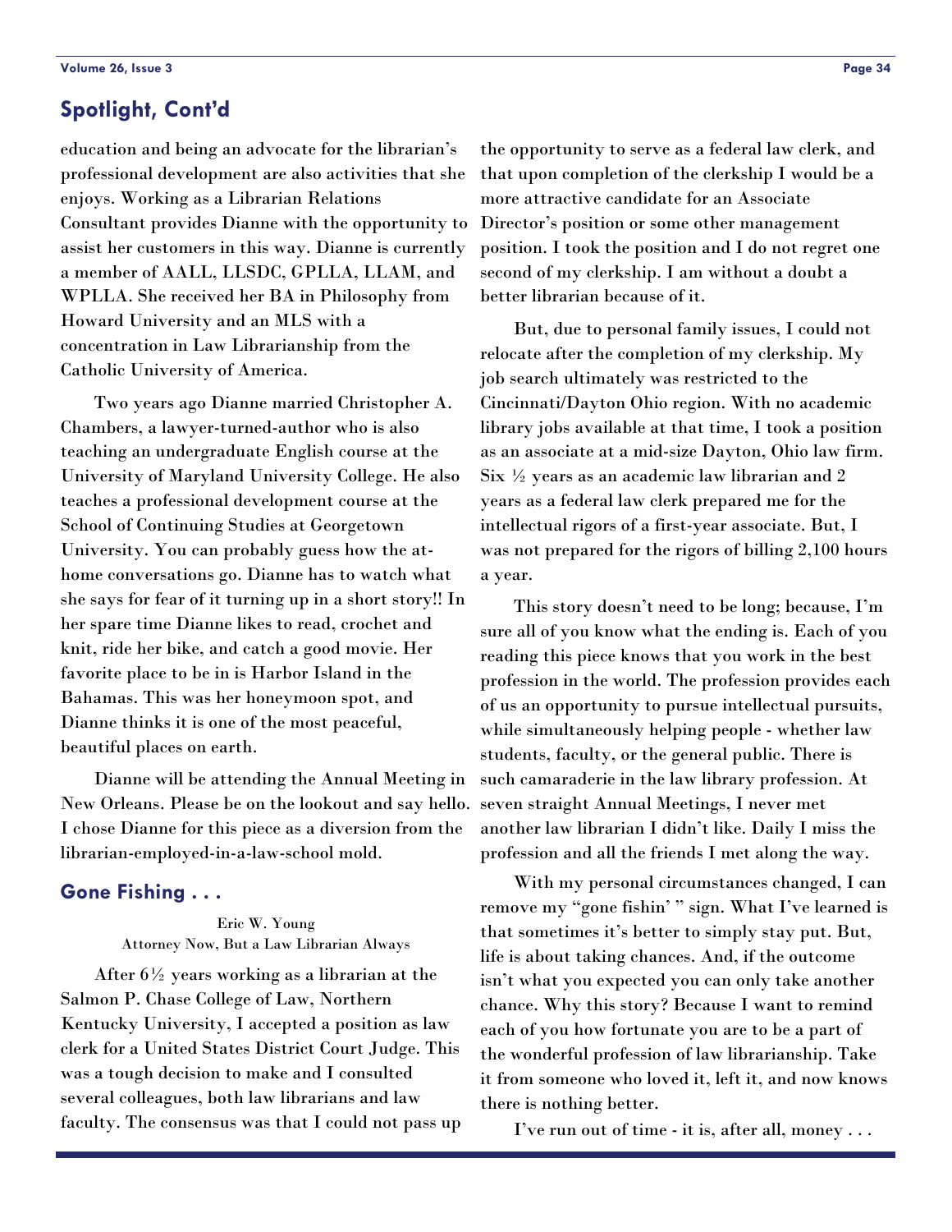## Spotlight, Cont'd

education and being an advocate for the librarian's professional development are also activities that she enjoys. Working as a Librarian Relations Consultant provides Dianne with the opportunity to assist her customers in this way. Dianne is currently a member of AALL, LLSDC, GPLLA, LLAM, and WPLLA. She received her BA in Philosophy from Howard University and an MLS with a concentration in Law Librarianship from the Catholic University of America.

Two years ago Dianne married Christopher A. Chambers, a lawyer-turned-author who is also teaching an undergraduate English course at the University of Maryland University College. He also teaches a professional development course at the School of Continuing Studies at Georgetown University. You can probably guess how the at-home conversations go. Dianne has to watch what she says for fear of it turning up in a short story!! In her spare time Dianne likes to read, crochet and knit, ride her bike, and catch a good movie. Her favorite place to be in is Harbor Island in the Bahamas. This was her honeymoon spot, and Dianne thinks it is one of the most peaceful, beautiful places on earth.

Dianne will be attending the Annual Meeting in New Orleans. Please be on the lookout and say hello. I chose Dianne for this piece as a diversion from the librarian-employed-in-a-law-school mold.

## Gone Fishing . . .

Eric W. Young
Attorney Now, But a Law Librarian Always

After 6½ years working as a librarian at the Salmon P. Chase College of Law, Northern Kentucky University, I accepted a position as law clerk for a United States District Court Judge. This was a tough decision to make and I consulted several colleagues, both law librarians and law faculty. The consensus was that I could not pass up the opportunity to serve as a federal law clerk, and that upon completion of the clerkship I would be a more attractive candidate for an Associate Director's position or some other management position. I took the position and I do not regret one second of my clerkship. I am without a doubt a better librarian because of it.

But, due to personal family issues, I could not relocate after the completion of my clerkship. My job search ultimately was restricted to the Cincinnati/Dayton Ohio region. With no academic library jobs available at that time, I took a position as an associate at a mid-size Dayton, Ohio law firm. Six ½ years as an academic law librarian and 2 years as a federal law clerk prepared me for the intellectual rigors of a first-year associate. But, I was not prepared for the rigors of billing 2,100 hours a year.

This story doesn't need to be long; because, I'm sure all of you know what the ending is. Each of you reading this piece knows that you work in the best profession in the world. The profession provides each of us an opportunity to pursue intellectual pursuits, while simultaneously helping people - whether law students, faculty, or the general public. There is such camaraderie in the law library profession. At seven straight Annual Meetings, I never met another law librarian I didn't like. Daily I miss the profession and all the friends I met along the way.

With my personal circumstances changed, I can remove my "gone fishin' " sign. What I've learned is that sometimes it's better to simply stay put. But, life is about taking chances. And, if the outcome isn't what you expected you can only take another chance. Why this story? Because I want to remind each of you how fortunate you are to be a part of the wonderful profession of law librarianship. Take it from someone who loved it, left it, and now knows there is nothing better.

I've run out of time - it is, after all, money . . .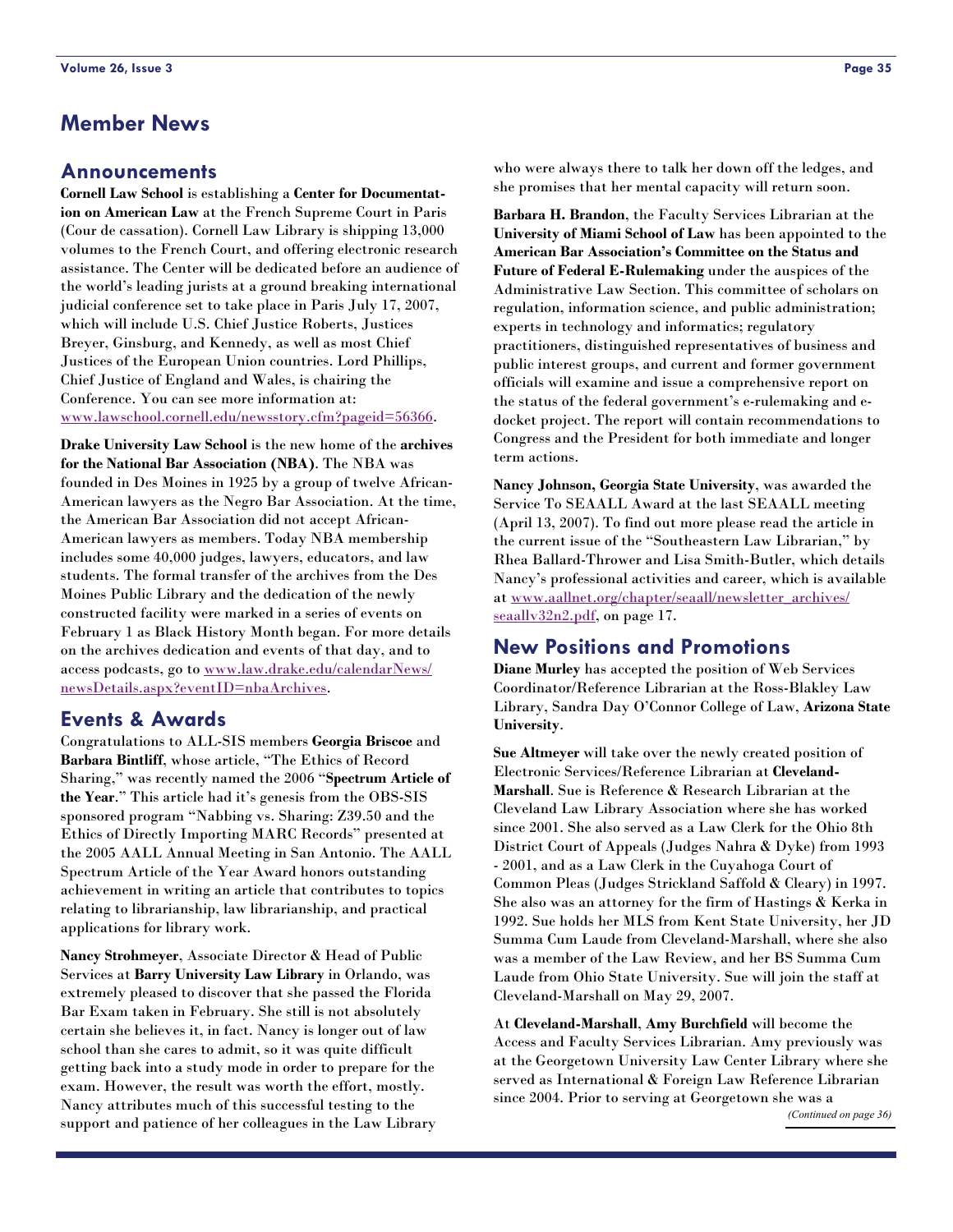# Member News

## Announcements

**Cornell Law School** is establishing a **Center for Documentation on American Law** at the French Supreme Court in Paris (Cour de cassation). Cornell Law Library is shipping 13,000 volumes to the French Court, and offering electronic research assistance. The Center will be dedicated before an audience of the world's leading jurists at a ground breaking international judicial conference set to take place in Paris July 17, 2007, which will include U.S. Chief Justice Roberts, Justices Breyer, Ginsburg, and Kennedy, as well as most Chief Justices of the European Union countries. Lord Phillips, Chief Justice of England and Wales, is chairing the Conference. You can see more information at: www.lawschool.cornell.edu/newsstory.cfm?pageid=56366.

**Drake University Law School** is the new home of the **archives for the National Bar Association (NBA)**. The NBA was founded in Des Moines in 1925 by a group of twelve African-American lawyers as the Negro Bar Association. At the time, the American Bar Association did not accept African-American lawyers as members. Today NBA membership includes some 40,000 judges, lawyers, educators, and law students. The formal transfer of the archives from the Des Moines Public Library and the dedication of the newly constructed facility were marked in a series of events on February 1 as Black History Month began. For more details on the archives dedication and events of that day, and to access podcasts, go to www.law.drake.edu/calendarNews/newsDetails.aspx?eventID=nbaArchives.

## Events & Awards

Congratulations to ALL-SIS members **Georgia Briscoe** and **Barbara Bintliff**, whose article, "The Ethics of Record Sharing," was recently named the 2006 "**Spectrum Article of the Year**." This article had it's genesis from the OBS-SIS sponsored program "Nabbing vs. Sharing: Z39.50 and the Ethics of Directly Importing MARC Records" presented at the 2005 AALL Annual Meeting in San Antonio. The AALL Spectrum Article of the Year Award honors outstanding achievement in writing an article that contributes to topics relating to librarianship, law librarianship, and practical applications for library work.

**Nancy Strohmeyer**, Associate Director & Head of Public Services at **Barry University Law Library** in Orlando, was extremely pleased to discover that she passed the Florida Bar Exam taken in February. She still is not absolutely certain she believes it, in fact. Nancy is longer out of law school than she cares to admit, so it was quite difficult getting back into a study mode in order to prepare for the exam. However, the result was worth the effort, mostly. Nancy attributes much of this successful testing to the support and patience of her colleagues in the Law Library who were always there to talk her down off the ledges, and she promises that her mental capacity will return soon.

**Barbara H. Brandon**, the Faculty Services Librarian at the **University of Miami School of Law** has been appointed to the **American Bar Association's Committee on the Status and Future of Federal E-Rulemaking** under the auspices of the Administrative Law Section. This committee of scholars on regulation, information science, and public administration; experts in technology and informatics; regulatory practitioners, distinguished representatives of business and public interest groups, and current and former government officials will examine and issue a comprehensive report on the status of the federal government's e-rulemaking and e-docket project. The report will contain recommendations to Congress and the President for both immediate and longer term actions.

**Nancy Johnson, Georgia State University**, was awarded the Service To SEAALL Award at the last SEAALL meeting (April 13, 2007). To find out more please read the article in the current issue of the "Southeastern Law Librarian," by Rhea Ballard-Thrower and Lisa Smith-Butler, which details Nancy's professional activities and career, which is available at www.aallnet.org/chapter/seaall/newsletter_archives/seaallv32n2.pdf, on page 17.

## New Positions and Promotions

**Diane Murley** has accepted the position of Web Services Coordinator/Reference Librarian at the Ross-Blakley Law Library, Sandra Day O'Connor College of Law, **Arizona State University**.

**Sue Altmeyer** will take over the newly created position of Electronic Services/Reference Librarian at **Cleveland-Marshall**. Sue is Reference & Research Librarian at the Cleveland Law Library Association where she has worked since 2001. She also served as a Law Clerk for the Ohio 8th District Court of Appeals (Judges Nahra & Dyke) from 1993 - 2001, and as a Law Clerk in the Cuyahoga Court of Common Pleas (Judges Strickland Saffold & Cleary) in 1997. She also was an attorney for the firm of Hastings & Kerka in 1992. Sue holds her MLS from Kent State University, her JD Summa Cum Laude from Cleveland-Marshall, where she also was a member of the Law Review, and her BS Summa Cum Laude from Ohio State University. Sue will join the staff at Cleveland-Marshall on May 29, 2007.

At **Cleveland-Marshall**, **Amy Burchfield** will become the Access and Faculty Services Librarian. Amy previously was at the Georgetown University Law Center Library where she served as International & Foreign Law Reference Librarian since 2004. Prior to serving at Georgetown she was a

*(Continued on page 36)*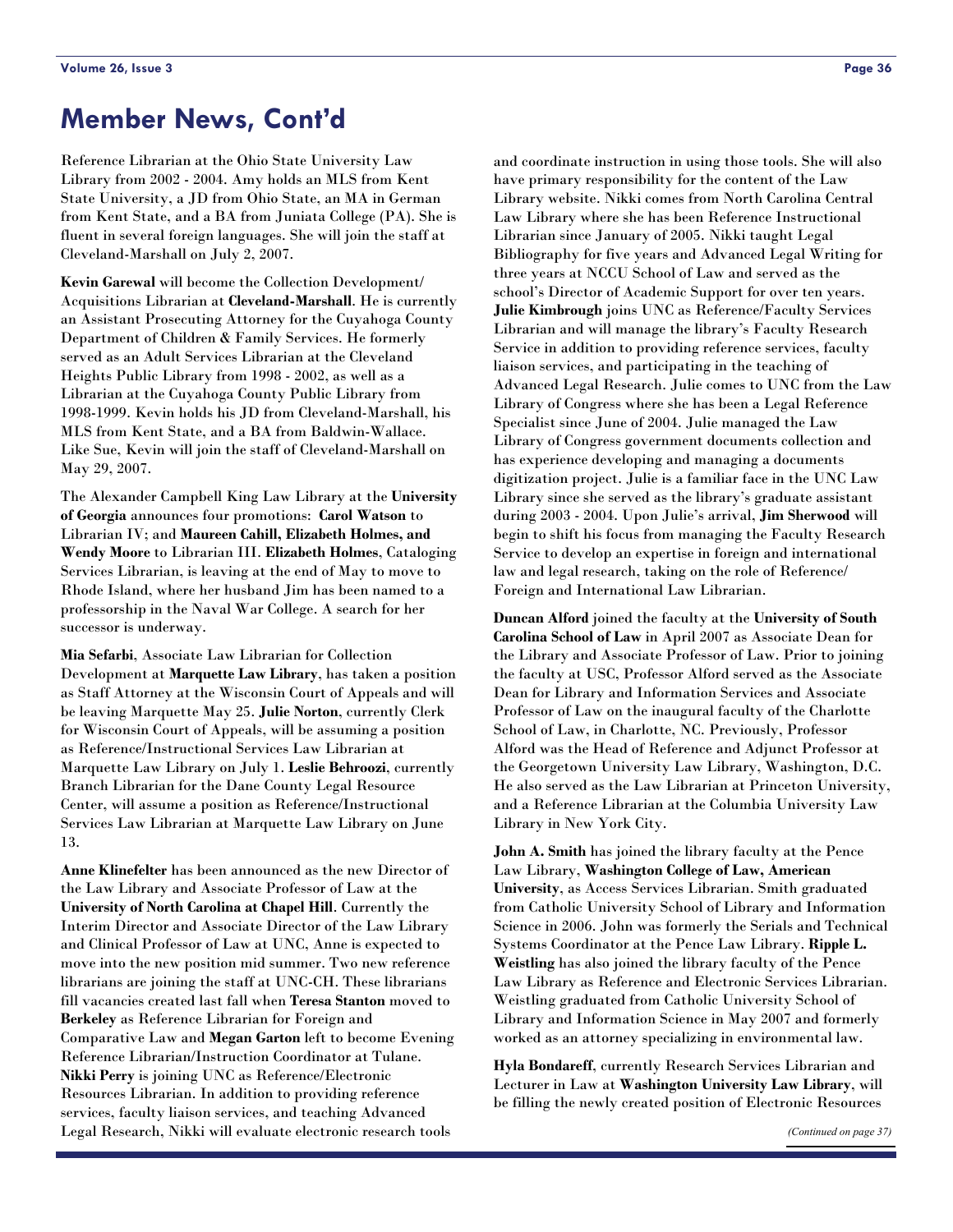# Member News, Cont'd

Reference Librarian at the Ohio State University Law Library from 2002 - 2004. Amy holds an MLS from Kent State University, a JD from Ohio State, an MA in German from Kent State, and a BA from Juniata College (PA). She is fluent in several foreign languages. She will join the staff at Cleveland-Marshall on July 2, 2007.

**Kevin Garewal** will become the Collection Development/Acquisitions Librarian at **Cleveland-Marshall**. He is currently an Assistant Prosecuting Attorney for the Cuyahoga County Department of Children & Family Services. He formerly served as an Adult Services Librarian at the Cleveland Heights Public Library from 1998 - 2002, as well as a Librarian at the Cuyahoga County Public Library from 1998-1999. Kevin holds his JD from Cleveland-Marshall, his MLS from Kent State, and a BA from Baldwin-Wallace. Like Sue, Kevin will join the staff of Cleveland-Marshall on May 29, 2007.

The Alexander Campbell King Law Library at the **University of Georgia** announces four promotions: **Carol Watson** to Librarian IV; and **Maureen Cahill, Elizabeth Holmes, and Wendy Moore** to Librarian III. **Elizabeth Holmes**, Cataloging Services Librarian, is leaving at the end of May to move to Rhode Island, where her husband Jim has been named to a professorship in the Naval War College. A search for her successor is underway.

**Mia Sefarbi**, Associate Law Librarian for Collection Development at **Marquette Law Library**, has taken a position as Staff Attorney at the Wisconsin Court of Appeals and will be leaving Marquette May 25. **Julie Norton**, currently Clerk for Wisconsin Court of Appeals, will be assuming a position as Reference/Instructional Services Law Librarian at Marquette Law Library on July 1. **Leslie Behroozi**, currently Branch Librarian for the Dane County Legal Resource Center, will assume a position as Reference/Instructional Services Law Librarian at Marquette Law Library on June 13.

**Anne Klinefelter** has been announced as the new Director of the Law Library and Associate Professor of Law at the **University of North Carolina at Chapel Hill**. Currently the Interim Director and Associate Director of the Law Library and Clinical Professor of Law at UNC, Anne is expected to move into the new position mid summer. Two new reference librarians are joining the staff at UNC-CH. These librarians fill vacancies created last fall when **Teresa Stanton** moved to **Berkeley** as Reference Librarian for Foreign and Comparative Law and **Megan Garton** left to become Evening Reference Librarian/Instruction Coordinator at Tulane. **Nikki Perry** is joining UNC as Reference/Electronic Resources Librarian. In addition to providing reference services, faculty liaison services, and teaching Advanced Legal Research, Nikki will evaluate electronic research tools and coordinate instruction in using those tools. She will also have primary responsibility for the content of the Law Library website. Nikki comes from North Carolina Central Law Library where she has been Reference Instructional Librarian since January of 2005. Nikki taught Legal Bibliography for five years and Advanced Legal Writing for three years at NCCU School of Law and served as the school's Director of Academic Support for over ten years. **Julie Kimbrough** joins UNC as Reference/Faculty Services Librarian and will manage the library's Faculty Research Service in addition to providing reference services, faculty liaison services, and participating in the teaching of Advanced Legal Research. Julie comes to UNC from the Law Library of Congress where she has been a Legal Reference Specialist since June of 2004. Julie managed the Law Library of Congress government documents collection and has experience developing and managing a documents digitization project. Julie is a familiar face in the UNC Law Library since she served as the library's graduate assistant during 2003 - 2004. Upon Julie's arrival, **Jim Sherwood** will begin to shift his focus from managing the Faculty Research Service to develop an expertise in foreign and international law and legal research, taking on the role of Reference/Foreign and International Law Librarian.

**Duncan Alford** joined the faculty at the **University of South Carolina School of Law** in April 2007 as Associate Dean for the Library and Associate Professor of Law. Prior to joining the faculty at USC, Professor Alford served as the Associate Dean for Library and Information Services and Associate Professor of Law on the inaugural faculty of the Charlotte School of Law, in Charlotte, NC. Previously, Professor Alford was the Head of Reference and Adjunct Professor at the Georgetown University Law Library, Washington, D.C. He also served as the Law Librarian at Princeton University, and a Reference Librarian at the Columbia University Law Library in New York City.

**John A. Smith** has joined the library faculty at the Pence Law Library, **Washington College of Law, American University**, as Access Services Librarian. Smith graduated from Catholic University School of Library and Information Science in 2006. John was formerly the Serials and Technical Systems Coordinator at the Pence Law Library. **Ripple L. Weistling** has also joined the library faculty of the Pence Law Library as Reference and Electronic Services Librarian. Weistling graduated from Catholic University School of Library and Information Science in May 2007 and formerly worked as an attorney specializing in environmental law.

**Hyla Bondareff**, currently Research Services Librarian and Lecturer in Law at **Washington University Law Library**, will be filling the newly created position of Electronic Resources

*(Continued on page 37)*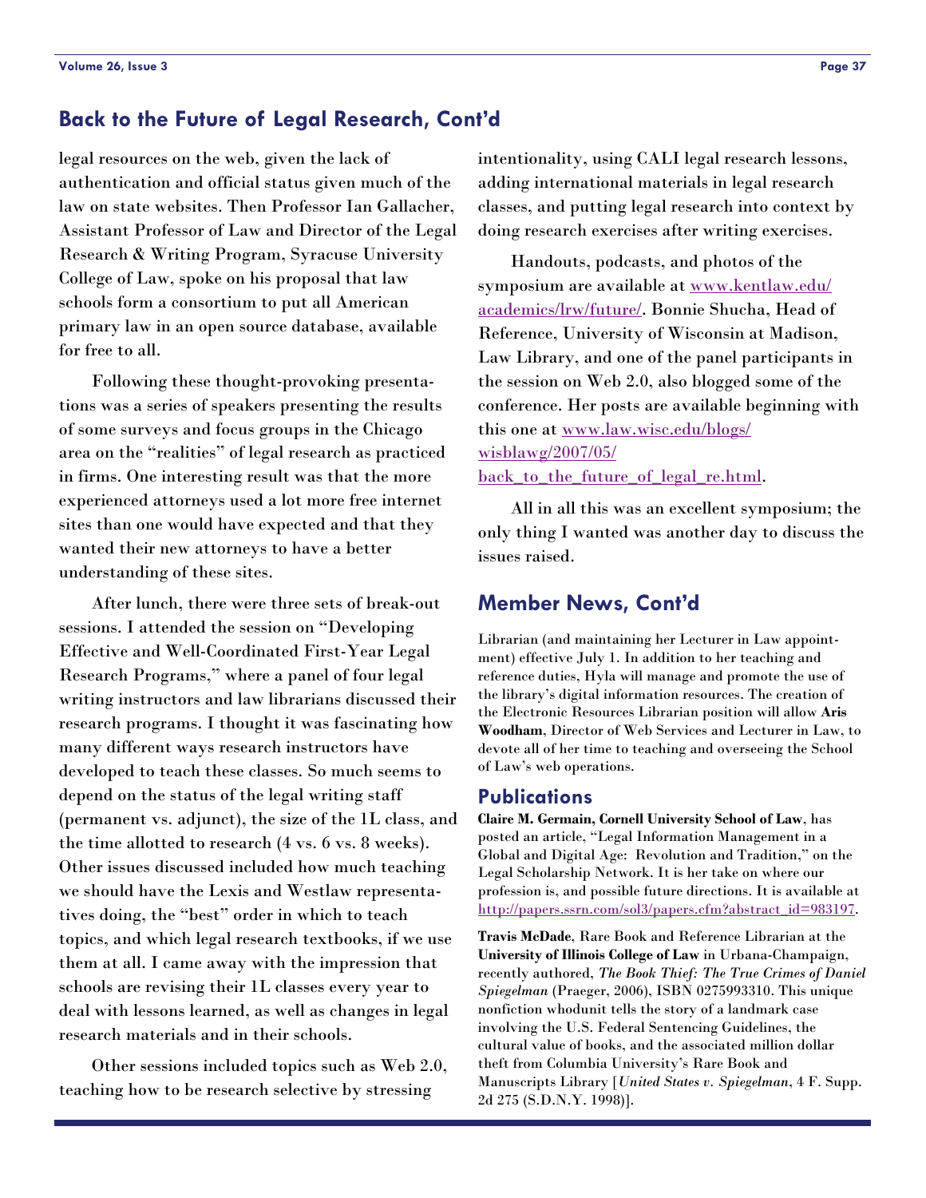## Back to the Future of Legal Research, Cont'd

legal resources on the web, given the lack of authentication and official status given much of the law on state websites. Then Professor Ian Gallacher, Assistant Professor of Law and Director of the Legal Research & Writing Program, Syracuse University College of Law, spoke on his proposal that law schools form a consortium to put all American primary law in an open source database, available for free to all.

Following these thought-provoking presentations was a series of speakers presenting the results of some surveys and focus groups in the Chicago area on the "realities" of legal research as practiced in firms. One interesting result was that the more experienced attorneys used a lot more free internet sites than one would have expected and that they wanted their new attorneys to have a better understanding of these sites.

After lunch, there were three sets of break-out sessions. I attended the session on "Developing Effective and Well-Coordinated First-Year Legal Research Programs," where a panel of four legal writing instructors and law librarians discussed their research programs. I thought it was fascinating how many different ways research instructors have developed to teach these classes. So much seems to depend on the status of the legal writing staff (permanent vs. adjunct), the size of the 1L class, and the time allotted to research (4 vs. 6 vs. 8 weeks). Other issues discussed included how much teaching we should have the Lexis and Westlaw representatives doing, the "best" order in which to teach topics, and which legal research textbooks, if we use them at all. I came away with the impression that schools are revising their 1L classes every year to deal with lessons learned, as well as changes in legal research materials and in their schools.

Other sessions included topics such as Web 2.0, teaching how to be research selective by stressing intentionality, using CALI legal research lessons, adding international materials in legal research classes, and putting legal research into context by doing research exercises after writing exercises.

Handouts, podcasts, and photos of the symposium are available at [www.kentlaw.edu/academics/lrw/future/](www.kentlaw.edu/academics/lrw/future/). Bonnie Shucha, Head of Reference, University of Wisconsin at Madison, Law Library, and one of the panel participants in the session on Web 2.0, also blogged some of the conference. Her posts are available beginning with this one at [www.law.wisc.edu/blogs/wisblawg/2007/05/back_to_the_future_of_legal_re.html](www.law.wisc.edu/blogs/wisblawg/2007/05/back_to_the_future_of_legal_re.html).

All in all this was an excellent symposium; the only thing I wanted was another day to discuss the issues raised.

## Member News, Cont'd

Librarian (and maintaining her Lecturer in Law appointment) effective July 1. In addition to her teaching and reference duties, Hyla will manage and promote the use of the library's digital information resources. The creation of the Electronic Resources Librarian position will allow **Aris Woodham**, Director of Web Services and Lecturer in Law, to devote all of her time to teaching and overseeing the School of Law's web operations.

### Publications

**Claire M. Germain, Cornell University School of Law**, has posted an article, "Legal Information Management in a Global and Digital Age: Revolution and Tradition," on the Legal Scholarship Network. It is her take on where our profession is, and possible future directions. It is available at [http://papers.ssrn.com/sol3/papers.cfm?abstract_id=983197](http://papers.ssrn.com/sol3/papers.cfm?abstract_id=983197).

**Travis McDade**, Rare Book and Reference Librarian at the **University of Illinois College of Law** in Urbana-Champaign, recently authored, *The Book Thief: The True Crimes of Daniel Spiegelman* (Praeger, 2006), ISBN 0275993310. This unique nonfiction whodunit tells the story of a landmark case involving the U.S. Federal Sentencing Guidelines, the cultural value of books, and the associated million dollar theft from Columbia University's Rare Book and Manuscripts Library [*United States v. Spiegelman*, 4 F. Supp. 2d 275 (S.D.N.Y. 1998)].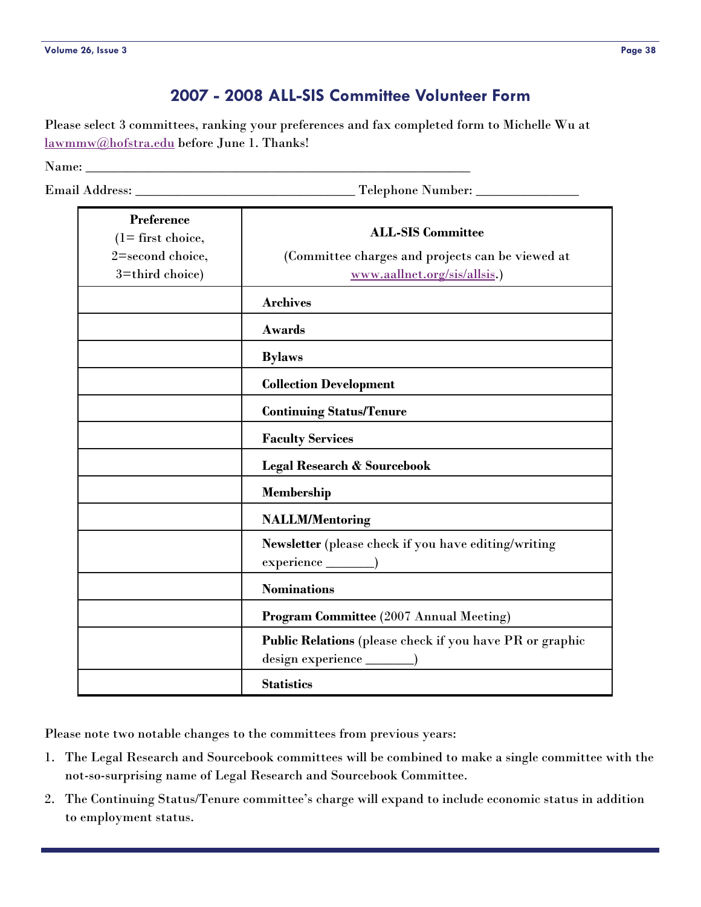## 2007 - 2008 ALL-SIS Committee Volunteer Form

Please select 3 committees, ranking your preferences and fax completed form to Michelle Wu at [lawmmw@hofstra.edu](mailto:lawmmw@hofstra.edu) before June 1. Thanks!

Name: ____________________________________________________________

Email Address: __________________________________ Telephone Number: _______________

| **Preference** (1= first choice, 2=second choice, 3=third choice) | **ALL-SIS Committee** (Committee charges and projects can be viewed at [www.aallnet.org/sis/allsis](http://www.aallnet.org/sis/allsis).) |
|---|---|
| | **Archives** |
| | **Awards** |
| | **Bylaws** |
| | **Collection Development** |
| | **Continuing Status/Tenure** |
| | **Faculty Services** |
| | **Legal Research & Sourcebook** |
| | **Membership** |
| | **NALLM/Mentoring** |
| | **Newsletter** (please check if you have editing/writing experience _______) |
| | **Nominations** |
| | **Program Committee** (2007 Annual Meeting) |
| | **Public Relations** (please check if you have PR or graphic design experience _______) |
| | **Statistics** |

Please note two notable changes to the committees from previous years:

1. The Legal Research and Sourcebook committees will be combined to make a single committee with the not-so-surprising name of Legal Research and Sourcebook Committee.
2. The Continuing Status/Tenure committee's charge will expand to include economic status in addition to employment status.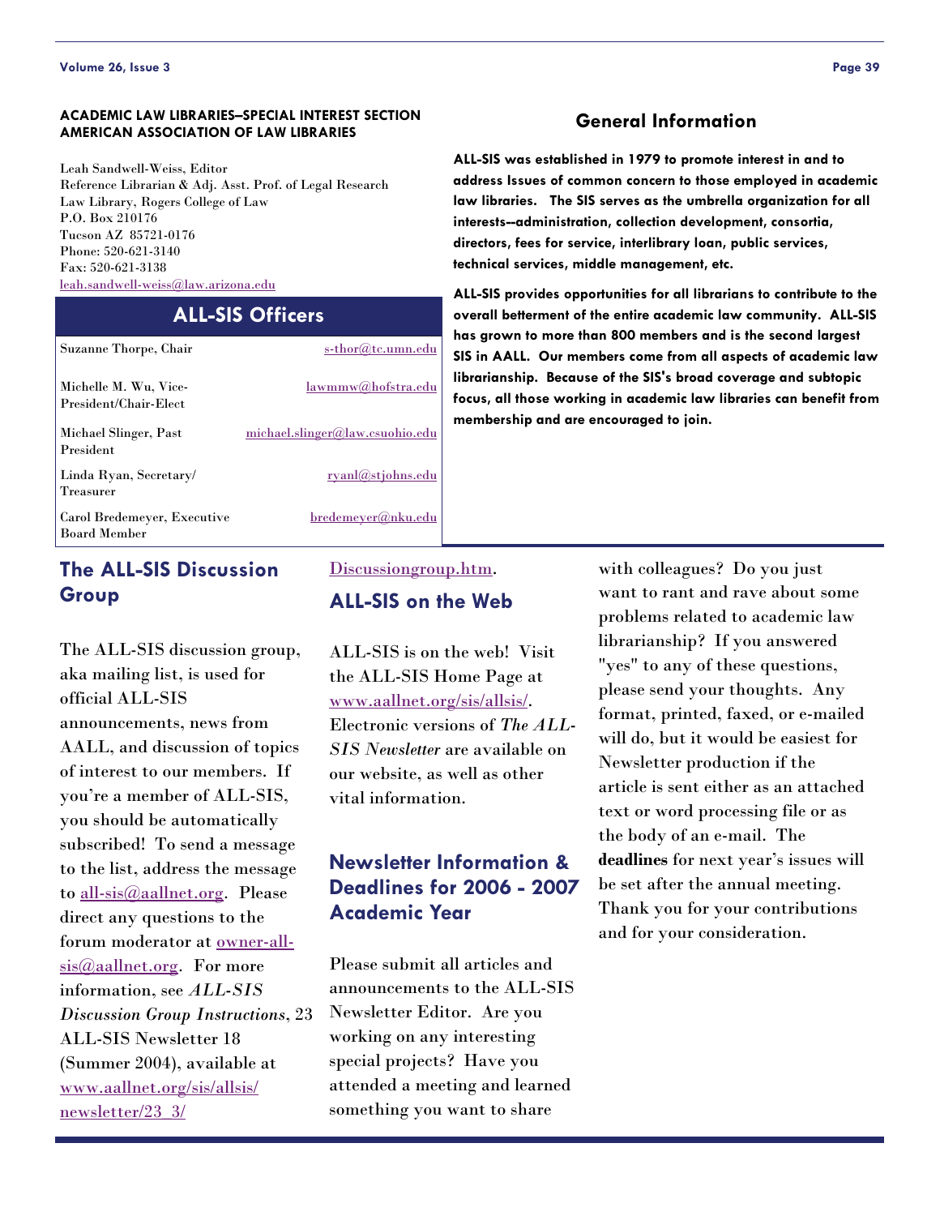**ACADEMIC LAW LIBRARIES–SPECIAL INTEREST SECTION**
**AMERICAN ASSOCIATION OF LAW LIBRARIES**

Leah Sandwell-Weiss, Editor
Reference Librarian & Adj. Asst. Prof. of Legal Research
Law Library, Rogers College of Law
P.O. Box 210176
Tucson AZ 85721-0176
Phone: 520-621-3140
Fax: 520-621-3138
leah.sandwell-weiss@law.arizona.edu

## ALL-SIS Officers

| | |
|---|---|
| Suzanne Thorpe, Chair | s-thor@tc.umn.edu |
| Michelle M. Wu, Vice-President/Chair-Elect | lawmmw@hofstra.edu |
| Michael Slinger, Past President | michael.slinger@law.csuohio.edu |
| Linda Ryan, Secretary/Treasurer | ryanl@stjohns.edu |
| Carol Bredemeyer, Executive Board Member | bredemeyer@nku.edu |

## General Information

**ALL-SIS was established in 1979 to promote interest in and to address Issues of common concern to those employed in academic law libraries. The SIS serves as the umbrella organization for all interests--administration, collection development, consortia, directors, fees for service, interlibrary loan, public services, technical services, middle management, etc.**

**ALL-SIS provides opportunities for all librarians to contribute to the overall betterment of the entire academic law community. ALL-SIS has grown to more than 800 members and is the second largest SIS in AALL. Our members come from all aspects of academic law librarianship. Because of the SIS's broad coverage and subtopic focus, all those working in academic law libraries can benefit from membership and are encouraged to join.**

## The ALL-SIS Discussion Group

The ALL-SIS discussion group, aka mailing list, is used for official ALL-SIS announcements, news from AALL, and discussion of topics of interest to our members. If you're a member of ALL-SIS, you should be automatically subscribed! To send a message to the list, address the message to all-sis@aallnet.org. Please direct any questions to the forum moderator at owner-all-sis@aallnet.org. For more information, see *ALL-SIS Discussion Group Instructions*, 23 ALL-SIS Newsletter 18 (Summer 2004), available at www.aallnet.org/sis/allsis/newsletter/23_3/Discussiongroup.htm.

## ALL-SIS on the Web

ALL-SIS is on the web! Visit the ALL-SIS Home Page at www.aallnet.org/sis/allsis/. Electronic versions of *The ALL-SIS Newsletter* are available on our website, as well as other vital information.

## Newsletter Information & Deadlines for 2006 - 2007 Academic Year

Please submit all articles and announcements to the ALL-SIS Newsletter Editor. Are you working on any interesting special projects? Have you attended a meeting and learned something you want to share with colleagues? Do you just want to rant and rave about some problems related to academic law librarianship? If you answered "yes" to any of these questions, please send your thoughts. Any format, printed, faxed, or e-mailed will do, but it would be easiest for Newsletter production if the article is sent either as an attached text or word processing file or as the body of an e-mail. The **deadlines** for next year's issues will be set after the annual meeting. Thank you for your contributions and for your consideration.